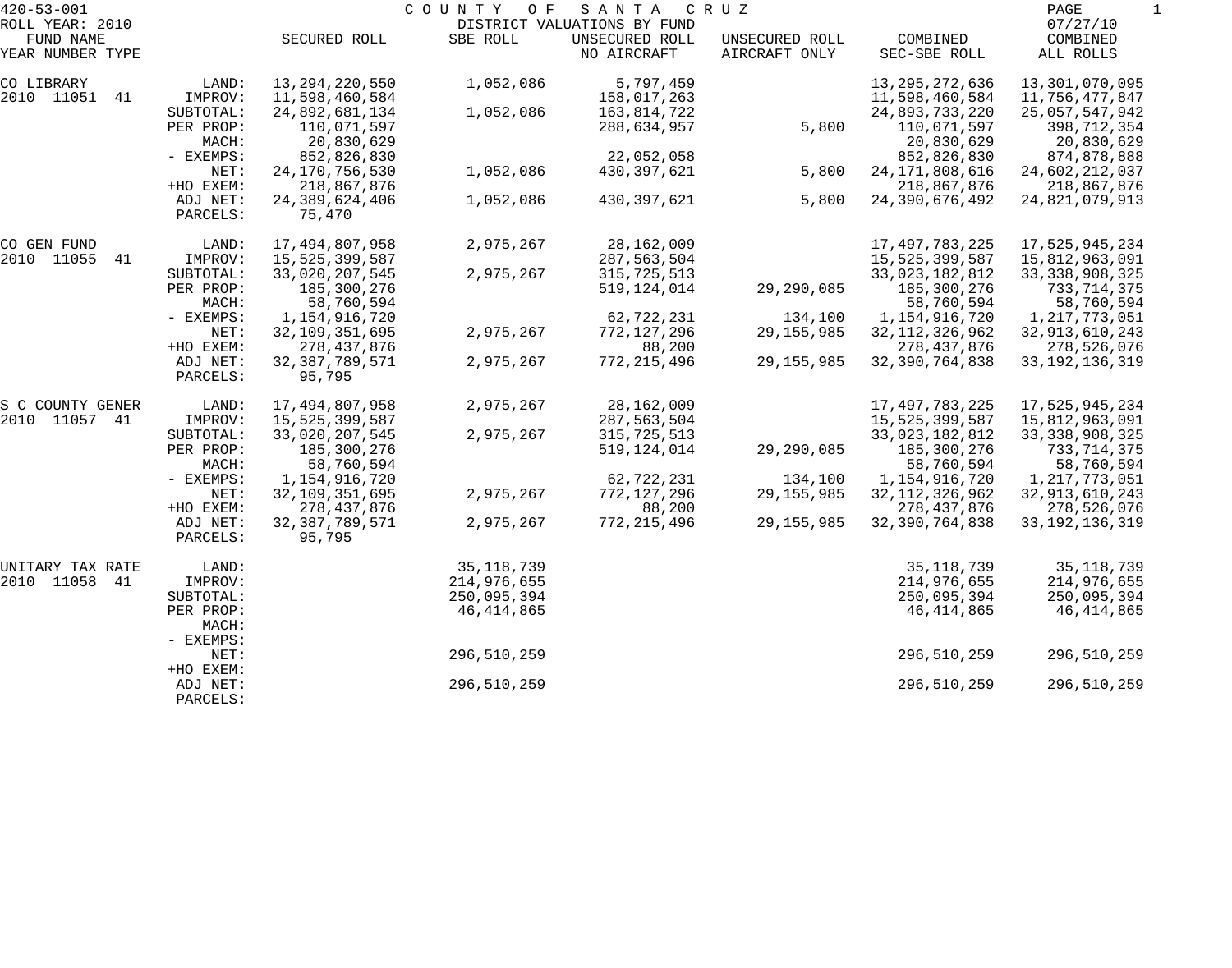420-53-001 COUNTY OF SANTA CRUZ
ROLL YEAR: 2010 DISTRICT VALUATIONS BY FUND 07/27/10

| FUND NAME YEAR NUMBER TYPE | | SECURED ROLL | SBE ROLL | UNSECURED ROLL NO AIRCRAFT | UNSECURED ROLL AIRCRAFT ONLY | COMBINED SEC-SBE ROLL | COMBINED ALL ROLLS |
|---|---|---|---|---|---|---|---|
| CO LIBRARY | LAND: | 13,294,220,550 | 1,052,086 | 5,797,459 | | 13,295,272,636 | 13,301,070,095 |
| 2010 11051 41 | IMPROV: | 11,598,460,584 | | 158,017,263 | | 11,598,460,584 | 11,756,477,847 |
| | SUBTOTAL: | 24,892,681,134 | 1,052,086 | 163,814,722 | | 24,893,733,220 | 25,057,547,942 |
| | PER PROP: | 110,071,597 | | 288,634,957 | 5,800 | 110,071,597 | 398,712,354 |
| | MACH: | 20,830,629 | | | | 20,830,629 | 20,830,629 |
| | - EXEMPS: | 852,826,830 | | 22,052,058 | | 852,826,830 | 874,878,888 |
| | NET: | 24,170,756,530 | 1,052,086 | 430,397,621 | 5,800 | 24,171,808,616 | 24,602,212,037 |
| | +HO EXEM: | 218,867,876 | | | | 218,867,876 | 218,867,876 |
| | ADJ NET: | 24,389,624,406 | 1,052,086 | 430,397,621 | 5,800 | 24,390,676,492 | 24,821,079,913 |
| | PARCELS: | 75,470 | | | | | |
| CO GEN FUND | LAND: | 17,494,807,958 | 2,975,267 | 28,162,009 | | 17,497,783,225 | 17,525,945,234 |
| 2010 11055 41 | IMPROV: | 15,525,399,587 | | 287,563,504 | | 15,525,399,587 | 15,812,963,091 |
| | SUBTOTAL: | 33,020,207,545 | 2,975,267 | 315,725,513 | | 33,023,182,812 | 33,338,908,325 |
| | PER PROP: | 185,300,276 | | 519,124,014 | 29,290,085 | 185,300,276 | 733,714,375 |
| | MACH: | 58,760,594 | | | | 58,760,594 | 58,760,594 |
| | - EXEMPS: | 1,154,916,720 | | 62,722,231 | 134,100 | 1,154,916,720 | 1,217,773,051 |
| | NET: | 32,109,351,695 | 2,975,267 | 772,127,296 | 29,155,985 | 32,112,326,962 | 32,913,610,243 |
| | +HO EXEM: | 278,437,876 | | 88,200 | | 278,437,876 | 278,526,076 |
| | ADJ NET: | 32,387,789,571 | 2,975,267 | 772,215,496 | 29,155,985 | 32,390,764,838 | 33,192,136,319 |
| | PARCELS: | 95,795 | | | | | |
| S C COUNTY GENER | LAND: | 17,494,807,958 | 2,975,267 | 28,162,009 | | 17,497,783,225 | 17,525,945,234 |
| 2010 11057 41 | IMPROV: | 15,525,399,587 | | 287,563,504 | | 15,525,399,587 | 15,812,963,091 |
| | SUBTOTAL: | 33,020,207,545 | 2,975,267 | 315,725,513 | | 33,023,182,812 | 33,338,908,325 |
| | PER PROP: | 185,300,276 | | 519,124,014 | 29,290,085 | 185,300,276 | 733,714,375 |
| | MACH: | 58,760,594 | | | | 58,760,594 | 58,760,594 |
| | - EXEMPS: | 1,154,916,720 | | 62,722,231 | 134,100 | 1,154,916,720 | 1,217,773,051 |
| | NET: | 32,109,351,695 | 2,975,267 | 772,127,296 | 29,155,985 | 32,112,326,962 | 32,913,610,243 |
| | +HO EXEM: | 278,437,876 | | 88,200 | | 278,437,876 | 278,526,076 |
| | ADJ NET: | 32,387,789,571 | 2,975,267 | 772,215,496 | 29,155,985 | 32,390,764,838 | 33,192,136,319 |
| | PARCELS: | 95,795 | | | | | |
| UNITARY TAX RATE | LAND: | | 35,118,739 | | | 35,118,739 | 35,118,739 |
| 2010 11058 41 | IMPROV: | | 214,976,655 | | | 214,976,655 | 214,976,655 |
| | SUBTOTAL: | | 250,095,394 | | | 250,095,394 | 250,095,394 |
| | PER PROP: | | 46,414,865 | | | 46,414,865 | 46,414,865 |
| | MACH: | | | | | | |
| | - EXEMPS: | | | | | | |
| | NET: | | 296,510,259 | | | 296,510,259 | 296,510,259 |
| | +HO EXEM: | | | | | | |
| | ADJ NET: | | 296,510,259 | | | 296,510,259 | 296,510,259 |
| | PARCELS: | | | | | | |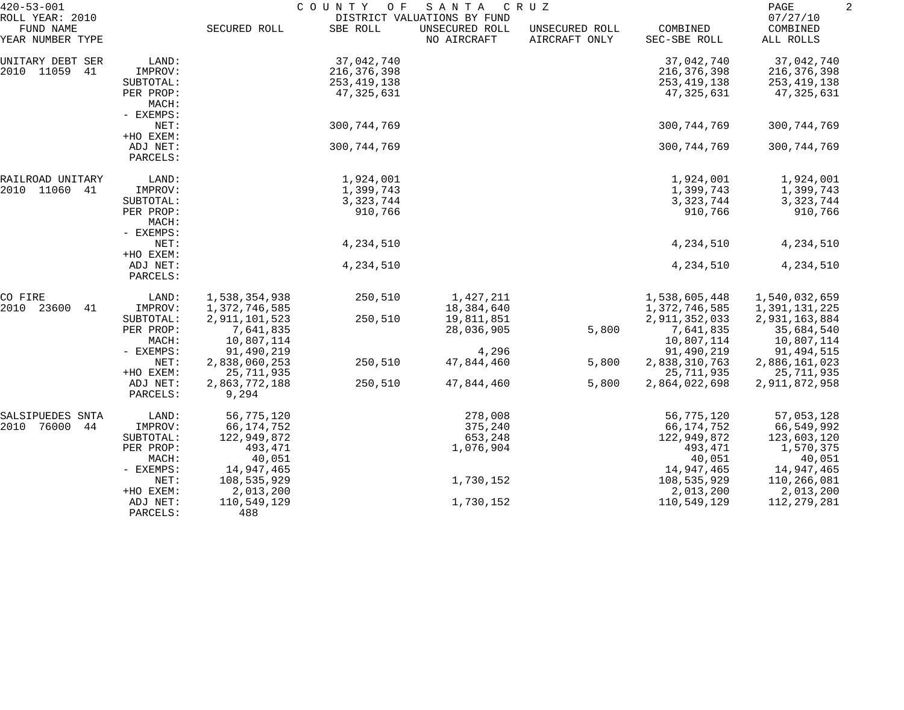420-53-001 COUNTY OF SANTA CRUZ
ROLL YEAR: 2010 DISTRICT VALUATIONS BY FUND 07/27/10

| FUND NAME YEAR NUMBER TYPE | | SECURED ROLL | SBE ROLL | UNSECURED ROLL NO AIRCRAFT | UNSECURED ROLL AIRCRAFT ONLY | COMBINED SEC-SBE ROLL | COMBINED ALL ROLLS |
|---|---|---|---|---|---|---|---|
| UNITARY DEBT SER | LAND: | | 37,042,740 | | | 37,042,740 | 37,042,740 |
| 2010 11059 41 | IMPROV: | | 216,376,398 | | | 216,376,398 | 216,376,398 |
| | SUBTOTAL: | | 253,419,138 | | | 253,419,138 | 253,419,138 |
| | PER PROP: | | 47,325,631 | | | 47,325,631 | 47,325,631 |
| | MACH: | | | | | | |
| | - EXEMPS: | | | | | | |
| | NET: | | 300,744,769 | | | 300,744,769 | 300,744,769 |
| | +HO EXEM: | | | | | | |
| | ADJ NET: | | 300,744,769 | | | 300,744,769 | 300,744,769 |
| | PARCELS: | | | | | | |
| RAILROAD UNITARY | LAND: | | 1,924,001 | | | 1,924,001 | 1,924,001 |
| 2010 11060 41 | IMPROV: | | 1,399,743 | | | 1,399,743 | 1,399,743 |
| | SUBTOTAL: | | 3,323,744 | | | 3,323,744 | 3,323,744 |
| | PER PROP: | | 910,766 | | | 910,766 | 910,766 |
| | MACH: | | | | | | |
| | - EXEMPS: | | | | | | |
| | NET: | | 4,234,510 | | | 4,234,510 | 4,234,510 |
| | +HO EXEM: | | | | | | |
| | ADJ NET: | | 4,234,510 | | | 4,234,510 | 4,234,510 |
| | PARCELS: | | | | | | |
| CO FIRE | LAND: | 1,538,354,938 | 250,510 | 1,427,211 | | 1,538,605,448 | 1,540,032,659 |
| 2010 23600 41 | IMPROV: | 1,372,746,585 | | 18,384,640 | | 1,372,746,585 | 1,391,131,225 |
| | SUBTOTAL: | 2,911,101,523 | 250,510 | 19,811,851 | | 2,911,352,033 | 2,931,163,884 |
| | PER PROP: | 7,641,835 | | 28,036,905 | 5,800 | 7,641,835 | 35,684,540 |
| | MACH: | 10,807,114 | | | | 10,807,114 | 10,807,114 |
| | - EXEMPS: | 91,490,219 | | 4,296 | | 91,490,219 | 91,494,515 |
| | NET: | 2,838,060,253 | 250,510 | 47,844,460 | 5,800 | 2,838,310,763 | 2,886,161,023 |
| | +HO EXEM: | 25,711,935 | | | | 25,711,935 | 25,711,935 |
| | ADJ NET: | 2,863,772,188 | 250,510 | 47,844,460 | 5,800 | 2,864,022,698 | 2,911,872,958 |
| | PARCELS: | 9,294 | | | | | |
| SALSIPUEDES SNTA | LAND: | 56,775,120 | | 278,008 | | 56,775,120 | 57,053,128 |
| 2010 76000 44 | IMPROV: | 66,174,752 | | 375,240 | | 66,174,752 | 66,549,992 |
| | SUBTOTAL: | 122,949,872 | | 653,248 | | 122,949,872 | 123,603,120 |
| | PER PROP: | 493,471 | | 1,076,904 | | 493,471 | 1,570,375 |
| | MACH: | 40,051 | | | | 40,051 | 40,051 |
| | - EXEMPS: | 14,947,465 | | | | 14,947,465 | 14,947,465 |
| | NET: | 108,535,929 | | 1,730,152 | | 108,535,929 | 110,266,081 |
| | +HO EXEM: | 2,013,200 | | | | 2,013,200 | 2,013,200 |
| | ADJ NET: | 110,549,129 | | 1,730,152 | | 110,549,129 | 112,279,281 |
| | PARCELS: | 488 | | | | | |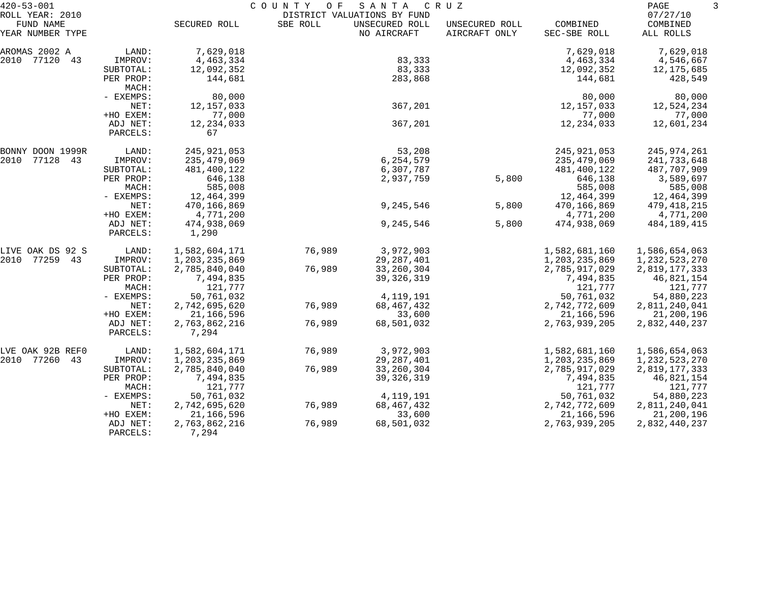420-53-001 COUNTY OF SANTA CRUZ
ROLL YEAR: 2010 DISTRICT VALUATIONS BY FUND 07/27/10

| FUND NAME YEAR NUMBER TYPE | | SECURED ROLL | SBE ROLL | UNSECURED ROLL NO AIRCRAFT | UNSECURED ROLL AIRCRAFT ONLY | COMBINED SEC-SBE ROLL | COMBINED ALL ROLLS |
|---|---|---|---|---|---|---|---|
| AROMAS 2002 A | LAND: | 7,629,018 | | | | 7,629,018 | 7,629,018 |
| 2010 77120 43 | IMPROV: | 4,463,334 | | 83,333 | | 4,463,334 | 4,546,667 |
| | SUBTOTAL: | 12,092,352 | | 83,333 | | 12,092,352 | 12,175,685 |
| | PER PROP: | 144,681 | | 283,868 | | 144,681 | 428,549 |
| | MACH: | | | | | | |
| | - EXEMPS: | 80,000 | | | | 80,000 | 80,000 |
| | NET: | 12,157,033 | | 367,201 | | 12,157,033 | 12,524,234 |
| | +HO EXEM: | 77,000 | | | | 77,000 | 77,000 |
| | ADJ NET: | 12,234,033 | | 367,201 | | 12,234,033 | 12,601,234 |
| | PARCELS: | 67 | | | | | |
| BONNY DOON 1999R | LAND: | 245,921,053 | | 53,208 | | 245,921,053 | 245,974,261 |
| 2010 77128 43 | IMPROV: | 235,479,069 | | 6,254,579 | | 235,479,069 | 241,733,648 |
| | SUBTOTAL: | 481,400,122 | | 6,307,787 | | 481,400,122 | 487,707,909 |
| | PER PROP: | 646,138 | | 2,937,759 | 5,800 | 646,138 | 3,589,697 |
| | MACH: | 585,008 | | | | 585,008 | 585,008 |
| | - EXEMPS: | 12,464,399 | | | | 12,464,399 | 12,464,399 |
| | NET: | 470,166,869 | | 9,245,546 | 5,800 | 470,166,869 | 479,418,215 |
| | +HO EXEM: | 4,771,200 | | | | 4,771,200 | 4,771,200 |
| | ADJ NET: | 474,938,069 | | 9,245,546 | 5,800 | 474,938,069 | 484,189,415 |
| | PARCELS: | 1,290 | | | | | |
| LIVE OAK DS 92 S | LAND: | 1,582,604,171 | 76,989 | 3,972,903 | | 1,582,681,160 | 1,586,654,063 |
| 2010 77259 43 | IMPROV: | 1,203,235,869 | | 29,287,401 | | 1,203,235,869 | 1,232,523,270 |
| | SUBTOTAL: | 2,785,840,040 | 76,989 | 33,260,304 | | 2,785,917,029 | 2,819,177,333 |
| | PER PROP: | 7,494,835 | | 39,326,319 | | 7,494,835 | 46,821,154 |
| | MACH: | 121,777 | | | | 121,777 | 121,777 |
| | - EXEMPS: | 50,761,032 | | 4,119,191 | | 50,761,032 | 54,880,223 |
| | NET: | 2,742,695,620 | 76,989 | 68,467,432 | | 2,742,772,609 | 2,811,240,041 |
| | +HO EXEM: | 21,166,596 | | 33,600 | | 21,166,596 | 21,200,196 |
| | ADJ NET: | 2,763,862,216 | 76,989 | 68,501,032 | | 2,763,939,205 | 2,832,440,237 |
| | PARCELS: | 7,294 | | | | | |
| LVE OAK 92B REF0 | LAND: | 1,582,604,171 | 76,989 | 3,972,903 | | 1,582,681,160 | 1,586,654,063 |
| 2010 77260 43 | IMPROV: | 1,203,235,869 | | 29,287,401 | | 1,203,235,869 | 1,232,523,270 |
| | SUBTOTAL: | 2,785,840,040 | 76,989 | 33,260,304 | | 2,785,917,029 | 2,819,177,333 |
| | PER PROP: | 7,494,835 | | 39,326,319 | | 7,494,835 | 46,821,154 |
| | MACH: | 121,777 | | | | 121,777 | 121,777 |
| | - EXEMPS: | 50,761,032 | | 4,119,191 | | 50,761,032 | 54,880,223 |
| | NET: | 2,742,695,620 | 76,989 | 68,467,432 | | 2,742,772,609 | 2,811,240,041 |
| | +HO EXEM: | 21,166,596 | | 33,600 | | 21,166,596 | 21,200,196 |
| | ADJ NET: | 2,763,862,216 | 76,989 | 68,501,032 | | 2,763,939,205 | 2,832,440,237 |
| | PARCELS: | 7,294 | | | | | |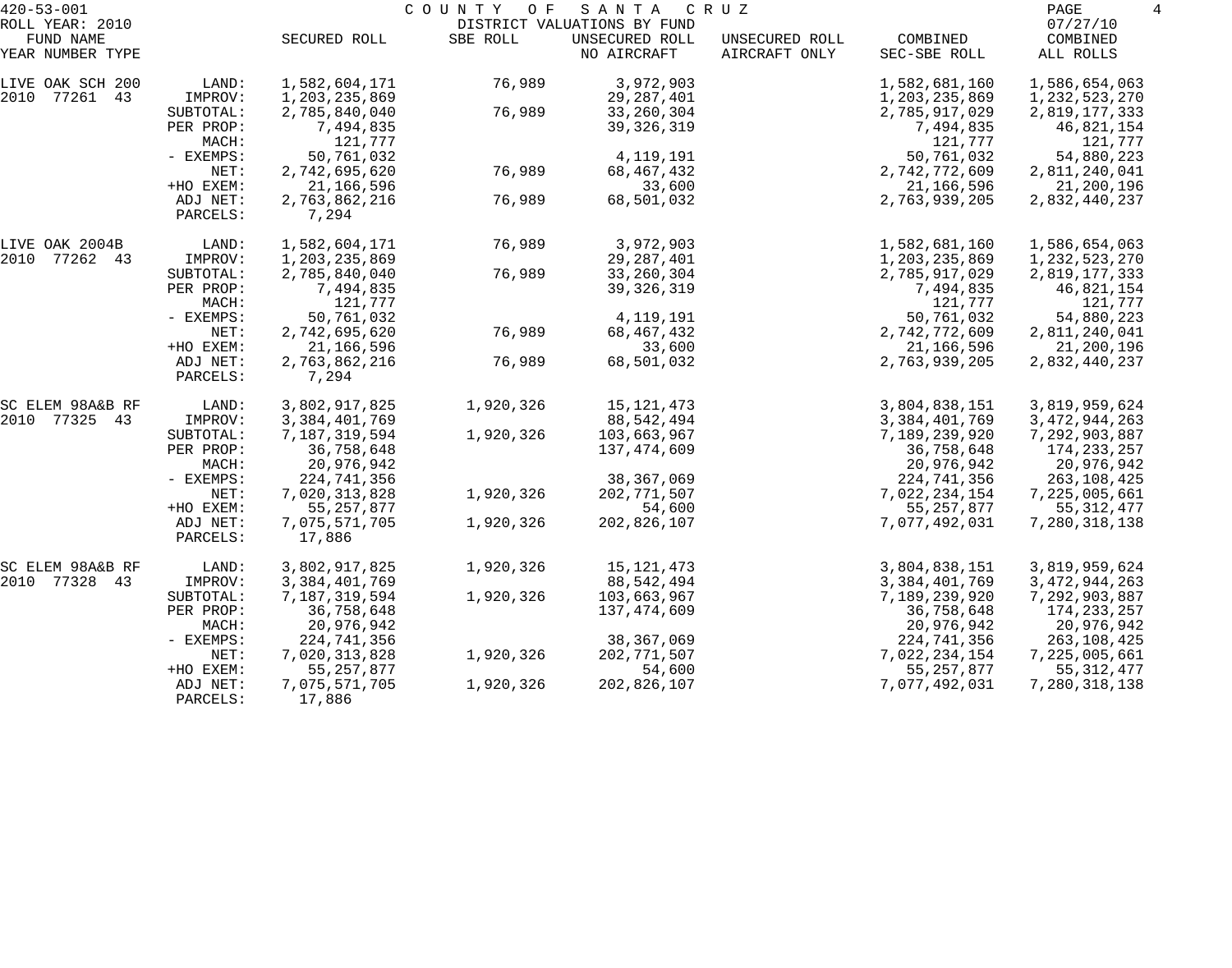COUNTY OF SANTA CRUZ
DISTRICT VALUATIONS BY FUND

ROLL YEAR: 2010

| FUND NAME<br>YEAR NUMBER TYPE | | SECURED ROLL | SBE ROLL | UNSECURED ROLL<br>NO AIRCRAFT | UNSECURED ROLL<br>AIRCRAFT ONLY | COMBINED<br>SEC-SBE ROLL | COMBINED<br>ALL ROLLS |
|---|---|---|---|---|---|---|---|
| LIVE OAK SCH 200 | LAND: | 1,582,604,171 | 76,989 | 3,972,903 | | 1,582,681,160 | 1,586,654,063 |
| 2010 77261 43 | IMPROV: | 1,203,235,869 | | 29,287,401 | | 1,203,235,869 | 1,232,523,270 |
| | SUBTOTAL: | 2,785,840,040 | 76,989 | 33,260,304 | | 2,785,917,029 | 2,819,177,333 |
| | PER PROP: | 7,494,835 | | 39,326,319 | | 7,494,835 | 46,821,154 |
| | MACH: | 121,777 | | | | 121,777 | 121,777 |
| | - EXEMPS: | 50,761,032 | | 4,119,191 | | 50,761,032 | 54,880,223 |
| | NET: | 2,742,695,620 | 76,989 | 68,467,432 | | 2,742,772,609 | 2,811,240,041 |
| | +HO EXEM: | 21,166,596 | | 33,600 | | 21,166,596 | 21,200,196 |
| | ADJ NET: | 2,763,862,216 | 76,989 | 68,501,032 | | 2,763,939,205 | 2,832,440,237 |
| | PARCELS: | 7,294 | | | | | |
| LIVE OAK 2004B | LAND: | 1,582,604,171 | 76,989 | 3,972,903 | | 1,582,681,160 | 1,586,654,063 |
| 2010 77262 43 | IMPROV: | 1,203,235,869 | | 29,287,401 | | 1,203,235,869 | 1,232,523,270 |
| | SUBTOTAL: | 2,785,840,040 | 76,989 | 33,260,304 | | 2,785,917,029 | 2,819,177,333 |
| | PER PROP: | 7,494,835 | | 39,326,319 | | 7,494,835 | 46,821,154 |
| | MACH: | 121,777 | | | | 121,777 | 121,777 |
| | - EXEMPS: | 50,761,032 | | 4,119,191 | | 50,761,032 | 54,880,223 |
| | NET: | 2,742,695,620 | 76,989 | 68,467,432 | | 2,742,772,609 | 2,811,240,041 |
| | +HO EXEM: | 21,166,596 | | 33,600 | | 21,166,596 | 21,200,196 |
| | ADJ NET: | 2,763,862,216 | 76,989 | 68,501,032 | | 2,763,939,205 | 2,832,440,237 |
| | PARCELS: | 7,294 | | | | | |
| SC ELEM 98A&B RF | LAND: | 3,802,917,825 | 1,920,326 | 15,121,473 | | 3,804,838,151 | 3,819,959,624 |
| 2010 77325 43 | IMPROV: | 3,384,401,769 | | 88,542,494 | | 3,384,401,769 | 3,472,944,263 |
| | SUBTOTAL: | 7,187,319,594 | 1,920,326 | 103,663,967 | | 7,189,239,920 | 7,292,903,887 |
| | PER PROP: | 36,758,648 | | 137,474,609 | | 36,758,648 | 174,233,257 |
| | MACH: | 20,976,942 | | | | 20,976,942 | 20,976,942 |
| | - EXEMPS: | 224,741,356 | | 38,367,069 | | 224,741,356 | 263,108,425 |
| | NET: | 7,020,313,828 | 1,920,326 | 202,771,507 | | 7,022,234,154 | 7,225,005,661 |
| | +HO EXEM: | 55,257,877 | | 54,600 | | 55,257,877 | 55,312,477 |
| | ADJ NET: | 7,075,571,705 | 1,920,326 | 202,826,107 | | 7,077,492,031 | 7,280,318,138 |
| | PARCELS: | 17,886 | | | | | |
| SC ELEM 98A&B RF | LAND: | 3,802,917,825 | 1,920,326 | 15,121,473 | | 3,804,838,151 | 3,819,959,624 |
| 2010 77328 43 | IMPROV: | 3,384,401,769 | | 88,542,494 | | 3,384,401,769 | 3,472,944,263 |
| | SUBTOTAL: | 7,187,319,594 | 1,920,326 | 103,663,967 | | 7,189,239,920 | 7,292,903,887 |
| | PER PROP: | 36,758,648 | | 137,474,609 | | 36,758,648 | 174,233,257 |
| | MACH: | 20,976,942 | | | | 20,976,942 | 20,976,942 |
| | - EXEMPS: | 224,741,356 | | 38,367,069 | | 224,741,356 | 263,108,425 |
| | NET: | 7,020,313,828 | 1,920,326 | 202,771,507 | | 7,022,234,154 | 7,225,005,661 |
| | +HO EXEM: | 55,257,877 | | 54,600 | | 55,257,877 | 55,312,477 |
| | ADJ NET: | 7,075,571,705 | 1,920,326 | 202,826,107 | | 7,077,492,031 | 7,280,318,138 |
| | PARCELS: | 17,886 | | | | | |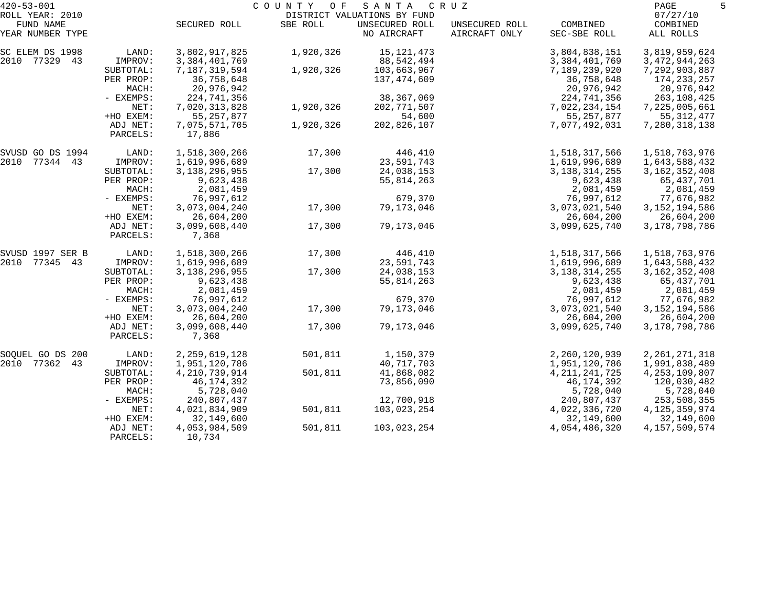420-53-001 COUNTY OF SANTA CRUZ
ROLL YEAR: 2010 DISTRICT VALUATIONS BY FUND 07/27/10

| FUND NAME YEAR NUMBER TYPE | | SECURED ROLL | SBE ROLL | UNSECURED ROLL NO AIRCRAFT | UNSECURED ROLL AIRCRAFT ONLY | COMBINED SEC-SBE ROLL | COMBINED ALL ROLLS |
|---|---|---|---|---|---|---|---|
| SC ELEM DS 1998 | LAND: | 3,802,917,825 | 1,920,326 | 15,121,473 | | 3,804,838,151 | 3,819,959,624 |
| 2010 77329 43 | IMPROV: | 3,384,401,769 | | 88,542,494 | | 3,384,401,769 | 3,472,944,263 |
| | SUBTOTAL: | 7,187,319,594 | 1,920,326 | 103,663,967 | | 7,189,239,920 | 7,292,903,887 |
| | PER PROP: | 36,758,648 | | 137,474,609 | | 36,758,648 | 174,233,257 |
| | MACH: | 20,976,942 | | | | 20,976,942 | 20,976,942 |
| | - EXEMPS: | 224,741,356 | | 38,367,069 | | 224,741,356 | 263,108,425 |
| | NET: | 7,020,313,828 | 1,920,326 | 202,771,507 | | 7,022,234,154 | 7,225,005,661 |
| | +HO EXEM: | 55,257,877 | | 54,600 | | 55,257,877 | 55,312,477 |
| | ADJ NET: | 7,075,571,705 | 1,920,326 | 202,826,107 | | 7,077,492,031 | 7,280,318,138 |
| | PARCELS: | 17,886 | | | | | |
| SVUSD GO DS 1994 | LAND: | 1,518,300,266 | 17,300 | 446,410 | | 1,518,317,566 | 1,518,763,976 |
| 2010 77344 43 | IMPROV: | 1,619,996,689 | | 23,591,743 | | 1,619,996,689 | 1,643,588,432 |
| | SUBTOTAL: | 3,138,296,955 | 17,300 | 24,038,153 | | 3,138,314,255 | 3,162,352,408 |
| | PER PROP: | 9,623,438 | | 55,814,263 | | 9,623,438 | 65,437,701 |
| | MACH: | 2,081,459 | | | | 2,081,459 | 2,081,459 |
| | - EXEMPS: | 76,997,612 | | 679,370 | | 76,997,612 | 77,676,982 |
| | NET: | 3,073,004,240 | 17,300 | 79,173,046 | | 3,073,021,540 | 3,152,194,586 |
| | +HO EXEM: | 26,604,200 | | | | 26,604,200 | 26,604,200 |
| | ADJ NET: | 3,099,608,440 | 17,300 | 79,173,046 | | 3,099,625,740 | 3,178,798,786 |
| | PARCELS: | 7,368 | | | | | |
| SVUSD 1997 SER B | LAND: | 1,518,300,266 | 17,300 | 446,410 | | 1,518,317,566 | 1,518,763,976 |
| 2010 77345 43 | IMPROV: | 1,619,996,689 | | 23,591,743 | | 1,619,996,689 | 1,643,588,432 |
| | SUBTOTAL: | 3,138,296,955 | 17,300 | 24,038,153 | | 3,138,314,255 | 3,162,352,408 |
| | PER PROP: | 9,623,438 | | 55,814,263 | | 9,623,438 | 65,437,701 |
| | MACH: | 2,081,459 | | | | 2,081,459 | 2,081,459 |
| | - EXEMPS: | 76,997,612 | | 679,370 | | 76,997,612 | 77,676,982 |
| | NET: | 3,073,004,240 | 17,300 | 79,173,046 | | 3,073,021,540 | 3,152,194,586 |
| | +HO EXEM: | 26,604,200 | | | | 26,604,200 | 26,604,200 |
| | ADJ NET: | 3,099,608,440 | 17,300 | 79,173,046 | | 3,099,625,740 | 3,178,798,786 |
| | PARCELS: | 7,368 | | | | | |
| SOQUEL GO DS 200 | LAND: | 2,259,619,128 | 501,811 | 1,150,379 | | 2,260,120,939 | 2,261,271,318 |
| 2010 77362 43 | IMPROV: | 1,951,120,786 | | 40,717,703 | | 1,951,120,786 | 1,991,838,489 |
| | SUBTOTAL: | 4,210,739,914 | 501,811 | 41,868,082 | | 4,211,241,725 | 4,253,109,807 |
| | PER PROP: | 46,174,392 | | 73,856,090 | | 46,174,392 | 120,030,482 |
| | MACH: | 5,728,040 | | | | 5,728,040 | 5,728,040 |
| | - EXEMPS: | 240,807,437 | | 12,700,918 | | 240,807,437 | 253,508,355 |
| | NET: | 4,021,834,909 | 501,811 | 103,023,254 | | 4,022,336,720 | 4,125,359,974 |
| | +HO EXEM: | 32,149,600 | | | | 32,149,600 | 32,149,600 |
| | ADJ NET: | 4,053,984,509 | 501,811 | 103,023,254 | | 4,054,486,320 | 4,157,509,574 |
| | PARCELS: | 10,734 | | | | | |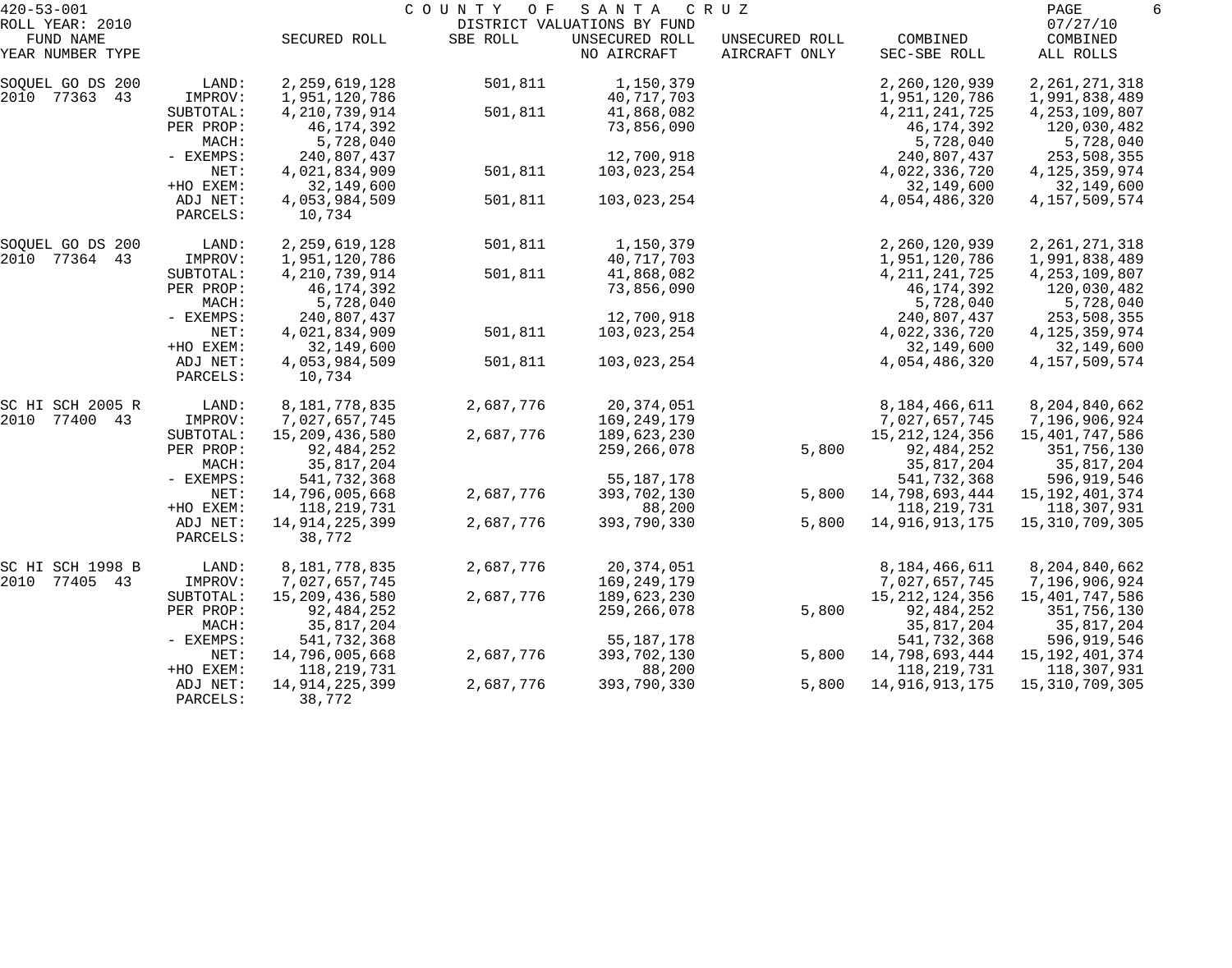420-53-001 COUNTY OF SANTA CRUZ
ROLL YEAR: 2010 DISTRICT VALUATIONS BY FUND 07/27/10

| FUND NAME YEAR NUMBER TYPE | | SECURED ROLL | SBE ROLL | UNSECURED ROLL NO AIRCRAFT | UNSECURED ROLL AIRCRAFT ONLY | COMBINED SEC-SBE ROLL | COMBINED ALL ROLLS |
|---|---|---|---|---|---|---|---|
| SOQUEL GO DS 200 | LAND: | 2,259,619,128 | 501,811 | 1,150,379 | | 2,260,120,939 | 2,261,271,318 |
| 2010 77363 43 | IMPROV: | 1,951,120,786 | | 40,717,703 | | 1,951,120,786 | 1,991,838,489 |
| | SUBTOTAL: | 4,210,739,914 | 501,811 | 41,868,082 | | 4,211,241,725 | 4,253,109,807 |
| | PER PROP: | 46,174,392 | | 73,856,090 | | 46,174,392 | 120,030,482 |
| | MACH: | 5,728,040 | | | | 5,728,040 | 5,728,040 |
| | - EXEMPS: | 240,807,437 | | 12,700,918 | | 240,807,437 | 253,508,355 |
| | NET: | 4,021,834,909 | 501,811 | 103,023,254 | | 4,022,336,720 | 4,125,359,974 |
| | +HO EXEM: | 32,149,600 | | | | 32,149,600 | 32,149,600 |
| | ADJ NET: | 4,053,984,509 | 501,811 | 103,023,254 | | 4,054,486,320 | 4,157,509,574 |
| | PARCELS: | 10,734 | | | | | |
| SOQUEL GO DS 200 | LAND: | 2,259,619,128 | 501,811 | 1,150,379 | | 2,260,120,939 | 2,261,271,318 |
| 2010 77364 43 | IMPROV: | 1,951,120,786 | | 40,717,703 | | 1,951,120,786 | 1,991,838,489 |
| | SUBTOTAL: | 4,210,739,914 | 501,811 | 41,868,082 | | 4,211,241,725 | 4,253,109,807 |
| | PER PROP: | 46,174,392 | | 73,856,090 | | 46,174,392 | 120,030,482 |
| | MACH: | 5,728,040 | | | | 5,728,040 | 5,728,040 |
| | - EXEMPS: | 240,807,437 | | 12,700,918 | | 240,807,437 | 253,508,355 |
| | NET: | 4,021,834,909 | 501,811 | 103,023,254 | | 4,022,336,720 | 4,125,359,974 |
| | +HO EXEM: | 32,149,600 | | | | 32,149,600 | 32,149,600 |
| | ADJ NET: | 4,053,984,509 | 501,811 | 103,023,254 | | 4,054,486,320 | 4,157,509,574 |
| | PARCELS: | 10,734 | | | | | |
| SC HI SCH 2005 R | LAND: | 8,181,778,835 | 2,687,776 | 20,374,051 | | 8,184,466,611 | 8,204,840,662 |
| 2010 77400 43 | IMPROV: | 7,027,657,745 | | 169,249,179 | | 7,027,657,745 | 7,196,906,924 |
| | SUBTOTAL: | 15,209,436,580 | 2,687,776 | 189,623,230 | | 15,212,124,356 | 15,401,747,586 |
| | PER PROP: | 92,484,252 | | 259,266,078 | 5,800 | 92,484,252 | 351,756,130 |
| | MACH: | 35,817,204 | | | | 35,817,204 | 35,817,204 |
| | - EXEMPS: | 541,732,368 | | 55,187,178 | | 541,732,368 | 596,919,546 |
| | NET: | 14,796,005,668 | 2,687,776 | 393,702,130 | 5,800 | 14,798,693,444 | 15,192,401,374 |
| | +HO EXEM: | 118,219,731 | | 88,200 | | 118,219,731 | 118,307,931 |
| | ADJ NET: | 14,914,225,399 | 2,687,776 | 393,790,330 | 5,800 | 14,916,913,175 | 15,310,709,305 |
| | PARCELS: | 38,772 | | | | | |
| SC HI SCH 1998 B | LAND: | 8,181,778,835 | 2,687,776 | 20,374,051 | | 8,184,466,611 | 8,204,840,662 |
| 2010 77405 43 | IMPROV: | 7,027,657,745 | | 169,249,179 | | 7,027,657,745 | 7,196,906,924 |
| | SUBTOTAL: | 15,209,436,580 | 2,687,776 | 189,623,230 | | 15,212,124,356 | 15,401,747,586 |
| | PER PROP: | 92,484,252 | | 259,266,078 | 5,800 | 92,484,252 | 351,756,130 |
| | MACH: | 35,817,204 | | | | 35,817,204 | 35,817,204 |
| | - EXEMPS: | 541,732,368 | | 55,187,178 | | 541,732,368 | 596,919,546 |
| | NET: | 14,796,005,668 | 2,687,776 | 393,702,130 | 5,800 | 14,798,693,444 | 15,192,401,374 |
| | +HO EXEM: | 118,219,731 | | 88,200 | | 118,219,731 | 118,307,931 |
| | ADJ NET: | 14,914,225,399 | 2,687,776 | 393,790,330 | 5,800 | 14,916,913,175 | 15,310,709,305 |
| | PARCELS: | 38,772 | | | | | |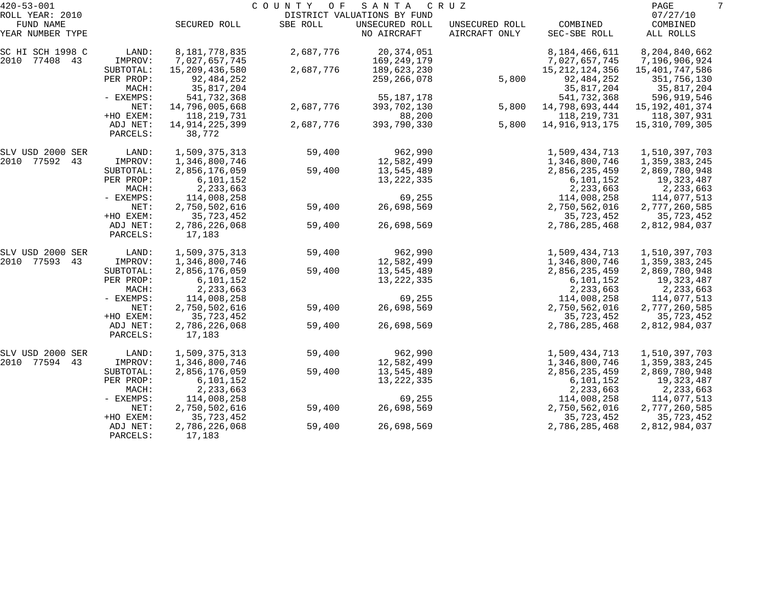420-53-001 COUNTY OF SANTA CRUZ
ROLL YEAR: 2010 DISTRICT VALUATIONS BY FUND 07/27/10

| FUND NAME<br>YEAR NUMBER TYPE | | SECURED ROLL | SBE ROLL | UNSECURED ROLL<br>NO AIRCRAFT | UNSECURED ROLL<br>AIRCRAFT ONLY | COMBINED<br>SEC-SBE ROLL | COMBINED<br>ALL ROLLS |
|---|---|---|---|---|---|---|---|
| SC HI SCH 1998 C | LAND: | 8,181,778,835 | 2,687,776 | 20,374,051 | | 8,184,466,611 | 8,204,840,662 |
| 2010 77408 43 | IMPROV: | 7,027,657,745 | | 169,249,179 | | 7,027,657,745 | 7,196,906,924 |
| | SUBTOTAL: | 15,209,436,580 | 2,687,776 | 189,623,230 | | 15,212,124,356 | 15,401,747,586 |
| | PER PROP: | 92,484,252 | | 259,266,078 | 5,800 | 92,484,252 | 351,756,130 |
| | MACH: | 35,817,204 | | | | 35,817,204 | 35,817,204 |
| | - EXEMPS: | 541,732,368 | | 55,187,178 | | 541,732,368 | 596,919,546 |
| | NET: | 14,796,005,668 | 2,687,776 | 393,702,130 | 5,800 | 14,798,693,444 | 15,192,401,374 |
| | +HO EXEM: | 118,219,731 | | 88,200 | | 118,219,731 | 118,307,931 |
| | ADJ NET: | 14,914,225,399 | 2,687,776 | 393,790,330 | 5,800 | 14,916,913,175 | 15,310,709,305 |
| | PARCELS: | 38,772 | | | | | |
| SLV USD 2000 SER | LAND: | 1,509,375,313 | 59,400 | 962,990 | | 1,509,434,713 | 1,510,397,703 |
| 2010 77592 43 | IMPROV: | 1,346,800,746 | | 12,582,499 | | 1,346,800,746 | 1,359,383,245 |
| | SUBTOTAL: | 2,856,176,059 | 59,400 | 13,545,489 | | 2,856,235,459 | 2,869,780,948 |
| | PER PROP: | 6,101,152 | | 13,222,335 | | 6,101,152 | 19,323,487 |
| | MACH: | 2,233,663 | | | | 2,233,663 | 2,233,663 |
| | - EXEMPS: | 114,008,258 | | 69,255 | | 114,008,258 | 114,077,513 |
| | NET: | 2,750,502,616 | 59,400 | 26,698,569 | | 2,750,562,016 | 2,777,260,585 |
| | +HO EXEM: | 35,723,452 | | | | 35,723,452 | 35,723,452 |
| | ADJ NET: | 2,786,226,068 | 59,400 | 26,698,569 | | 2,786,285,468 | 2,812,984,037 |
| | PARCELS: | 17,183 | | | | | |
| SLV USD 2000 SER | LAND: | 1,509,375,313 | 59,400 | 962,990 | | 1,509,434,713 | 1,510,397,703 |
| 2010 77593 43 | IMPROV: | 1,346,800,746 | | 12,582,499 | | 1,346,800,746 | 1,359,383,245 |
| | SUBTOTAL: | 2,856,176,059 | 59,400 | 13,545,489 | | 2,856,235,459 | 2,869,780,948 |
| | PER PROP: | 6,101,152 | | 13,222,335 | | 6,101,152 | 19,323,487 |
| | MACH: | 2,233,663 | | | | 2,233,663 | 2,233,663 |
| | - EXEMPS: | 114,008,258 | | 69,255 | | 114,008,258 | 114,077,513 |
| | NET: | 2,750,502,616 | 59,400 | 26,698,569 | | 2,750,562,016 | 2,777,260,585 |
| | +HO EXEM: | 35,723,452 | | | | 35,723,452 | 35,723,452 |
| | ADJ NET: | 2,786,226,068 | 59,400 | 26,698,569 | | 2,786,285,468 | 2,812,984,037 |
| | PARCELS: | 17,183 | | | | | |
| SLV USD 2000 SER | LAND: | 1,509,375,313 | 59,400 | 962,990 | | 1,509,434,713 | 1,510,397,703 |
| 2010 77594 43 | IMPROV: | 1,346,800,746 | | 12,582,499 | | 1,346,800,746 | 1,359,383,245 |
| | SUBTOTAL: | 2,856,176,059 | 59,400 | 13,545,489 | | 2,856,235,459 | 2,869,780,948 |
| | PER PROP: | 6,101,152 | | 13,222,335 | | 6,101,152 | 19,323,487 |
| | MACH: | 2,233,663 | | | | 2,233,663 | 2,233,663 |
| | - EXEMPS: | 114,008,258 | | 69,255 | | 114,008,258 | 114,077,513 |
| | NET: | 2,750,502,616 | 59,400 | 26,698,569 | | 2,750,562,016 | 2,777,260,585 |
| | +HO EXEM: | 35,723,452 | | | | 35,723,452 | 35,723,452 |
| | ADJ NET: | 2,786,226,068 | 59,400 | 26,698,569 | | 2,786,285,468 | 2,812,984,037 |
| | PARCELS: | 17,183 | | | | | |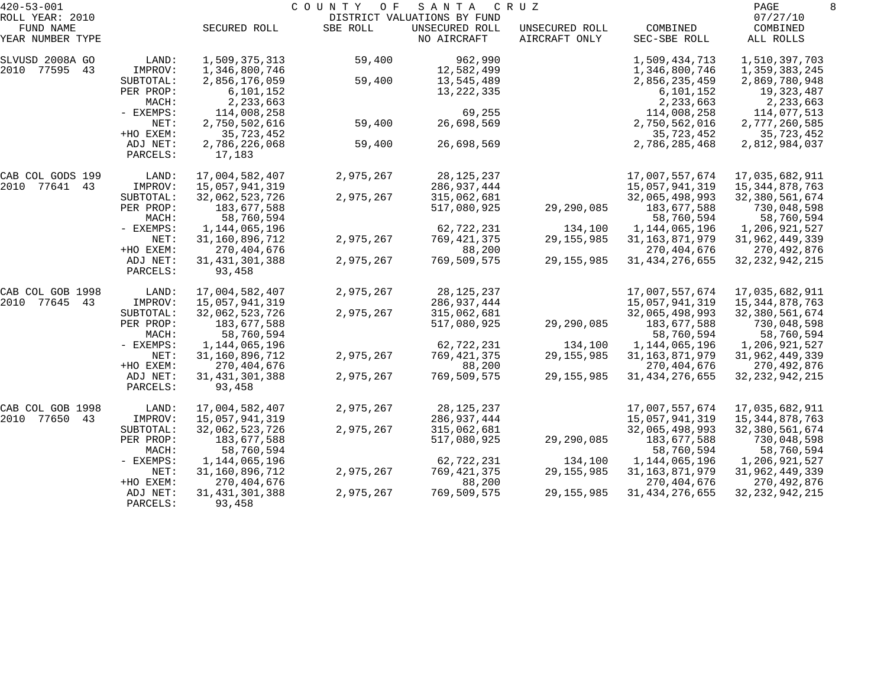420-53-001 COUNTY OF SANTA CRUZ
ROLL YEAR: 2010 DISTRICT VALUATIONS BY FUND 07/27/10

| FUND NAME YEAR NUMBER TYPE | | SECURED ROLL | SBE ROLL | UNSECURED ROLL NO AIRCRAFT | UNSECURED ROLL AIRCRAFT ONLY | COMBINED SEC-SBE ROLL | COMBINED ALL ROLLS |
|---|---|---|---|---|---|---|---|
| SLVUSD 2008A GO | LAND: | 1,509,375,313 | 59,400 | 962,990 | | 1,509,434,713 | 1,510,397,703 |
| 2010 77595 43 | IMPROV: | 1,346,800,746 | | 12,582,499 | | 1,346,800,746 | 1,359,383,245 |
| | SUBTOTAL: | 2,856,176,059 | 59,400 | 13,545,489 | | 2,856,235,459 | 2,869,780,948 |
| | PER PROP: | 6,101,152 | | 13,222,335 | | 6,101,152 | 19,323,487 |
| | MACH: | 2,233,663 | | | | 2,233,663 | 2,233,663 |
| | - EXEMPS: | 114,008,258 | | 69,255 | | 114,008,258 | 114,077,513 |
| | NET: | 2,750,502,616 | 59,400 | 26,698,569 | | 2,750,562,016 | 2,777,260,585 |
| | +HO EXEM: | 35,723,452 | | | | 35,723,452 | 35,723,452 |
| | ADJ NET: | 2,786,226,068 | 59,400 | 26,698,569 | | 2,786,285,468 | 2,812,984,037 |
| | PARCELS: | 17,183 | | | | | |
| CAB COL GODS 199 | LAND: | 17,004,582,407 | 2,975,267 | 28,125,237 | | 17,007,557,674 | 17,035,682,911 |
| 2010 77641 43 | IMPROV: | 15,057,941,319 | | 286,937,444 | | 15,057,941,319 | 15,344,878,763 |
| | SUBTOTAL: | 32,062,523,726 | 2,975,267 | 315,062,681 | | 32,065,498,993 | 32,380,561,674 |
| | PER PROP: | 183,677,588 | | 517,080,925 | 29,290,085 | 183,677,588 | 730,048,598 |
| | MACH: | 58,760,594 | | | | 58,760,594 | 58,760,594 |
| | - EXEMPS: | 1,144,065,196 | | 62,722,231 | 134,100 | 1,144,065,196 | 1,206,921,527 |
| | NET: | 31,160,896,712 | 2,975,267 | 769,421,375 | 29,155,985 | 31,163,871,979 | 31,962,449,339 |
| | +HO EXEM: | 270,404,676 | | 88,200 | | 270,404,676 | 270,492,876 |
| | ADJ NET: | 31,431,301,388 | 2,975,267 | 769,509,575 | 29,155,985 | 31,434,276,655 | 32,232,942,215 |
| | PARCELS: | 93,458 | | | | | |
| CAB COL GOB 1998 | LAND: | 17,004,582,407 | 2,975,267 | 28,125,237 | | 17,007,557,674 | 17,035,682,911 |
| 2010 77645 43 | IMPROV: | 15,057,941,319 | | 286,937,444 | | 15,057,941,319 | 15,344,878,763 |
| | SUBTOTAL: | 32,062,523,726 | 2,975,267 | 315,062,681 | | 32,065,498,993 | 32,380,561,674 |
| | PER PROP: | 183,677,588 | | 517,080,925 | 29,290,085 | 183,677,588 | 730,048,598 |
| | MACH: | 58,760,594 | | | | 58,760,594 | 58,760,594 |
| | - EXEMPS: | 1,144,065,196 | | 62,722,231 | 134,100 | 1,144,065,196 | 1,206,921,527 |
| | NET: | 31,160,896,712 | 2,975,267 | 769,421,375 | 29,155,985 | 31,163,871,979 | 31,962,449,339 |
| | +HO EXEM: | 270,404,676 | | 88,200 | | 270,404,676 | 270,492,876 |
| | ADJ NET: | 31,431,301,388 | 2,975,267 | 769,509,575 | 29,155,985 | 31,434,276,655 | 32,232,942,215 |
| | PARCELS: | 93,458 | | | | | |
| CAB COL GOB 1998 | LAND: | 17,004,582,407 | 2,975,267 | 28,125,237 | | 17,007,557,674 | 17,035,682,911 |
| 2010 77650 43 | IMPROV: | 15,057,941,319 | | 286,937,444 | | 15,057,941,319 | 15,344,878,763 |
| | SUBTOTAL: | 32,062,523,726 | 2,975,267 | 315,062,681 | | 32,065,498,993 | 32,380,561,674 |
| | PER PROP: | 183,677,588 | | 517,080,925 | 29,290,085 | 183,677,588 | 730,048,598 |
| | MACH: | 58,760,594 | | | | 58,760,594 | 58,760,594 |
| | - EXEMPS: | 1,144,065,196 | | 62,722,231 | 134,100 | 1,144,065,196 | 1,206,921,527 |
| | NET: | 31,160,896,712 | 2,975,267 | 769,421,375 | 29,155,985 | 31,163,871,979 | 31,962,449,339 |
| | +HO EXEM: | 270,404,676 | | 88,200 | | 270,404,676 | 270,492,876 |
| | ADJ NET: | 31,431,301,388 | 2,975,267 | 769,509,575 | 29,155,985 | 31,434,276,655 | 32,232,942,215 |
| | PARCELS: | 93,458 | | | | | |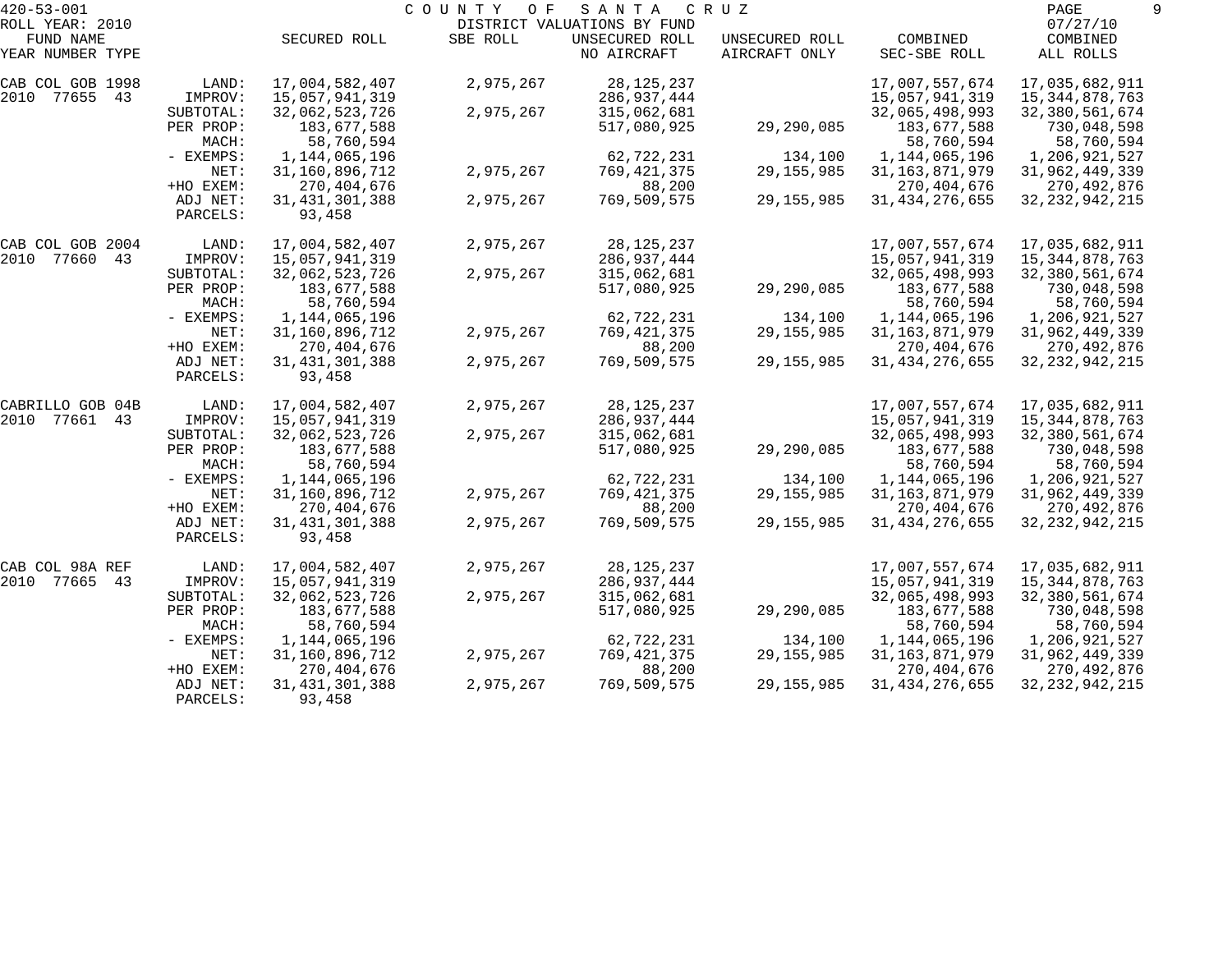420-53-001 COUNTY OF SANTA CRUZ
ROLL YEAR: 2010 DISTRICT VALUATIONS BY FUND 07/27/10

| FUND NAME YEAR NUMBER TYPE | | SECURED ROLL | SBE ROLL | UNSECURED ROLL NO AIRCRAFT | UNSECURED ROLL AIRCRAFT ONLY | COMBINED SEC-SBE ROLL | COMBINED ALL ROLLS |
|---|---|---|---|---|---|---|---|
| CAB COL GOB 1998 | LAND: | 17,004,582,407 | 2,975,267 | 28,125,237 | | 17,007,557,674 | 17,035,682,911 |
| 2010 77655 43 | IMPROV: | 15,057,941,319 | | 286,937,444 | | 15,057,941,319 | 15,344,878,763 |
| | SUBTOTAL: | 32,062,523,726 | 2,975,267 | 315,062,681 | | 32,065,498,993 | 32,380,561,674 |
| | PER PROP: | 183,677,588 | | 517,080,925 | 29,290,085 | 183,677,588 | 730,048,598 |
| | MACH: | 58,760,594 | | | | 58,760,594 | 58,760,594 |
| | - EXEMPS: | 1,144,065,196 | | 62,722,231 | 134,100 | 1,144,065,196 | 1,206,921,527 |
| | NET: | 31,160,896,712 | 2,975,267 | 769,421,375 | 29,155,985 | 31,163,871,979 | 31,962,449,339 |
| | +HO EXEM: | 270,404,676 | | 88,200 | | 270,404,676 | 270,492,876 |
| | ADJ NET: | 31,431,301,388 | 2,975,267 | 769,509,575 | 29,155,985 | 31,434,276,655 | 32,232,942,215 |
| | PARCELS: | 93,458 | | | | | |
| CAB COL GOB 2004 | LAND: | 17,004,582,407 | 2,975,267 | 28,125,237 | | 17,007,557,674 | 17,035,682,911 |
| 2010 77660 43 | IMPROV: | 15,057,941,319 | | 286,937,444 | | 15,057,941,319 | 15,344,878,763 |
| | SUBTOTAL: | 32,062,523,726 | 2,975,267 | 315,062,681 | | 32,065,498,993 | 32,380,561,674 |
| | PER PROP: | 183,677,588 | | 517,080,925 | 29,290,085 | 183,677,588 | 730,048,598 |
| | MACH: | 58,760,594 | | | | 58,760,594 | 58,760,594 |
| | - EXEMPS: | 1,144,065,196 | | 62,722,231 | 134,100 | 1,144,065,196 | 1,206,921,527 |
| | NET: | 31,160,896,712 | 2,975,267 | 769,421,375 | 29,155,985 | 31,163,871,979 | 31,962,449,339 |
| | +HO EXEM: | 270,404,676 | | 88,200 | | 270,404,676 | 270,492,876 |
| | ADJ NET: | 31,431,301,388 | 2,975,267 | 769,509,575 | 29,155,985 | 31,434,276,655 | 32,232,942,215 |
| | PARCELS: | 93,458 | | | | | |
| CABRILLO GOB 04B | LAND: | 17,004,582,407 | 2,975,267 | 28,125,237 | | 17,007,557,674 | 17,035,682,911 |
| 2010 77661 43 | IMPROV: | 15,057,941,319 | | 286,937,444 | | 15,057,941,319 | 15,344,878,763 |
| | SUBTOTAL: | 32,062,523,726 | 2,975,267 | 315,062,681 | | 32,065,498,993 | 32,380,561,674 |
| | PER PROP: | 183,677,588 | | 517,080,925 | 29,290,085 | 183,677,588 | 730,048,598 |
| | MACH: | 58,760,594 | | | | 58,760,594 | 58,760,594 |
| | - EXEMPS: | 1,144,065,196 | | 62,722,231 | 134,100 | 1,144,065,196 | 1,206,921,527 |
| | NET: | 31,160,896,712 | 2,975,267 | 769,421,375 | 29,155,985 | 31,163,871,979 | 31,962,449,339 |
| | +HO EXEM: | 270,404,676 | | 88,200 | | 270,404,676 | 270,492,876 |
| | ADJ NET: | 31,431,301,388 | 2,975,267 | 769,509,575 | 29,155,985 | 31,434,276,655 | 32,232,942,215 |
| | PARCELS: | 93,458 | | | | | |
| CAB COL 98A REF | LAND: | 17,004,582,407 | 2,975,267 | 28,125,237 | | 17,007,557,674 | 17,035,682,911 |
| 2010 77665 43 | IMPROV: | 15,057,941,319 | | 286,937,444 | | 15,057,941,319 | 15,344,878,763 |
| | SUBTOTAL: | 32,062,523,726 | 2,975,267 | 315,062,681 | | 32,065,498,993 | 32,380,561,674 |
| | PER PROP: | 183,677,588 | | 517,080,925 | 29,290,085 | 183,677,588 | 730,048,598 |
| | MACH: | 58,760,594 | | | | 58,760,594 | 58,760,594 |
| | - EXEMPS: | 1,144,065,196 | | 62,722,231 | 134,100 | 1,144,065,196 | 1,206,921,527 |
| | NET: | 31,160,896,712 | 2,975,267 | 769,421,375 | 29,155,985 | 31,163,871,979 | 31,962,449,339 |
| | +HO EXEM: | 270,404,676 | | 88,200 | | 270,404,676 | 270,492,876 |
| | ADJ NET: | 31,431,301,388 | 2,975,267 | 769,509,575 | 29,155,985 | 31,434,276,655 | 32,232,942,215 |
| | PARCELS: | 93,458 | | | | | |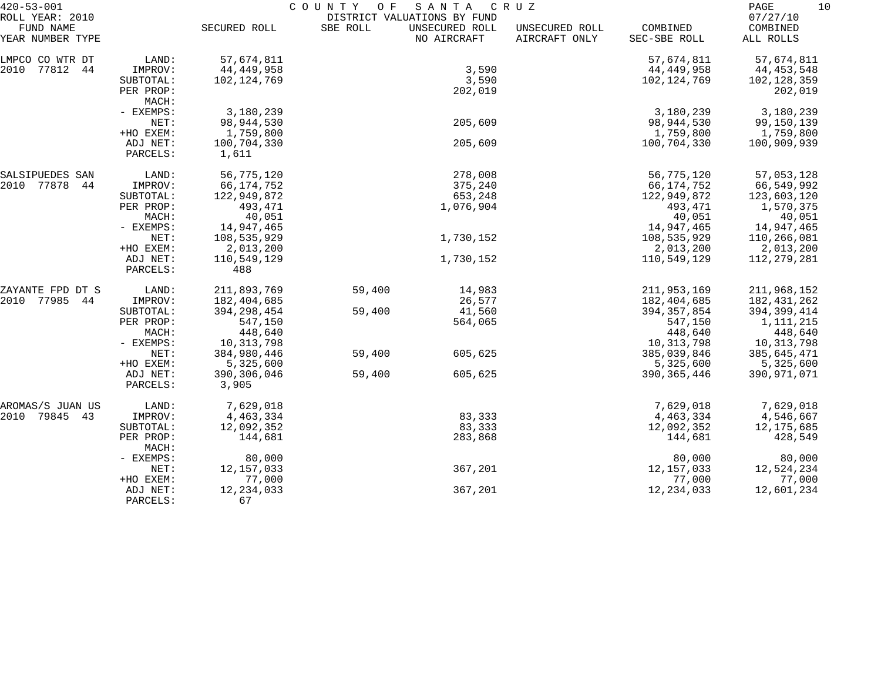420-53-001 COUNTY OF SANTA CRUZ
ROLL YEAR: 2010 DISTRICT VALUATIONS BY FUND 07/27/10

| FUND NAME YEAR NUMBER TYPE | | SECURED ROLL | SBE ROLL | UNSECURED ROLL NO AIRCRAFT | UNSECURED ROLL AIRCRAFT ONLY | COMBINED SEC-SBE ROLL | COMBINED ALL ROLLS |
|---|---|---|---|---|---|---|---|
| LMPCO CO WTR DT | LAND: | 57,674,811 | | | | 57,674,811 | 57,674,811 |
| 2010 77812 44 | IMPROV: | 44,449,958 | | 3,590 | | 44,449,958 | 44,453,548 |
| | SUBTOTAL: | 102,124,769 | | 3,590 | | 102,124,769 | 102,128,359 |
| | PER PROP: | | | 202,019 | | | 202,019 |
| | MACH: | | | | | | |
| | - EXEMPS: | 3,180,239 | | | | 3,180,239 | 3,180,239 |
| | NET: | 98,944,530 | | 205,609 | | 98,944,530 | 99,150,139 |
| | +HO EXEM: | 1,759,800 | | | | 1,759,800 | 1,759,800 |
| | ADJ NET: | 100,704,330 | | 205,609 | | 100,704,330 | 100,909,939 |
| | PARCELS: | 1,611 | | | | | |
| SALSIPUEDES SAN | LAND: | 56,775,120 | | 278,008 | | 56,775,120 | 57,053,128 |
| 2010 77878 44 | IMPROV: | 66,174,752 | | 375,240 | | 66,174,752 | 66,549,992 |
| | SUBTOTAL: | 122,949,872 | | 653,248 | | 122,949,872 | 123,603,120 |
| | PER PROP: | 493,471 | | 1,076,904 | | 493,471 | 1,570,375 |
| | MACH: | 40,051 | | | | 40,051 | 40,051 |
| | - EXEMPS: | 14,947,465 | | | | 14,947,465 | 14,947,465 |
| | NET: | 108,535,929 | | 1,730,152 | | 108,535,929 | 110,266,081 |
| | +HO EXEM: | 2,013,200 | | | | 2,013,200 | 2,013,200 |
| | ADJ NET: | 110,549,129 | | 1,730,152 | | 110,549,129 | 112,279,281 |
| | PARCELS: | 488 | | | | | |
| ZAYANTE FPD DT S | LAND: | 211,893,769 | 59,400 | 14,983 | | 211,953,169 | 211,968,152 |
| 2010 77985 44 | IMPROV: | 182,404,685 | | 26,577 | | 182,404,685 | 182,431,262 |
| | SUBTOTAL: | 394,298,454 | 59,400 | 41,560 | | 394,357,854 | 394,399,414 |
| | PER PROP: | 547,150 | | 564,065 | | 547,150 | 1,111,215 |
| | MACH: | 448,640 | | | | 448,640 | 448,640 |
| | - EXEMPS: | 10,313,798 | | | | 10,313,798 | 10,313,798 |
| | NET: | 384,980,446 | 59,400 | 605,625 | | 385,039,846 | 385,645,471 |
| | +HO EXEM: | 5,325,600 | | | | 5,325,600 | 5,325,600 |
| | ADJ NET: | 390,306,046 | 59,400 | 605,625 | | 390,365,446 | 390,971,071 |
| | PARCELS: | 3,905 | | | | | |
| AROMAS/S JUAN US | LAND: | 7,629,018 | | | | 7,629,018 | 7,629,018 |
| 2010 79845 43 | IMPROV: | 4,463,334 | | 83,333 | | 4,463,334 | 4,546,667 |
| | SUBTOTAL: | 12,092,352 | | 83,333 | | 12,092,352 | 12,175,685 |
| | PER PROP: | 144,681 | | 283,868 | | 144,681 | 428,549 |
| | MACH: | | | | | | |
| | - EXEMPS: | 80,000 | | | | 80,000 | 80,000 |
| | NET: | 12,157,033 | | 367,201 | | 12,157,033 | 12,524,234 |
| | +HO EXEM: | 77,000 | | | | 77,000 | 77,000 |
| | ADJ NET: | 12,234,033 | | 367,201 | | 12,234,033 | 12,601,234 |
| | PARCELS: | 67 | | | | | |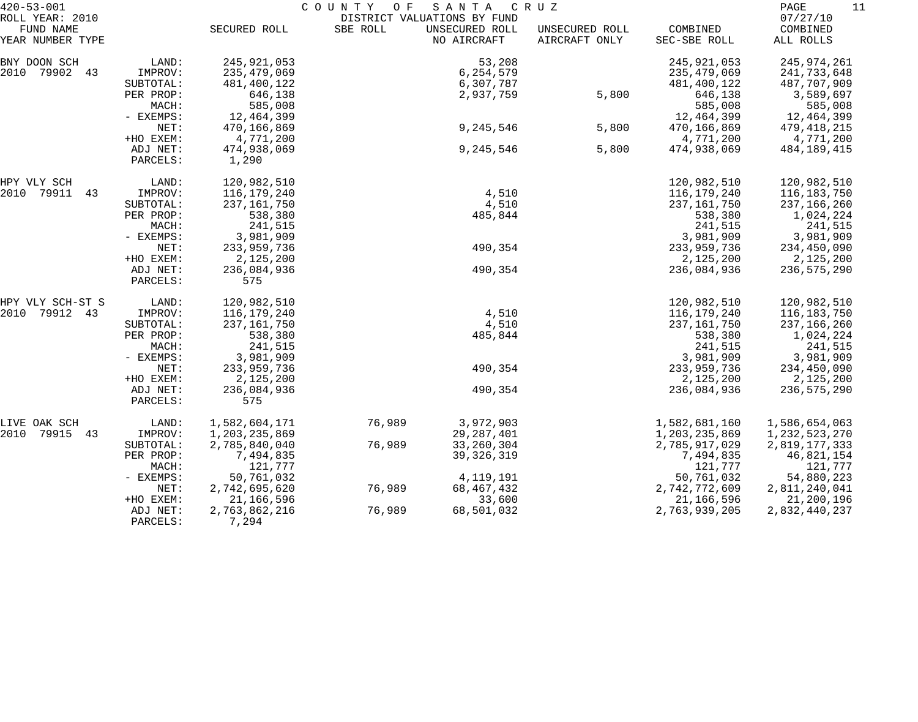420-53-001 COUNTY OF SANTA CRUZ
ROLL YEAR: 2010 DISTRICT VALUATIONS BY FUND 07/27/10

| FUND NAME YEAR NUMBER TYPE | | SECURED ROLL | SBE ROLL | UNSECURED ROLL NO AIRCRAFT | UNSECURED ROLL AIRCRAFT ONLY | COMBINED SEC-SBE ROLL | COMBINED ALL ROLLS |
|---|---|---|---|---|---|---|---|
| BNY DOON SCH | LAND: | 245,921,053 | | 53,208 | | 245,921,053 | 245,974,261 |
| 2010 79902 43 | IMPROV: | 235,479,069 | | 6,254,579 | | 235,479,069 | 241,733,648 |
| | SUBTOTAL: | 481,400,122 | | 6,307,787 | | 481,400,122 | 487,707,909 |
| | PER PROP: | 646,138 | | 2,937,759 | 5,800 | 646,138 | 3,589,697 |
| | MACH: | 585,008 | | | | 585,008 | 585,008 |
| | - EXEMPS: | 12,464,399 | | | | 12,464,399 | 12,464,399 |
| | NET: | 470,166,869 | | 9,245,546 | 5,800 | 470,166,869 | 479,418,215 |
| | +HO EXEM: | 4,771,200 | | | | 4,771,200 | 4,771,200 |
| | ADJ NET: | 474,938,069 | | 9,245,546 | 5,800 | 474,938,069 | 484,189,415 |
| | PARCELS: | 1,290 | | | | | |
| HPY VLY SCH | LAND: | 120,982,510 | | | | 120,982,510 | 120,982,510 |
| 2010 79911 43 | IMPROV: | 116,179,240 | | 4,510 | | 116,179,240 | 116,183,750 |
| | SUBTOTAL: | 237,161,750 | | 4,510 | | 237,161,750 | 237,166,260 |
| | PER PROP: | 538,380 | | 485,844 | | 538,380 | 1,024,224 |
| | MACH: | 241,515 | | | | 241,515 | 241,515 |
| | - EXEMPS: | 3,981,909 | | | | 3,981,909 | 3,981,909 |
| | NET: | 233,959,736 | | 490,354 | | 233,959,736 | 234,450,090 |
| | +HO EXEM: | 2,125,200 | | | | 2,125,200 | 2,125,200 |
| | ADJ NET: | 236,084,936 | | 490,354 | | 236,084,936 | 236,575,290 |
| | PARCELS: | 575 | | | | | |
| HPY VLY SCH-ST S | LAND: | 120,982,510 | | | | 120,982,510 | 120,982,510 |
| 2010 79912 43 | IMPROV: | 116,179,240 | | 4,510 | | 116,179,240 | 116,183,750 |
| | SUBTOTAL: | 237,161,750 | | 4,510 | | 237,161,750 | 237,166,260 |
| | PER PROP: | 538,380 | | 485,844 | | 538,380 | 1,024,224 |
| | MACH: | 241,515 | | | | 241,515 | 241,515 |
| | - EXEMPS: | 3,981,909 | | | | 3,981,909 | 3,981,909 |
| | NET: | 233,959,736 | | 490,354 | | 233,959,736 | 234,450,090 |
| | +HO EXEM: | 2,125,200 | | | | 2,125,200 | 2,125,200 |
| | ADJ NET: | 236,084,936 | | 490,354 | | 236,084,936 | 236,575,290 |
| | PARCELS: | 575 | | | | | |
| LIVE OAK SCH | LAND: | 1,582,604,171 | 76,989 | 3,972,903 | | 1,582,681,160 | 1,586,654,063 |
| 2010 79915 43 | IMPROV: | 1,203,235,869 | | 29,287,401 | | 1,203,235,869 | 1,232,523,270 |
| | SUBTOTAL: | 2,785,840,040 | 76,989 | 33,260,304 | | 2,785,917,029 | 2,819,177,333 |
| | PER PROP: | 7,494,835 | | 39,326,319 | | 7,494,835 | 46,821,154 |
| | MACH: | 121,777 | | | | 121,777 | 121,777 |
| | - EXEMPS: | 50,761,032 | | 4,119,191 | | 50,761,032 | 54,880,223 |
| | NET: | 2,742,695,620 | 76,989 | 68,467,432 | | 2,742,772,609 | 2,811,240,041 |
| | +HO EXEM: | 21,166,596 | | 33,600 | | 21,166,596 | 21,200,196 |
| | ADJ NET: | 2,763,862,216 | 76,989 | 68,501,032 | | 2,763,939,205 | 2,832,440,237 |
| | PARCELS: | 7,294 | | | | | |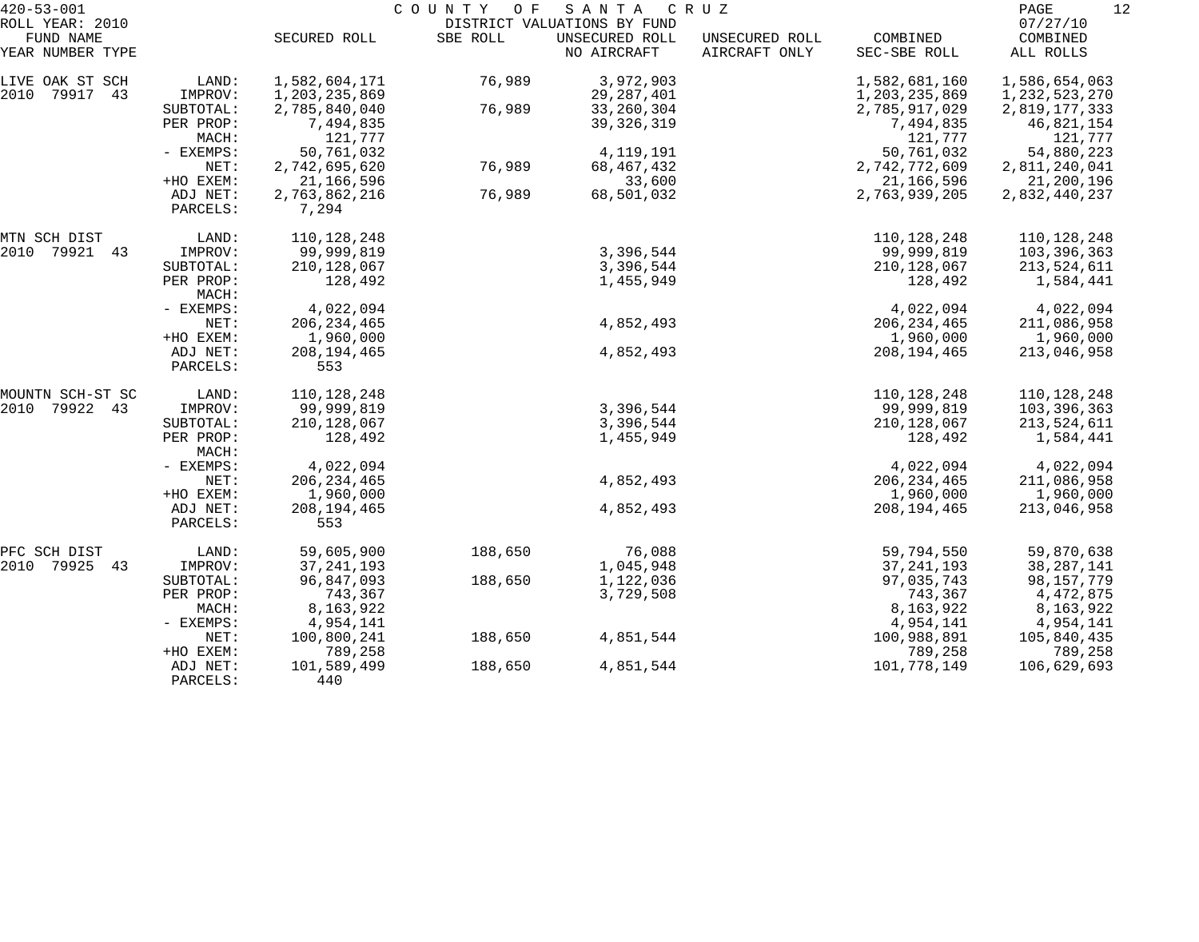420-53-001 COUNTY OF SANTA CRUZ

ROLL YEAR: 2010 DISTRICT VALUATIONS BY FUND 07/27/10

| FUND NAME YEAR NUMBER TYPE | | SECURED ROLL | SBE ROLL | UNSECURED ROLL NO AIRCRAFT | UNSECURED ROLL AIRCRAFT ONLY | COMBINED SEC-SBE ROLL | COMBINED ALL ROLLS |
|---|---|---|---|---|---|---|---|
| LIVE OAK ST SCH | LAND: | 1,582,604,171 | 76,989 | 3,972,903 | | 1,582,681,160 | 1,586,654,063 |
| 2010 79917 43 | IMPROV: | 1,203,235,869 | | 29,287,401 | | 1,203,235,869 | 1,232,523,270 |
| | SUBTOTAL: | 2,785,840,040 | 76,989 | 33,260,304 | | 2,785,917,029 | 2,819,177,333 |
| | PER PROP: | 7,494,835 | | 39,326,319 | | 7,494,835 | 46,821,154 |
| | MACH: | 121,777 | | | | 121,777 | 121,777 |
| | - EXEMPS: | 50,761,032 | | 4,119,191 | | 50,761,032 | 54,880,223 |
| | NET: | 2,742,695,620 | 76,989 | 68,467,432 | | 2,742,772,609 | 2,811,240,041 |
| | +HO EXEM: | 21,166,596 | | 33,600 | | 21,166,596 | 21,200,196 |
| | ADJ NET: | 2,763,862,216 | 76,989 | 68,501,032 | | 2,763,939,205 | 2,832,440,237 |
| | PARCELS: | 7,294 | | | | | |
| MTN SCH DIST | LAND: | 110,128,248 | | | | 110,128,248 | 110,128,248 |
| 2010 79921 43 | IMPROV: | 99,999,819 | | 3,396,544 | | 99,999,819 | 103,396,363 |
| | SUBTOTAL: | 210,128,067 | | 3,396,544 | | 210,128,067 | 213,524,611 |
| | PER PROP: | 128,492 | | 1,455,949 | | 128,492 | 1,584,441 |
| | MACH: | | | | | | |
| | - EXEMPS: | 4,022,094 | | | | 4,022,094 | 4,022,094 |
| | NET: | 206,234,465 | | 4,852,493 | | 206,234,465 | 211,086,958 |
| | +HO EXEM: | 1,960,000 | | | | 1,960,000 | 1,960,000 |
| | ADJ NET: | 208,194,465 | | 4,852,493 | | 208,194,465 | 213,046,958 |
| | PARCELS: | 553 | | | | | |
| MOUNTN SCH-ST SC | LAND: | 110,128,248 | | | | 110,128,248 | 110,128,248 |
| 2010 79922 43 | IMPROV: | 99,999,819 | | 3,396,544 | | 99,999,819 | 103,396,363 |
| | SUBTOTAL: | 210,128,067 | | 3,396,544 | | 210,128,067 | 213,524,611 |
| | PER PROP: | 128,492 | | 1,455,949 | | 128,492 | 1,584,441 |
| | MACH: | | | | | | |
| | - EXEMPS: | 4,022,094 | | | | 4,022,094 | 4,022,094 |
| | NET: | 206,234,465 | | 4,852,493 | | 206,234,465 | 211,086,958 |
| | +HO EXEM: | 1,960,000 | | | | 1,960,000 | 1,960,000 |
| | ADJ NET: | 208,194,465 | | 4,852,493 | | 208,194,465 | 213,046,958 |
| | PARCELS: | 553 | | | | | |
| PFC SCH DIST | LAND: | 59,605,900 | 188,650 | 76,088 | | 59,794,550 | 59,870,638 |
| 2010 79925 43 | IMPROV: | 37,241,193 | | 1,045,948 | | 37,241,193 | 38,287,141 |
| | SUBTOTAL: | 96,847,093 | 188,650 | 1,122,036 | | 97,035,743 | 98,157,779 |
| | PER PROP: | 743,367 | | 3,729,508 | | 743,367 | 4,472,875 |
| | MACH: | 8,163,922 | | | | 8,163,922 | 8,163,922 |
| | - EXEMPS: | 4,954,141 | | | | 4,954,141 | 4,954,141 |
| | NET: | 100,800,241 | 188,650 | 4,851,544 | | 100,988,891 | 105,840,435 |
| | +HO EXEM: | 789,258 | | | | 789,258 | 789,258 |
| | ADJ NET: | 101,589,499 | 188,650 | 4,851,544 | | 101,778,149 | 106,629,693 |
| | PARCELS: | 440 | | | | | |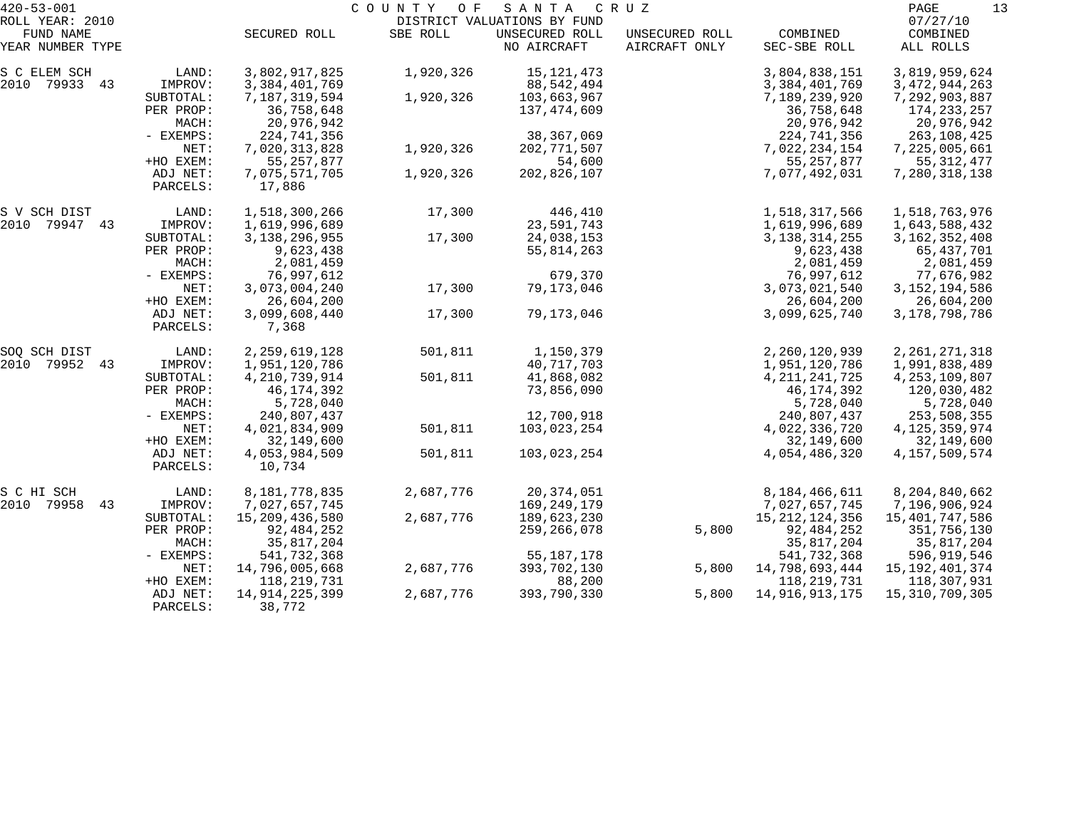420-53-001 COUNTY OF SANTA CRUZ
ROLL YEAR: 2010 DISTRICT VALUATIONS BY FUND 07/27/10

| FUND NAME YEAR NUMBER TYPE | | SECURED ROLL | SBE ROLL | UNSECURED ROLL NO AIRCRAFT | UNSECURED ROLL AIRCRAFT ONLY | COMBINED SEC-SBE ROLL | COMBINED ALL ROLLS |
|---|---|---|---|---|---|---|---|
| S C ELEM SCH | LAND: | 3,802,917,825 | 1,920,326 | 15,121,473 | | 3,804,838,151 | 3,819,959,624 |
| 2010 79933 43 | IMPROV: | 3,384,401,769 | | 88,542,494 | | 3,384,401,769 | 3,472,944,263 |
| | SUBTOTAL: | 7,187,319,594 | 1,920,326 | 103,663,967 | | 7,189,239,920 | 7,292,903,887 |
| | PER PROP: | 36,758,648 | | 137,474,609 | | 36,758,648 | 174,233,257 |
| | MACH: | 20,976,942 | | | | 20,976,942 | 20,976,942 |
| | - EXEMPS: | 224,741,356 | | 38,367,069 | | 224,741,356 | 263,108,425 |
| | NET: | 7,020,313,828 | 1,920,326 | 202,771,507 | | 7,022,234,154 | 7,225,005,661 |
| | +HO EXEM: | 55,257,877 | | 54,600 | | 55,257,877 | 55,312,477 |
| | ADJ NET: | 7,075,571,705 | 1,920,326 | 202,826,107 | | 7,077,492,031 | 7,280,318,138 |
| | PARCELS: | 17,886 | | | | | |
| S V SCH DIST | LAND: | 1,518,300,266 | 17,300 | 446,410 | | 1,518,317,566 | 1,518,763,976 |
| 2010 79947 43 | IMPROV: | 1,619,996,689 | | 23,591,743 | | 1,619,996,689 | 1,643,588,432 |
| | SUBTOTAL: | 3,138,296,955 | 17,300 | 24,038,153 | | 3,138,314,255 | 3,162,352,408 |
| | PER PROP: | 9,623,438 | | 55,814,263 | | 9,623,438 | 65,437,701 |
| | MACH: | 2,081,459 | | | | 2,081,459 | 2,081,459 |
| | - EXEMPS: | 76,997,612 | | 679,370 | | 76,997,612 | 77,676,982 |
| | NET: | 3,073,004,240 | 17,300 | 79,173,046 | | 3,073,021,540 | 3,152,194,586 |
| | +HO EXEM: | 26,604,200 | | | | 26,604,200 | 26,604,200 |
| | ADJ NET: | 3,099,608,440 | 17,300 | 79,173,046 | | 3,099,625,740 | 3,178,798,786 |
| | PARCELS: | 7,368 | | | | | |
| SOQ SCH DIST | LAND: | 2,259,619,128 | 501,811 | 1,150,379 | | 2,260,120,939 | 2,261,271,318 |
| 2010 79952 43 | IMPROV: | 1,951,120,786 | | 40,717,703 | | 1,951,120,786 | 1,991,838,489 |
| | SUBTOTAL: | 4,210,739,914 | 501,811 | 41,868,082 | | 4,211,241,725 | 4,253,109,807 |
| | PER PROP: | 46,174,392 | | 73,856,090 | | 46,174,392 | 120,030,482 |
| | MACH: | 5,728,040 | | | | 5,728,040 | 5,728,040 |
| | - EXEMPS: | 240,807,437 | | 12,700,918 | | 240,807,437 | 253,508,355 |
| | NET: | 4,021,834,909 | 501,811 | 103,023,254 | | 4,022,336,720 | 4,125,359,974 |
| | +HO EXEM: | 32,149,600 | | | | 32,149,600 | 32,149,600 |
| | ADJ NET: | 4,053,984,509 | 501,811 | 103,023,254 | | 4,054,486,320 | 4,157,509,574 |
| | PARCELS: | 10,734 | | | | | |
| S C HI SCH | LAND: | 8,181,778,835 | 2,687,776 | 20,374,051 | | 8,184,466,611 | 8,204,840,662 |
| 2010 79958 43 | IMPROV: | 7,027,657,745 | | 169,249,179 | | 7,027,657,745 | 7,196,906,924 |
| | SUBTOTAL: | 15,209,436,580 | 2,687,776 | 189,623,230 | | 15,212,124,356 | 15,401,747,586 |
| | PER PROP: | 92,484,252 | | 259,266,078 | 5,800 | 92,484,252 | 351,756,130 |
| | MACH: | 35,817,204 | | | | 35,817,204 | 35,817,204 |
| | - EXEMPS: | 541,732,368 | | 55,187,178 | | 541,732,368 | 596,919,546 |
| | NET: | 14,796,005,668 | 2,687,776 | 393,702,130 | 5,800 | 14,798,693,444 | 15,192,401,374 |
| | +HO EXEM: | 118,219,731 | | 88,200 | | 118,219,731 | 118,307,931 |
| | ADJ NET: | 14,914,225,399 | 2,687,776 | 393,790,330 | 5,800 | 14,916,913,175 | 15,310,709,305 |
| | PARCELS: | 38,772 | | | | | |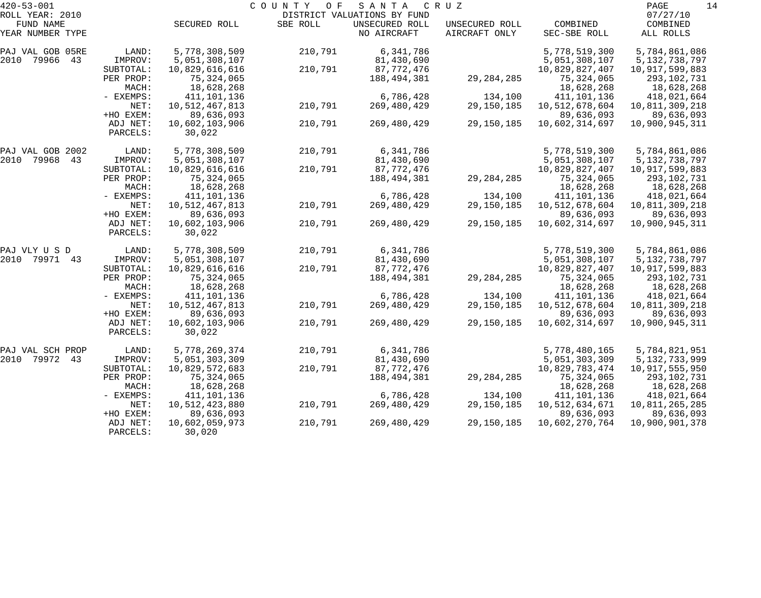420-53-001 COUNTY OF SANTA CRUZ
ROLL YEAR: 2010 DISTRICT VALUATIONS BY FUND 07/27/10

| FUND NAME YEAR NUMBER TYPE | | SECURED ROLL | SBE ROLL | UNSECURED ROLL NO AIRCRAFT | UNSECURED ROLL AIRCRAFT ONLY | COMBINED SEC-SBE ROLL | COMBINED ALL ROLLS |
|---|---|---|---|---|---|---|---|
| PAJ VAL GOB 05RE | LAND: | 5,778,308,509 | 210,791 | 6,341,786 | | 5,778,519,300 | 5,784,861,086 |
| 2010 79966 43 | IMPROV: | 5,051,308,107 | | 81,430,690 | | 5,051,308,107 | 5,132,738,797 |
| | SUBTOTAL: | 10,829,616,616 | 210,791 | 87,772,476 | | 10,829,827,407 | 10,917,599,883 |
| | PER PROP: | 75,324,065 | | 188,494,381 | 29,284,285 | 75,324,065 | 293,102,731 |
| | MACH: | 18,628,268 | | | | 18,628,268 | 18,628,268 |
| | - EXEMPS: | 411,101,136 | | 6,786,428 | 134,100 | 411,101,136 | 418,021,664 |
| | NET: | 10,512,467,813 | 210,791 | 269,480,429 | 29,150,185 | 10,512,678,604 | 10,811,309,218 |
| | +HO EXEM: | 89,636,093 | | | | 89,636,093 | 89,636,093 |
| | ADJ NET: | 10,602,103,906 | 210,791 | 269,480,429 | 29,150,185 | 10,602,314,697 | 10,900,945,311 |
| | PARCELS: | 30,022 | | | | | |
| PAJ VAL GOB 2002 | LAND: | 5,778,308,509 | 210,791 | 6,341,786 | | 5,778,519,300 | 5,784,861,086 |
| 2010 79968 43 | IMPROV: | 5,051,308,107 | | 81,430,690 | | 5,051,308,107 | 5,132,738,797 |
| | SUBTOTAL: | 10,829,616,616 | 210,791 | 87,772,476 | | 10,829,827,407 | 10,917,599,883 |
| | PER PROP: | 75,324,065 | | 188,494,381 | 29,284,285 | 75,324,065 | 293,102,731 |
| | MACH: | 18,628,268 | | | | 18,628,268 | 18,628,268 |
| | - EXEMPS: | 411,101,136 | | 6,786,428 | 134,100 | 411,101,136 | 418,021,664 |
| | NET: | 10,512,467,813 | 210,791 | 269,480,429 | 29,150,185 | 10,512,678,604 | 10,811,309,218 |
| | +HO EXEM: | 89,636,093 | | | | 89,636,093 | 89,636,093 |
| | ADJ NET: | 10,602,103,906 | 210,791 | 269,480,429 | 29,150,185 | 10,602,314,697 | 10,900,945,311 |
| | PARCELS: | 30,022 | | | | | |
| PAJ VLY U S D | LAND: | 5,778,308,509 | 210,791 | 6,341,786 | | 5,778,519,300 | 5,784,861,086 |
| 2010 79971 43 | IMPROV: | 5,051,308,107 | | 81,430,690 | | 5,051,308,107 | 5,132,738,797 |
| | SUBTOTAL: | 10,829,616,616 | 210,791 | 87,772,476 | | 10,829,827,407 | 10,917,599,883 |
| | PER PROP: | 75,324,065 | | 188,494,381 | 29,284,285 | 75,324,065 | 293,102,731 |
| | MACH: | 18,628,268 | | | | 18,628,268 | 18,628,268 |
| | - EXEMPS: | 411,101,136 | | 6,786,428 | 134,100 | 411,101,136 | 418,021,664 |
| | NET: | 10,512,467,813 | 210,791 | 269,480,429 | 29,150,185 | 10,512,678,604 | 10,811,309,218 |
| | +HO EXEM: | 89,636,093 | | | | 89,636,093 | 89,636,093 |
| | ADJ NET: | 10,602,103,906 | 210,791 | 269,480,429 | 29,150,185 | 10,602,314,697 | 10,900,945,311 |
| | PARCELS: | 30,022 | | | | | |
| PAJ VAL SCH PROP | LAND: | 5,778,269,374 | 210,791 | 6,341,786 | | 5,778,480,165 | 5,784,821,951 |
| 2010 79972 43 | IMPROV: | 5,051,303,309 | | 81,430,690 | | 5,051,303,309 | 5,132,733,999 |
| | SUBTOTAL: | 10,829,572,683 | 210,791 | 87,772,476 | | 10,829,783,474 | 10,917,555,950 |
| | PER PROP: | 75,324,065 | | 188,494,381 | 29,284,285 | 75,324,065 | 293,102,731 |
| | MACH: | 18,628,268 | | | | 18,628,268 | 18,628,268 |
| | - EXEMPS: | 411,101,136 | | 6,786,428 | 134,100 | 411,101,136 | 418,021,664 |
| | NET: | 10,512,423,880 | 210,791 | 269,480,429 | 29,150,185 | 10,512,634,671 | 10,811,265,285 |
| | +HO EXEM: | 89,636,093 | | | | 89,636,093 | 89,636,093 |
| | ADJ NET: | 10,602,059,973 | 210,791 | 269,480,429 | 29,150,185 | 10,602,270,764 | 10,900,901,378 |
| | PARCELS: | 30,020 | | | | | |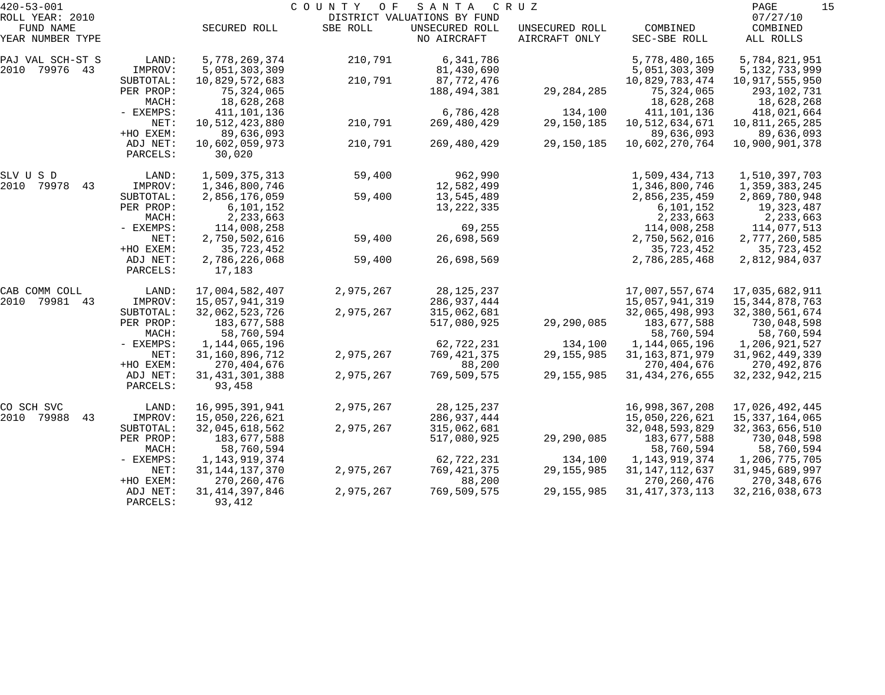420-53-001 COUNTY OF SANTA CRUZ
ROLL YEAR: 2010 DISTRICT VALUATIONS BY FUND 07/27/10

| FUND NAME YEAR NUMBER TYPE | | SECURED ROLL | SBE ROLL | UNSECURED ROLL NO AIRCRAFT | UNSECURED ROLL AIRCRAFT ONLY | COMBINED SEC-SBE ROLL | COMBINED ALL ROLLS |
|---|---|---|---|---|---|---|---|
| PAJ VAL SCH-ST S | LAND: | 5,778,269,374 | 210,791 | 6,341,786 | | 5,778,480,165 | 5,784,821,951 |
| 2010 79976 43 | IMPROV: | 5,051,303,309 | | 81,430,690 | | 5,051,303,309 | 5,132,733,999 |
| | SUBTOTAL: | 10,829,572,683 | 210,791 | 87,772,476 | | 10,829,783,474 | 10,917,555,950 |
| | PER PROP: | 75,324,065 | | 188,494,381 | 29,284,285 | 75,324,065 | 293,102,731 |
| | MACH: | 18,628,268 | | | | 18,628,268 | 18,628,268 |
| | - EXEMPS: | 411,101,136 | | 6,786,428 | 134,100 | 411,101,136 | 418,021,664 |
| | NET: | 10,512,423,880 | 210,791 | 269,480,429 | 29,150,185 | 10,512,634,671 | 10,811,265,285 |
| | +HO EXEM: | 89,636,093 | | | | 89,636,093 | 89,636,093 |
| | ADJ NET: | 10,602,059,973 | 210,791 | 269,480,429 | 29,150,185 | 10,602,270,764 | 10,900,901,378 |
| | PARCELS: | 30,020 | | | | | |
| SLV U S D | LAND: | 1,509,375,313 | 59,400 | 962,990 | | 1,509,434,713 | 1,510,397,703 |
| 2010 79978 43 | IMPROV: | 1,346,800,746 | | 12,582,499 | | 1,346,800,746 | 1,359,383,245 |
| | SUBTOTAL: | 2,856,176,059 | 59,400 | 13,545,489 | | 2,856,235,459 | 2,869,780,948 |
| | PER PROP: | 6,101,152 | | 13,222,335 | | 6,101,152 | 19,323,487 |
| | MACH: | 2,233,663 | | | | 2,233,663 | 2,233,663 |
| | - EXEMPS: | 114,008,258 | | 69,255 | | 114,008,258 | 114,077,513 |
| | NET: | 2,750,502,616 | 59,400 | 26,698,569 | | 2,750,562,016 | 2,777,260,585 |
| | +HO EXEM: | 35,723,452 | | | | 35,723,452 | 35,723,452 |
| | ADJ NET: | 2,786,226,068 | 59,400 | 26,698,569 | | 2,786,285,468 | 2,812,984,037 |
| | PARCELS: | 17,183 | | | | | |
| CAB COMM COLL | LAND: | 17,004,582,407 | 2,975,267 | 28,125,237 | | 17,007,557,674 | 17,035,682,911 |
| 2010 79981 43 | IMPROV: | 15,057,941,319 | | 286,937,444 | | 15,057,941,319 | 15,344,878,763 |
| | SUBTOTAL: | 32,062,523,726 | 2,975,267 | 315,062,681 | | 32,065,498,993 | 32,380,561,674 |
| | PER PROP: | 183,677,588 | | 517,080,925 | 29,290,085 | 183,677,588 | 730,048,598 |
| | MACH: | 58,760,594 | | | | 58,760,594 | 58,760,594 |
| | - EXEMPS: | 1,144,065,196 | | 62,722,231 | 134,100 | 1,144,065,196 | 1,206,921,527 |
| | NET: | 31,160,896,712 | 2,975,267 | 769,421,375 | 29,155,985 | 31,163,871,979 | 31,962,449,339 |
| | +HO EXEM: | 270,404,676 | | 88,200 | | 270,404,676 | 270,492,876 |
| | ADJ NET: | 31,431,301,388 | 2,975,267 | 769,509,575 | 29,155,985 | 31,434,276,655 | 32,232,942,215 |
| | PARCELS: | 93,458 | | | | | |
| CO SCH SVC | LAND: | 16,995,391,941 | 2,975,267 | 28,125,237 | | 16,998,367,208 | 17,026,492,445 |
| 2010 79988 43 | IMPROV: | 15,050,226,621 | | 286,937,444 | | 15,050,226,621 | 15,337,164,065 |
| | SUBTOTAL: | 32,045,618,562 | 2,975,267 | 315,062,681 | | 32,048,593,829 | 32,363,656,510 |
| | PER PROP: | 183,677,588 | | 517,080,925 | 29,290,085 | 183,677,588 | 730,048,598 |
| | MACH: | 58,760,594 | | | | 58,760,594 | 58,760,594 |
| | - EXEMPS: | 1,143,919,374 | | 62,722,231 | 134,100 | 1,143,919,374 | 1,206,775,705 |
| | NET: | 31,144,137,370 | 2,975,267 | 769,421,375 | 29,155,985 | 31,147,112,637 | 31,945,689,997 |
| | +HO EXEM: | 270,260,476 | | 88,200 | | 270,260,476 | 270,348,676 |
| | ADJ NET: | 31,414,397,846 | 2,975,267 | 769,509,575 | 29,155,985 | 31,417,373,113 | 32,216,038,673 |
| | PARCELS: | 93,412 | | | | | |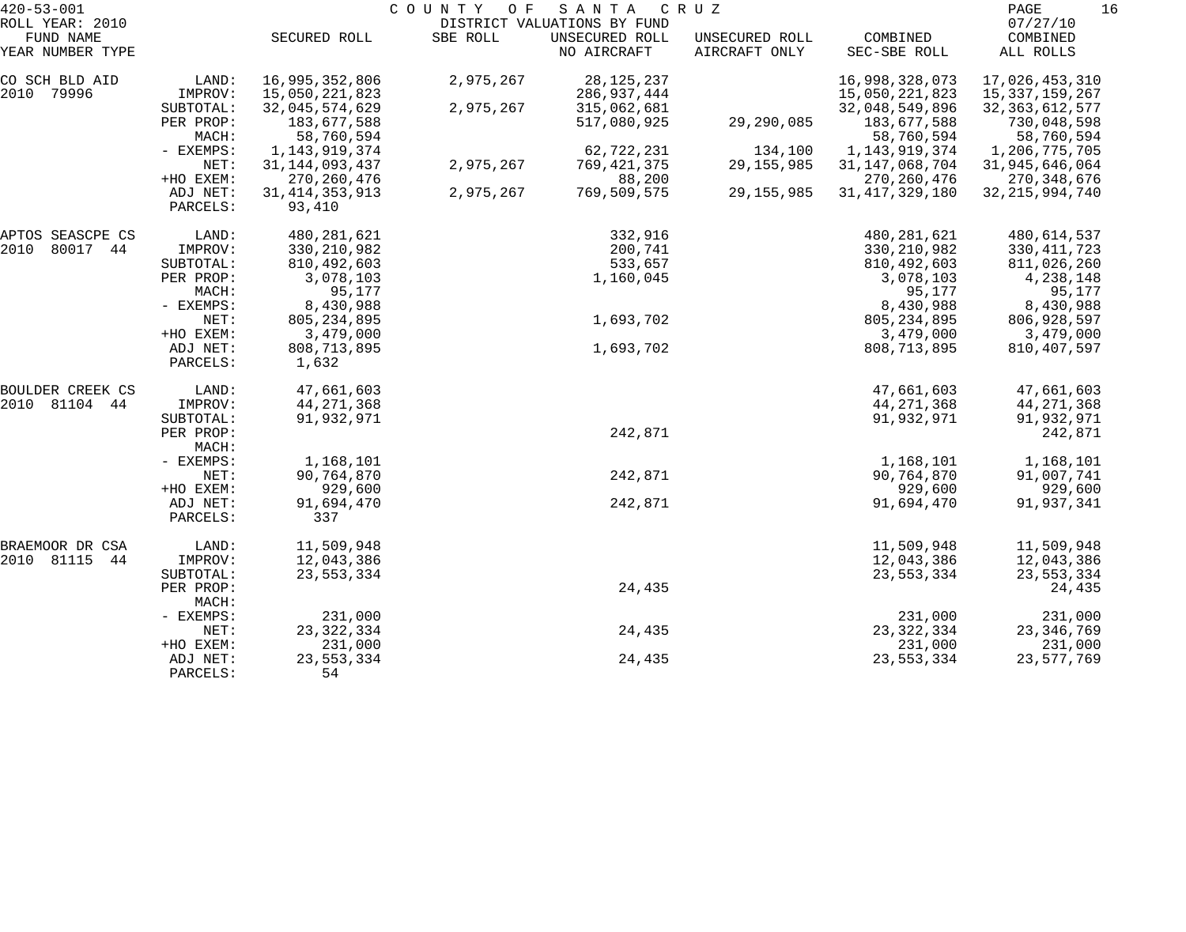420-53-001 COUNTY OF SANTA CRUZ
ROLL YEAR: 2010 DISTRICT VALUATIONS BY FUND 07/27/10

| FUND NAME / YEAR NUMBER TYPE | | SECURED ROLL | SBE ROLL | UNSECURED ROLL NO AIRCRAFT | UNSECURED ROLL AIRCRAFT ONLY | COMBINED SEC-SBE ROLL | COMBINED ALL ROLLS |
|---|---|---|---|---|---|---|---|
| CO SCH BLD AID | LAND: | 16,995,352,806 | 2,975,267 | 28,125,237 | | 16,998,328,073 | 17,026,453,310 |
| 2010 79996 | IMPROV: | 15,050,221,823 | | 286,937,444 | | 15,050,221,823 | 15,337,159,267 |
| | SUBTOTAL: | 32,045,574,629 | 2,975,267 | 315,062,681 | | 32,048,549,896 | 32,363,612,577 |
| | PER PROP: | 183,677,588 | | 517,080,925 | 29,290,085 | 183,677,588 | 730,048,598 |
| | MACH: | 58,760,594 | | | | 58,760,594 | 58,760,594 |
| | - EXEMPS: | 1,143,919,374 | | 62,722,231 | 134,100 | 1,143,919,374 | 1,206,775,705 |
| | NET: | 31,144,093,437 | 2,975,267 | 769,421,375 | 29,155,985 | 31,147,068,704 | 31,945,646,064 |
| | +HO EXEM: | 270,260,476 | | 88,200 | | 270,260,476 | 270,348,676 |
| | ADJ NET: | 31,414,353,913 | 2,975,267 | 769,509,575 | 29,155,985 | 31,417,329,180 | 32,215,994,740 |
| | PARCELS: | 93,410 | | | | | |
| APTOS SEASCPE CS | LAND: | 480,281,621 | | 332,916 | | 480,281,621 | 480,614,537 |
| 2010 80017 44 | IMPROV: | 330,210,982 | | 200,741 | | 330,210,982 | 330,411,723 |
| | SUBTOTAL: | 810,492,603 | | 533,657 | | 810,492,603 | 811,026,260 |
| | PER PROP: | 3,078,103 | | 1,160,045 | | 3,078,103 | 4,238,148 |
| | MACH: | 95,177 | | | | 95,177 | 95,177 |
| | - EXEMPS: | 8,430,988 | | | | 8,430,988 | 8,430,988 |
| | NET: | 805,234,895 | | 1,693,702 | | 805,234,895 | 806,928,597 |
| | +HO EXEM: | 3,479,000 | | | | 3,479,000 | 3,479,000 |
| | ADJ NET: | 808,713,895 | | 1,693,702 | | 808,713,895 | 810,407,597 |
| | PARCELS: | 1,632 | | | | | |
| BOULDER CREEK CS | LAND: | 47,661,603 | | | | 47,661,603 | 47,661,603 |
| 2010 81104 44 | IMPROV: | 44,271,368 | | | | 44,271,368 | 44,271,368 |
| | SUBTOTAL: | 91,932,971 | | | | 91,932,971 | 91,932,971 |
| | PER PROP: | | | 242,871 | | | 242,871 |
| | MACH: | | | | | | |
| | - EXEMPS: | 1,168,101 | | | | 1,168,101 | 1,168,101 |
| | NET: | 90,764,870 | | 242,871 | | 90,764,870 | 91,007,741 |
| | +HO EXEM: | 929,600 | | | | 929,600 | 929,600 |
| | ADJ NET: | 91,694,470 | | 242,871 | | 91,694,470 | 91,937,341 |
| | PARCELS: | 337 | | | | | |
| BRAEMOOR DR CSA | LAND: | 11,509,948 | | | | 11,509,948 | 11,509,948 |
| 2010 81115 44 | IMPROV: | 12,043,386 | | | | 12,043,386 | 12,043,386 |
| | SUBTOTAL: | 23,553,334 | | | | 23,553,334 | 23,553,334 |
| | PER PROP: | | | 24,435 | | | 24,435 |
| | MACH: | | | | | | |
| | - EXEMPS: | 231,000 | | | | 231,000 | 231,000 |
| | NET: | 23,322,334 | | 24,435 | | 23,322,334 | 23,346,769 |
| | +HO EXEM: | 231,000 | | | | 231,000 | 231,000 |
| | ADJ NET: | 23,553,334 | | 24,435 | | 23,553,334 | 23,577,769 |
| | PARCELS: | 54 | | | | | |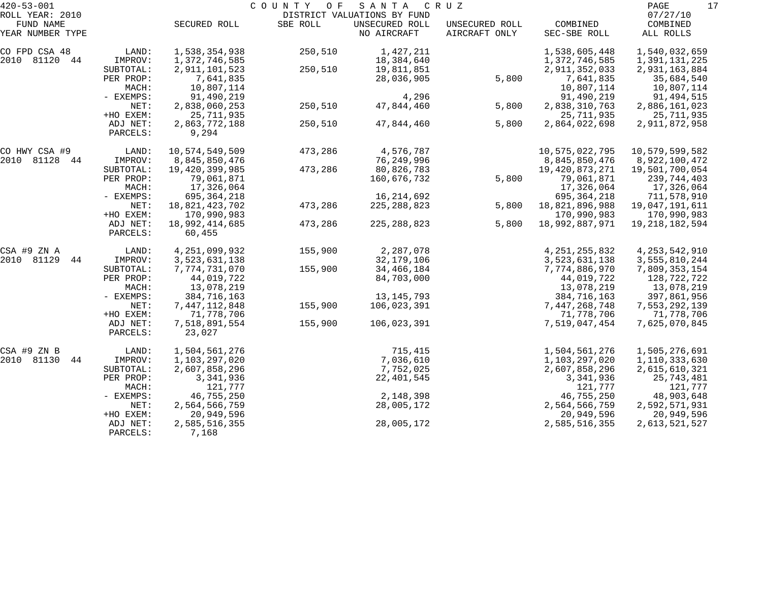420-53-001 COUNTY OF SANTA CRUZ
ROLL YEAR: 2010 DISTRICT VALUATIONS BY FUND 07/27/10

| FUND NAME YEAR NUMBER TYPE | | SECURED ROLL | SBE ROLL | UNSECURED ROLL NO AIRCRAFT | UNSECURED ROLL AIRCRAFT ONLY | COMBINED SEC-SBE ROLL | COMBINED ALL ROLLS |
|---|---|---|---|---|---|---|---|
| CO FPD CSA 48 | LAND: | 1,538,354,938 | 250,510 | 1,427,211 | | 1,538,605,448 | 1,540,032,659 |
| 2010 81120 44 | IMPROV: | 1,372,746,585 | | 18,384,640 | | 1,372,746,585 | 1,391,131,225 |
| | SUBTOTAL: | 2,911,101,523 | 250,510 | 19,811,851 | | 2,911,352,033 | 2,931,163,884 |
| | PER PROP: | 7,641,835 | | 28,036,905 | 5,800 | 7,641,835 | 35,684,540 |
| | MACH: | 10,807,114 | | | | 10,807,114 | 10,807,114 |
| | - EXEMPS: | 91,490,219 | | 4,296 | | 91,490,219 | 91,494,515 |
| | NET: | 2,838,060,253 | 250,510 | 47,844,460 | 5,800 | 2,838,310,763 | 2,886,161,023 |
| | +HO EXEM: | 25,711,935 | | | | 25,711,935 | 25,711,935 |
| | ADJ NET: | 2,863,772,188 | 250,510 | 47,844,460 | 5,800 | 2,864,022,698 | 2,911,872,958 |
| | PARCELS: | 9,294 | | | | | |
| CO HWY CSA #9 | LAND: | 10,574,549,509 | 473,286 | 4,576,787 | | 10,575,022,795 | 10,579,599,582 |
| 2010 81128 44 | IMPROV: | 8,845,850,476 | | 76,249,996 | | 8,845,850,476 | 8,922,100,472 |
| | SUBTOTAL: | 19,420,399,985 | 473,286 | 80,826,783 | | 19,420,873,271 | 19,501,700,054 |
| | PER PROP: | 79,061,871 | | 160,676,732 | 5,800 | 79,061,871 | 239,744,403 |
| | MACH: | 17,326,064 | | | | 17,326,064 | 17,326,064 |
| | - EXEMPS: | 695,364,218 | | 16,214,692 | | 695,364,218 | 711,578,910 |
| | NET: | 18,821,423,702 | 473,286 | 225,288,823 | 5,800 | 18,821,896,988 | 19,047,191,611 |
| | +HO EXEM: | 170,990,983 | | | | 170,990,983 | 170,990,983 |
| | ADJ NET: | 18,992,414,685 | 473,286 | 225,288,823 | 5,800 | 18,992,887,971 | 19,218,182,594 |
| | PARCELS: | 60,455 | | | | | |
| CSA #9 ZN A | LAND: | 4,251,099,932 | 155,900 | 2,287,078 | | 4,251,255,832 | 4,253,542,910 |
| 2010 81129 44 | IMPROV: | 3,523,631,138 | | 32,179,106 | | 3,523,631,138 | 3,555,810,244 |
| | SUBTOTAL: | 7,774,731,070 | 155,900 | 34,466,184 | | 7,774,886,970 | 7,809,353,154 |
| | PER PROP: | 44,019,722 | | 84,703,000 | | 44,019,722 | 128,722,722 |
| | MACH: | 13,078,219 | | | | 13,078,219 | 13,078,219 |
| | - EXEMPS: | 384,716,163 | | 13,145,793 | | 384,716,163 | 397,861,956 |
| | NET: | 7,447,112,848 | 155,900 | 106,023,391 | | 7,447,268,748 | 7,553,292,139 |
| | +HO EXEM: | 71,778,706 | | | | 71,778,706 | 71,778,706 |
| | ADJ NET: | 7,518,891,554 | 155,900 | 106,023,391 | | 7,519,047,454 | 7,625,070,845 |
| | PARCELS: | 23,027 | | | | | |
| CSA #9 ZN B | LAND: | 1,504,561,276 | | 715,415 | | 1,504,561,276 | 1,505,276,691 |
| 2010 81130 44 | IMPROV: | 1,103,297,020 | | 7,036,610 | | 1,103,297,020 | 1,110,333,630 |
| | SUBTOTAL: | 2,607,858,296 | | 7,752,025 | | 2,607,858,296 | 2,615,610,321 |
| | PER PROP: | 3,341,936 | | 22,401,545 | | 3,341,936 | 25,743,481 |
| | MACH: | 121,777 | | | | 121,777 | 121,777 |
| | - EXEMPS: | 46,755,250 | | 2,148,398 | | 46,755,250 | 48,903,648 |
| | NET: | 2,564,566,759 | | 28,005,172 | | 2,564,566,759 | 2,592,571,931 |
| | +HO EXEM: | 20,949,596 | | | | 20,949,596 | 20,949,596 |
| | ADJ NET: | 2,585,516,355 | | 28,005,172 | | 2,585,516,355 | 2,613,521,527 |
| | PARCELS: | 7,168 | | | | | |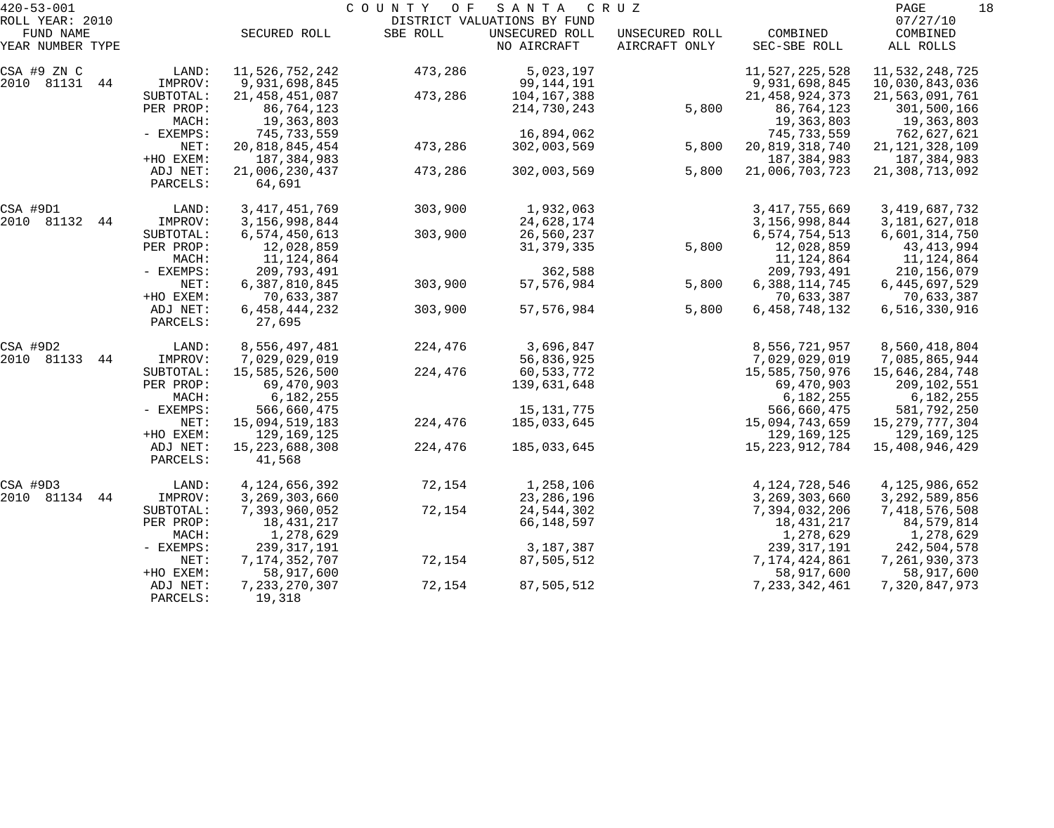420-53-001 COUNTY OF SANTA CRUZ
ROLL YEAR: 2010 DISTRICT VALUATIONS BY FUND 07/27/10

| FUND NAME YEAR NUMBER TYPE | | SECURED ROLL | SBE ROLL | UNSECURED ROLL NO AIRCRAFT | UNSECURED ROLL AIRCRAFT ONLY | COMBINED SEC-SBE ROLL | COMBINED ALL ROLLS |
|---|---|---|---|---|---|---|---|
| CSA #9 ZN C | LAND: | 11,526,752,242 | 473,286 | 5,023,197 | | 11,527,225,528 | 11,532,248,725 |
| 2010 81131 44 | IMPROV: | 9,931,698,845 | | 99,144,191 | | 9,931,698,845 | 10,030,843,036 |
| | SUBTOTAL: | 21,458,451,087 | 473,286 | 104,167,388 | | 21,458,924,373 | 21,563,091,761 |
| | PER PROP: | 86,764,123 | | 214,730,243 | 5,800 | 86,764,123 | 301,500,166 |
| | MACH: | 19,363,803 | | | | 19,363,803 | 19,363,803 |
| | - EXEMPS: | 745,733,559 | | 16,894,062 | | 745,733,559 | 762,627,621 |
| | NET: | 20,818,845,454 | 473,286 | 302,003,569 | 5,800 | 20,819,318,740 | 21,121,328,109 |
| | +HO EXEM: | 187,384,983 | | | | 187,384,983 | 187,384,983 |
| | ADJ NET: | 21,006,230,437 | 473,286 | 302,003,569 | 5,800 | 21,006,703,723 | 21,308,713,092 |
| | PARCELS: | 64,691 | | | | | |
| CSA #9D1 | LAND: | 3,417,451,769 | 303,900 | 1,932,063 | | 3,417,755,669 | 3,419,687,732 |
| 2010 81132 44 | IMPROV: | 3,156,998,844 | | 24,628,174 | | 3,156,998,844 | 3,181,627,018 |
| | SUBTOTAL: | 6,574,450,613 | 303,900 | 26,560,237 | | 6,574,754,513 | 6,601,314,750 |
| | PER PROP: | 12,028,859 | | 31,379,335 | 5,800 | 12,028,859 | 43,413,994 |
| | MACH: | 11,124,864 | | | | 11,124,864 | 11,124,864 |
| | - EXEMPS: | 209,793,491 | | 362,588 | | 209,793,491 | 210,156,079 |
| | NET: | 6,387,810,845 | 303,900 | 57,576,984 | 5,800 | 6,388,114,745 | 6,445,697,529 |
| | +HO EXEM: | 70,633,387 | | | | 70,633,387 | 70,633,387 |
| | ADJ NET: | 6,458,444,232 | 303,900 | 57,576,984 | 5,800 | 6,458,748,132 | 6,516,330,916 |
| | PARCELS: | 27,695 | | | | | |
| CSA #9D2 | LAND: | 8,556,497,481 | 224,476 | 3,696,847 | | 8,556,721,957 | 8,560,418,804 |
| 2010 81133 44 | IMPROV: | 7,029,029,019 | | 56,836,925 | | 7,029,029,019 | 7,085,865,944 |
| | SUBTOTAL: | 15,585,526,500 | 224,476 | 60,533,772 | | 15,585,750,976 | 15,646,284,748 |
| | PER PROP: | 69,470,903 | | 139,631,648 | | 69,470,903 | 209,102,551 |
| | MACH: | 6,182,255 | | | | 6,182,255 | 6,182,255 |
| | - EXEMPS: | 566,660,475 | | 15,131,775 | | 566,660,475 | 581,792,250 |
| | NET: | 15,094,519,183 | 224,476 | 185,033,645 | | 15,094,743,659 | 15,279,777,304 |
| | +HO EXEM: | 129,169,125 | | | | 129,169,125 | 129,169,125 |
| | ADJ NET: | 15,223,688,308 | 224,476 | 185,033,645 | | 15,223,912,784 | 15,408,946,429 |
| | PARCELS: | 41,568 | | | | | |
| CSA #9D3 | LAND: | 4,124,656,392 | 72,154 | 1,258,106 | | 4,124,728,546 | 4,125,986,652 |
| 2010 81134 44 | IMPROV: | 3,269,303,660 | | 23,286,196 | | 3,269,303,660 | 3,292,589,856 |
| | SUBTOTAL: | 7,393,960,052 | 72,154 | 24,544,302 | | 7,394,032,206 | 7,418,576,508 |
| | PER PROP: | 18,431,217 | | 66,148,597 | | 18,431,217 | 84,579,814 |
| | MACH: | 1,278,629 | | | | 1,278,629 | 1,278,629 |
| | - EXEMPS: | 239,317,191 | | 3,187,387 | | 239,317,191 | 242,504,578 |
| | NET: | 7,174,352,707 | 72,154 | 87,505,512 | | 7,174,424,861 | 7,261,930,373 |
| | +HO EXEM: | 58,917,600 | | | | 58,917,600 | 58,917,600 |
| | ADJ NET: | 7,233,270,307 | 72,154 | 87,505,512 | | 7,233,342,461 | 7,320,847,973 |
| | PARCELS: | 19,318 | | | | | |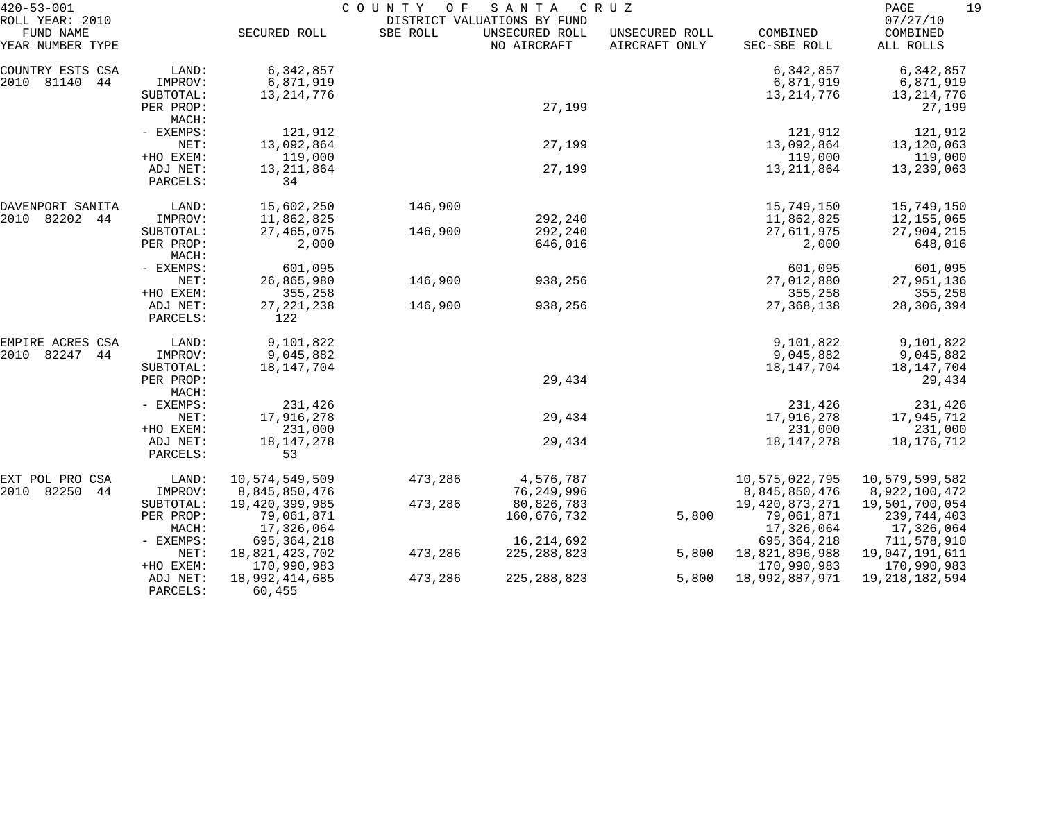420-53-001 COUNTY OF SANTA CRUZ
ROLL YEAR: 2010 DISTRICT VALUATIONS BY FUND 07/27/10

| FUND NAME YEAR NUMBER TYPE | | SECURED ROLL | SBE ROLL | UNSECURED ROLL NO AIRCRAFT | UNSECURED ROLL AIRCRAFT ONLY | COMBINED SEC-SBE ROLL | COMBINED ALL ROLLS |
|---|---|---|---|---|---|---|---|
| COUNTRY ESTS CSA | LAND: | 6,342,857 | | | | 6,342,857 | 6,342,857 |
| 2010 81140 44 | IMPROV: | 6,871,919 | | | | 6,871,919 | 6,871,919 |
| | SUBTOTAL: | 13,214,776 | | | | 13,214,776 | 13,214,776 |
| | PER PROP: | | | 27,199 | | | 27,199 |
| | MACH: | | | | | | |
| | - EXEMPS: | 121,912 | | | | 121,912 | 121,912 |
| | NET: | 13,092,864 | | 27,199 | | 13,092,864 | 13,120,063 |
| | +HO EXEM: | 119,000 | | | | 119,000 | 119,000 |
| | ADJ NET: | 13,211,864 | | 27,199 | | 13,211,864 | 13,239,063 |
| | PARCELS: | 34 | | | | | |
| DAVENPORT SANITA | LAND: | 15,602,250 | 146,900 | | | 15,749,150 | 15,749,150 |
| 2010 82202 44 | IMPROV: | 11,862,825 | | 292,240 | | 11,862,825 | 12,155,065 |
| | SUBTOTAL: | 27,465,075 | 146,900 | 292,240 | | 27,611,975 | 27,904,215 |
| | PER PROP: | 2,000 | | 646,016 | | 2,000 | 648,016 |
| | MACH: | | | | | | |
| | - EXEMPS: | 601,095 | | | | 601,095 | 601,095 |
| | NET: | 26,865,980 | 146,900 | 938,256 | | 27,012,880 | 27,951,136 |
| | +HO EXEM: | 355,258 | | | | 355,258 | 355,258 |
| | ADJ NET: | 27,221,238 | 146,900 | 938,256 | | 27,368,138 | 28,306,394 |
| | PARCELS: | 122 | | | | | |
| EMPIRE ACRES CSA | LAND: | 9,101,822 | | | | 9,101,822 | 9,101,822 |
| 2010 82247 44 | IMPROV: | 9,045,882 | | | | 9,045,882 | 9,045,882 |
| | SUBTOTAL: | 18,147,704 | | | | 18,147,704 | 18,147,704 |
| | PER PROP: | | | 29,434 | | | 29,434 |
| | MACH: | | | | | | |
| | - EXEMPS: | 231,426 | | | | 231,426 | 231,426 |
| | NET: | 17,916,278 | | 29,434 | | 17,916,278 | 17,945,712 |
| | +HO EXEM: | 231,000 | | | | 231,000 | 231,000 |
| | ADJ NET: | 18,147,278 | | 29,434 | | 18,147,278 | 18,176,712 |
| | PARCELS: | 53 | | | | | |
| EXT POL PRO CSA | LAND: | 10,574,549,509 | 473,286 | 4,576,787 | | 10,575,022,795 | 10,579,599,582 |
| 2010 82250 44 | IMPROV: | 8,845,850,476 | | 76,249,996 | | 8,845,850,476 | 8,922,100,472 |
| | SUBTOTAL: | 19,420,399,985 | 473,286 | 80,826,783 | | 19,420,873,271 | 19,501,700,054 |
| | PER PROP: | 79,061,871 | | 160,676,732 | 5,800 | 79,061,871 | 239,744,403 |
| | MACH: | 17,326,064 | | | | 17,326,064 | 17,326,064 |
| | - EXEMPS: | 695,364,218 | | 16,214,692 | | 695,364,218 | 711,578,910 |
| | NET: | 18,821,423,702 | 473,286 | 225,288,823 | 5,800 | 18,821,896,988 | 19,047,191,611 |
| | +HO EXEM: | 170,990,983 | | | | 170,990,983 | 170,990,983 |
| | ADJ NET: | 18,992,414,685 | 473,286 | 225,288,823 | 5,800 | 18,992,887,971 | 19,218,182,594 |
| | PARCELS: | 60,455 | | | | | |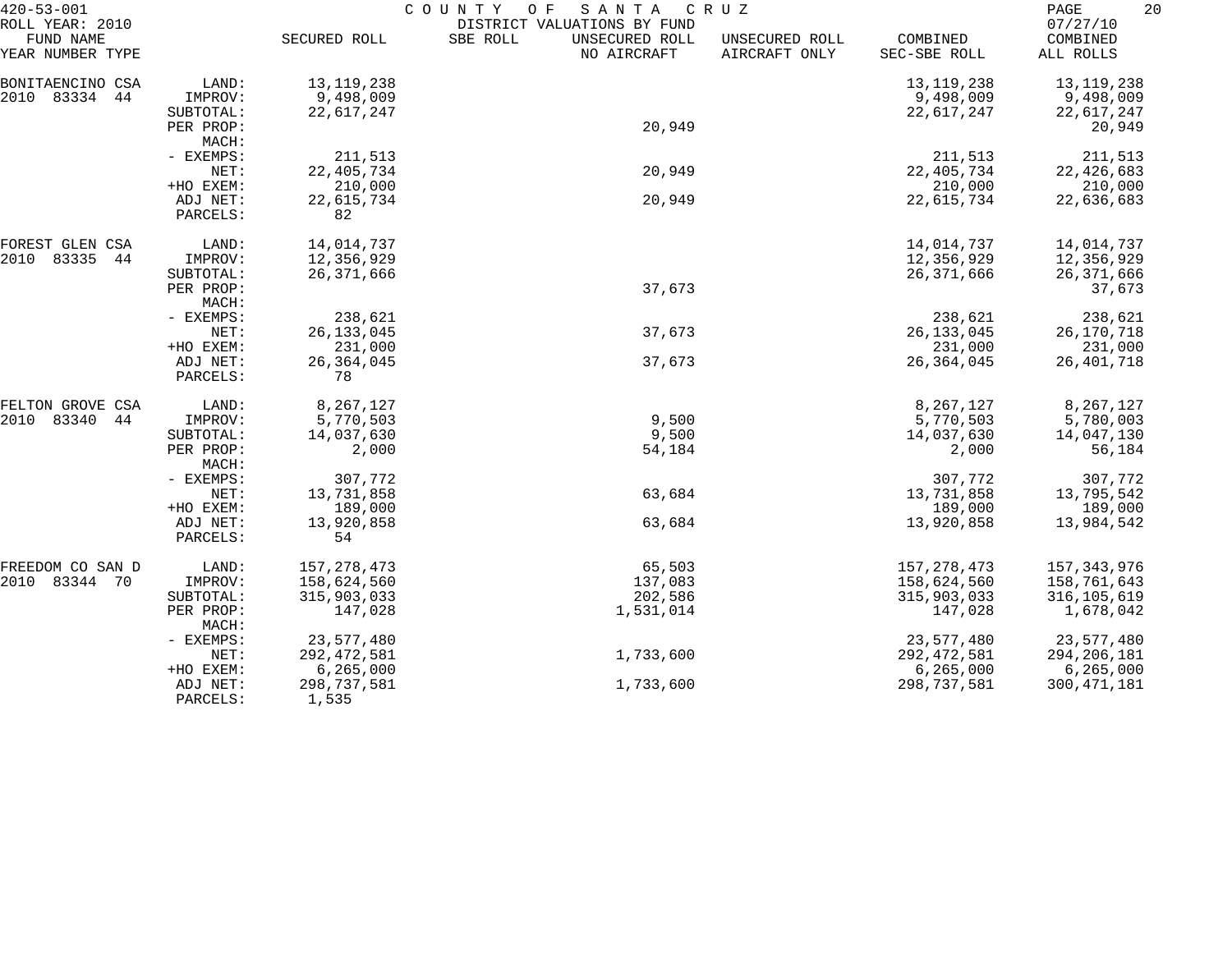420-53-001 COUNTY OF SANTA CRUZ
ROLL YEAR: 2010 DISTRICT VALUATIONS BY FUND 07/27/10

| FUND NAME YEAR NUMBER TYPE | | SECURED ROLL | SBE ROLL | UNSECURED ROLL NO AIRCRAFT | UNSECURED ROLL AIRCRAFT ONLY | COMBINED SEC-SBE ROLL | COMBINED ALL ROLLS |
|---|---|---|---|---|---|---|---|
| BONITAENCINO CSA | LAND: | 13,119,238 | | | | 13,119,238 | 13,119,238 |
| 2010 83334 44 | IMPROV: | 9,498,009 | | | | 9,498,009 | 9,498,009 |
| | SUBTOTAL: | 22,617,247 | | | | 22,617,247 | 22,617,247 |
| | PER PROP: | | | 20,949 | | | 20,949 |
| | MACH: | | | | | | |
| | - EXEMPS: | 211,513 | | | | 211,513 | 211,513 |
| | NET: | 22,405,734 | | 20,949 | | 22,405,734 | 22,426,683 |
| | +HO EXEM: | 210,000 | | | | 210,000 | 210,000 |
| | ADJ NET: | 22,615,734 | | 20,949 | | 22,615,734 | 22,636,683 |
| | PARCELS: | 82 | | | | | |
| FOREST GLEN CSA | LAND: | 14,014,737 | | | | 14,014,737 | 14,014,737 |
| 2010 83335 44 | IMPROV: | 12,356,929 | | | | 12,356,929 | 12,356,929 |
| | SUBTOTAL: | 26,371,666 | | | | 26,371,666 | 26,371,666 |
| | PER PROP: | | | 37,673 | | | 37,673 |
| | MACH: | | | | | | |
| | - EXEMPS: | 238,621 | | | | 238,621 | 238,621 |
| | NET: | 26,133,045 | | 37,673 | | 26,133,045 | 26,170,718 |
| | +HO EXEM: | 231,000 | | | | 231,000 | 231,000 |
| | ADJ NET: | 26,364,045 | | 37,673 | | 26,364,045 | 26,401,718 |
| | PARCELS: | 78 | | | | | |
| FELTON GROVE CSA | LAND: | 8,267,127 | | | | 8,267,127 | 8,267,127 |
| 2010 83340 44 | IMPROV: | 5,770,503 | | 9,500 | | 5,770,503 | 5,780,003 |
| | SUBTOTAL: | 14,037,630 | | 9,500 | | 14,037,630 | 14,047,130 |
| | PER PROP: | 2,000 | | 54,184 | | 2,000 | 56,184 |
| | MACH: | | | | | | |
| | - EXEMPS: | 307,772 | | | | 307,772 | 307,772 |
| | NET: | 13,731,858 | | 63,684 | | 13,731,858 | 13,795,542 |
| | +HO EXEM: | 189,000 | | | | 189,000 | 189,000 |
| | ADJ NET: | 13,920,858 | | 63,684 | | 13,920,858 | 13,984,542 |
| | PARCELS: | 54 | | | | | |
| FREEDOM CO SAN D | LAND: | 157,278,473 | | 65,503 | | 157,278,473 | 157,343,976 |
| 2010 83344 70 | IMPROV: | 158,624,560 | | 137,083 | | 158,624,560 | 158,761,643 |
| | SUBTOTAL: | 315,903,033 | | 202,586 | | 315,903,033 | 316,105,619 |
| | PER PROP: | 147,028 | | 1,531,014 | | 147,028 | 1,678,042 |
| | MACH: | | | | | | |
| | - EXEMPS: | 23,577,480 | | | | 23,577,480 | 23,577,480 |
| | NET: | 292,472,581 | | 1,733,600 | | 292,472,581 | 294,206,181 |
| | +HO EXEM: | 6,265,000 | | | | 6,265,000 | 6,265,000 |
| | ADJ NET: | 298,737,581 | | 1,733,600 | | 298,737,581 | 300,471,181 |
| | PARCELS: | 1,535 | | | | | |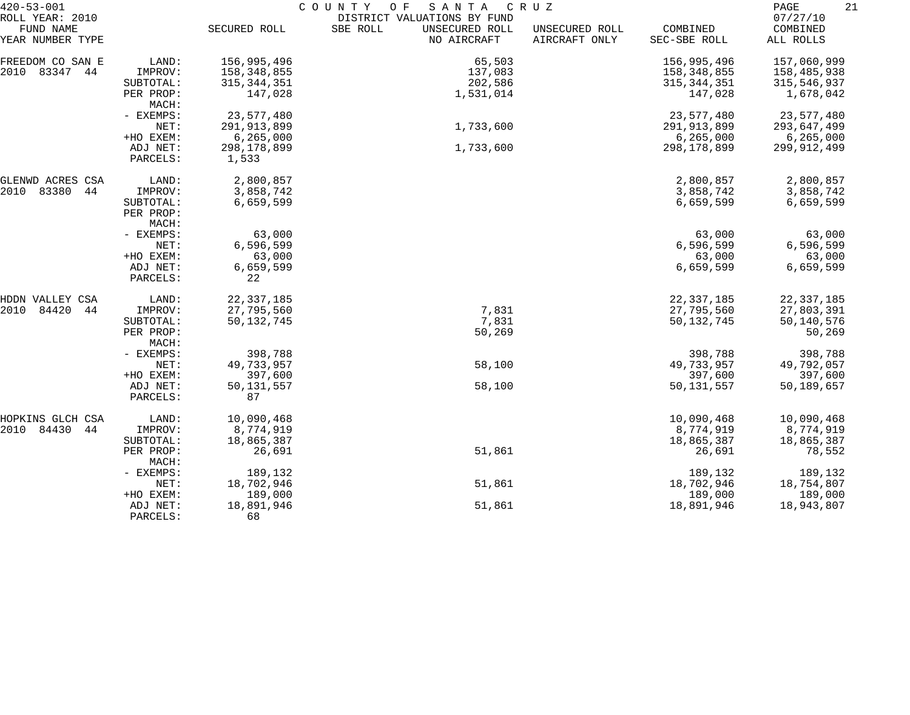420-53-001 COUNTY OF SANTA CRUZ
ROLL YEAR: 2010 DISTRICT VALUATIONS BY FUND 07/27/10

| FUND NAME YEAR NUMBER TYPE | | SECURED ROLL | SBE ROLL | UNSECURED ROLL NO AIRCRAFT | UNSECURED ROLL AIRCRAFT ONLY | COMBINED SEC-SBE ROLL | COMBINED ALL ROLLS |
|---|---|---|---|---|---|---|---|
| FREEDOM CO SAN E | LAND: | 156,995,496 | | 65,503 | | 156,995,496 | 157,060,999 |
| 2010 83347 44 | IMPROV: | 158,348,855 | | 137,083 | | 158,348,855 | 158,485,938 |
| | SUBTOTAL: | 315,344,351 | | 202,586 | | 315,344,351 | 315,546,937 |
| | PER PROP: | 147,028 | | 1,531,014 | | 147,028 | 1,678,042 |
| | MACH: | | | | | | |
| | - EXEMPS: | 23,577,480 | | | | 23,577,480 | 23,577,480 |
| | NET: | 291,913,899 | | 1,733,600 | | 291,913,899 | 293,647,499 |
| | +HO EXEM: | 6,265,000 | | | | 6,265,000 | 6,265,000 |
| | ADJ NET: | 298,178,899 | | 1,733,600 | | 298,178,899 | 299,912,499 |
| | PARCELS: | 1,533 | | | | | |
| GLENWD ACRES CSA | LAND: | 2,800,857 | | | | 2,800,857 | 2,800,857 |
| 2010 83380 44 | IMPROV: | 3,858,742 | | | | 3,858,742 | 3,858,742 |
| | SUBTOTAL: | 6,659,599 | | | | 6,659,599 | 6,659,599 |
| | PER PROP: | | | | | | |
| | MACH: | | | | | | |
| | - EXEMPS: | 63,000 | | | | 63,000 | 63,000 |
| | NET: | 6,596,599 | | | | 6,596,599 | 6,596,599 |
| | +HO EXEM: | 63,000 | | | | 63,000 | 63,000 |
| | ADJ NET: | 6,659,599 | | | | 6,659,599 | 6,659,599 |
| | PARCELS: | 22 | | | | | |
| HDDN VALLEY CSA | LAND: | 22,337,185 | | | | 22,337,185 | 22,337,185 |
| 2010 84420 44 | IMPROV: | 27,795,560 | | 7,831 | | 27,795,560 | 27,803,391 |
| | SUBTOTAL: | 50,132,745 | | 7,831 | | 50,132,745 | 50,140,576 |
| | PER PROP: | | | 50,269 | | | 50,269 |
| | MACH: | | | | | | |
| | - EXEMPS: | 398,788 | | | | 398,788 | 398,788 |
| | NET: | 49,733,957 | | 58,100 | | 49,733,957 | 49,792,057 |
| | +HO EXEM: | 397,600 | | | | 397,600 | 397,600 |
| | ADJ NET: | 50,131,557 | | 58,100 | | 50,131,557 | 50,189,657 |
| | PARCELS: | 87 | | | | | |
| HOPKINS GLCH CSA | LAND: | 10,090,468 | | | | 10,090,468 | 10,090,468 |
| 2010 84430 44 | IMPROV: | 8,774,919 | | | | 8,774,919 | 8,774,919 |
| | SUBTOTAL: | 18,865,387 | | | | 18,865,387 | 18,865,387 |
| | PER PROP: | 26,691 | | 51,861 | | 26,691 | 78,552 |
| | MACH: | | | | | | |
| | - EXEMPS: | 189,132 | | | | 189,132 | 189,132 |
| | NET: | 18,702,946 | | 51,861 | | 18,702,946 | 18,754,807 |
| | +HO EXEM: | 189,000 | | | | 189,000 | 189,000 |
| | ADJ NET: | 18,891,946 | | 51,861 | | 18,891,946 | 18,943,807 |
| | PARCELS: | 68 | | | | | |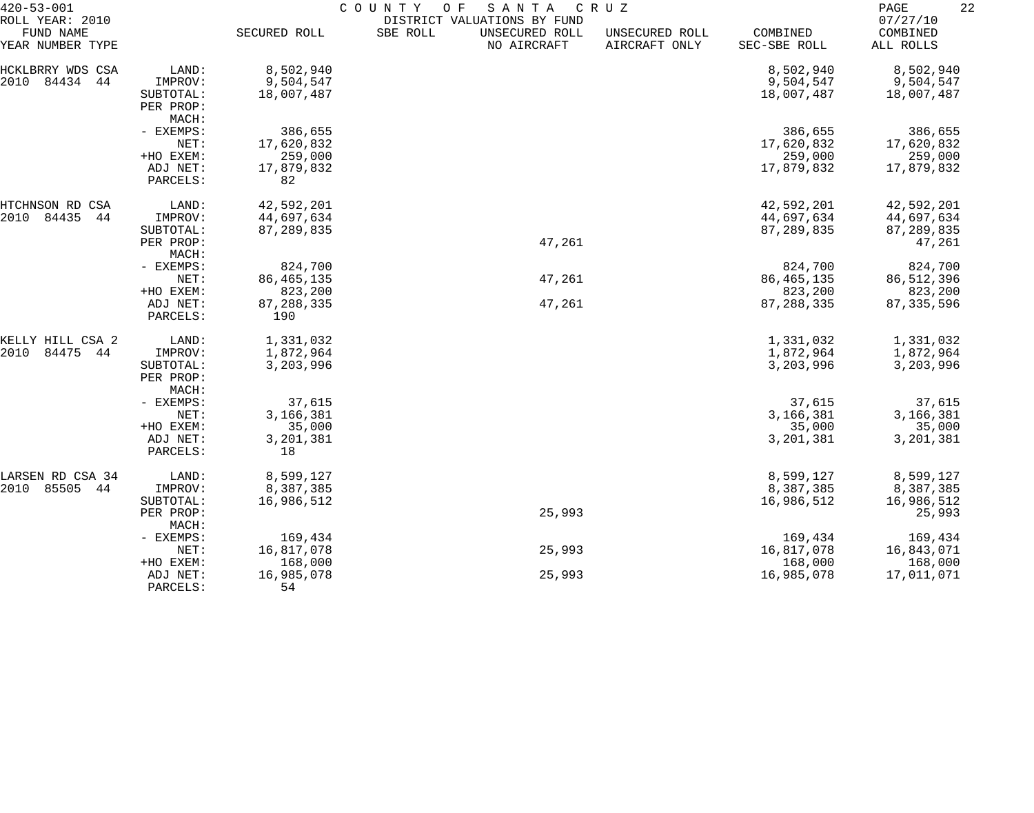420-53-001 COUNTY OF SANTA CRUZ
ROLL YEAR: 2010 DISTRICT VALUATIONS BY FUND 07/27/10

| FUND NAME YEAR NUMBER TYPE | | SECURED ROLL | SBE ROLL | UNSECURED ROLL NO AIRCRAFT | UNSECURED ROLL AIRCRAFT ONLY | COMBINED SEC-SBE ROLL | COMBINED ALL ROLLS |
|---|---|---|---|---|---|---|---|
| HCKLBRRY WDS CSA | LAND: | 8,502,940 | | | | 8,502,940 | 8,502,940 |
| 2010 84434 44 | IMPROV: | 9,504,547 | | | | 9,504,547 | 9,504,547 |
| | SUBTOTAL: | 18,007,487 | | | | 18,007,487 | 18,007,487 |
| | PER PROP: | | | | | | |
| | MACH: | | | | | | |
| | - EXEMPS: | 386,655 | | | | 386,655 | 386,655 |
| | NET: | 17,620,832 | | | | 17,620,832 | 17,620,832 |
| | +HO EXEM: | 259,000 | | | | 259,000 | 259,000 |
| | ADJ NET: | 17,879,832 | | | | 17,879,832 | 17,879,832 |
| | PARCELS: | 82 | | | | | |
| HTCHNSON RD CSA | LAND: | 42,592,201 | | | | 42,592,201 | 42,592,201 |
| 2010 84435 44 | IMPROV: | 44,697,634 | | | | 44,697,634 | 44,697,634 |
| | SUBTOTAL: | 87,289,835 | | | | 87,289,835 | 87,289,835 |
| | PER PROP: | | | 47,261 | | | 47,261 |
| | MACH: | | | | | | |
| | - EXEMPS: | 824,700 | | | | 824,700 | 824,700 |
| | NET: | 86,465,135 | | 47,261 | | 86,465,135 | 86,512,396 |
| | +HO EXEM: | 823,200 | | | | 823,200 | 823,200 |
| | ADJ NET: | 87,288,335 | | 47,261 | | 87,288,335 | 87,335,596 |
| | PARCELS: | 190 | | | | | |
| KELLY HILL CSA 2 | LAND: | 1,331,032 | | | | 1,331,032 | 1,331,032 |
| 2010 84475 44 | IMPROV: | 1,872,964 | | | | 1,872,964 | 1,872,964 |
| | SUBTOTAL: | 3,203,996 | | | | 3,203,996 | 3,203,996 |
| | PER PROP: | | | | | | |
| | MACH: | | | | | | |
| | - EXEMPS: | 37,615 | | | | 37,615 | 37,615 |
| | NET: | 3,166,381 | | | | 3,166,381 | 3,166,381 |
| | +HO EXEM: | 35,000 | | | | 35,000 | 35,000 |
| | ADJ NET: | 3,201,381 | | | | 3,201,381 | 3,201,381 |
| | PARCELS: | 18 | | | | | |
| LARSEN RD CSA 34 | LAND: | 8,599,127 | | | | 8,599,127 | 8,599,127 |
| 2010 85505 44 | IMPROV: | 8,387,385 | | | | 8,387,385 | 8,387,385 |
| | SUBTOTAL: | 16,986,512 | | | | 16,986,512 | 16,986,512 |
| | PER PROP: | | | 25,993 | | | 25,993 |
| | MACH: | | | | | | |
| | - EXEMPS: | 169,434 | | | | 169,434 | 169,434 |
| | NET: | 16,817,078 | | 25,993 | | 16,817,078 | 16,843,071 |
| | +HO EXEM: | 168,000 | | | | 168,000 | 168,000 |
| | ADJ NET: | 16,985,078 | | 25,993 | | 16,985,078 | 17,011,071 |
| | PARCELS: | 54 | | | | | |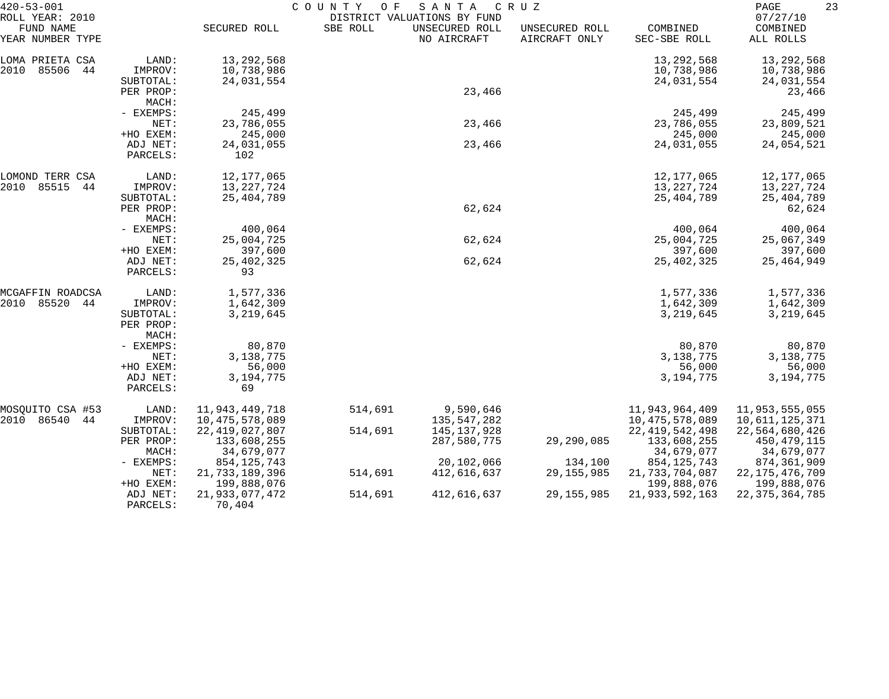420-53-001 COUNTY OF SANTA CRUZ
ROLL YEAR: 2010 DISTRICT VALUATIONS BY FUND 07/27/10

| FUND NAME YEAR NUMBER TYPE | | SECURED ROLL | SBE ROLL | UNSECURED ROLL NO AIRCRAFT | UNSECURED ROLL AIRCRAFT ONLY | COMBINED SEC-SBE ROLL | COMBINED ALL ROLLS |
|---|---|---|---|---|---|---|---|
| LOMA PRIETA CSA | LAND: | 13,292,568 | | | | 13,292,568 | 13,292,568 |
| 2010 85506 44 | IMPROV: | 10,738,986 | | | | 10,738,986 | 10,738,986 |
| | SUBTOTAL: | 24,031,554 | | | | 24,031,554 | 24,031,554 |
| | PER PROP: | | | 23,466 | | | 23,466 |
| | MACH: | | | | | | |
| | - EXEMPS: | 245,499 | | | | 245,499 | 245,499 |
| | NET: | 23,786,055 | | 23,466 | | 23,786,055 | 23,809,521 |
| | +HO EXEM: | 245,000 | | | | 245,000 | 245,000 |
| | ADJ NET: | 24,031,055 | | 23,466 | | 24,031,055 | 24,054,521 |
| | PARCELS: | 102 | | | | | |
| LOMOND TERR CSA | LAND: | 12,177,065 | | | | 12,177,065 | 12,177,065 |
| 2010 85515 44 | IMPROV: | 13,227,724 | | | | 13,227,724 | 13,227,724 |
| | SUBTOTAL: | 25,404,789 | | | | 25,404,789 | 25,404,789 |
| | PER PROP: | | | 62,624 | | | 62,624 |
| | MACH: | | | | | | |
| | - EXEMPS: | 400,064 | | | | 400,064 | 400,064 |
| | NET: | 25,004,725 | | 62,624 | | 25,004,725 | 25,067,349 |
| | +HO EXEM: | 397,600 | | | | 397,600 | 397,600 |
| | ADJ NET: | 25,402,325 | | 62,624 | | 25,402,325 | 25,464,949 |
| | PARCELS: | 93 | | | | | |
| MCGAFFIN ROADCSA | LAND: | 1,577,336 | | | | 1,577,336 | 1,577,336 |
| 2010 85520 44 | IMPROV: | 1,642,309 | | | | 1,642,309 | 1,642,309 |
| | SUBTOTAL: | 3,219,645 | | | | 3,219,645 | 3,219,645 |
| | PER PROP: | | | | | | |
| | MACH: | | | | | | |
| | - EXEMPS: | 80,870 | | | | 80,870 | 80,870 |
| | NET: | 3,138,775 | | | | 3,138,775 | 3,138,775 |
| | +HO EXEM: | 56,000 | | | | 56,000 | 56,000 |
| | ADJ NET: | 3,194,775 | | | | 3,194,775 | 3,194,775 |
| | PARCELS: | 69 | | | | | |
| MOSQUITO CSA #53 | LAND: | 11,943,449,718 | 514,691 | 9,590,646 | | 11,943,964,409 | 11,953,555,055 |
| 2010 86540 44 | IMPROV: | 10,475,578,089 | | 135,547,282 | | 10,475,578,089 | 10,611,125,371 |
| | SUBTOTAL: | 22,419,027,807 | 514,691 | 145,137,928 | | 22,419,542,498 | 22,564,680,426 |
| | PER PROP: | 133,608,255 | | 287,580,775 | 29,290,085 | 133,608,255 | 450,479,115 |
| | MACH: | 34,679,077 | | | | 34,679,077 | 34,679,077 |
| | - EXEMPS: | 854,125,743 | | 20,102,066 | 134,100 | 854,125,743 | 874,361,909 |
| | NET: | 21,733,189,396 | 514,691 | 412,616,637 | 29,155,985 | 21,733,704,087 | 22,175,476,709 |
| | +HO EXEM: | 199,888,076 | | | | 199,888,076 | 199,888,076 |
| | ADJ NET: | 21,933,077,472 | 514,691 | 412,616,637 | 29,155,985 | 21,933,592,163 | 22,375,364,785 |
| | PARCELS: | 70,404 | | | | | |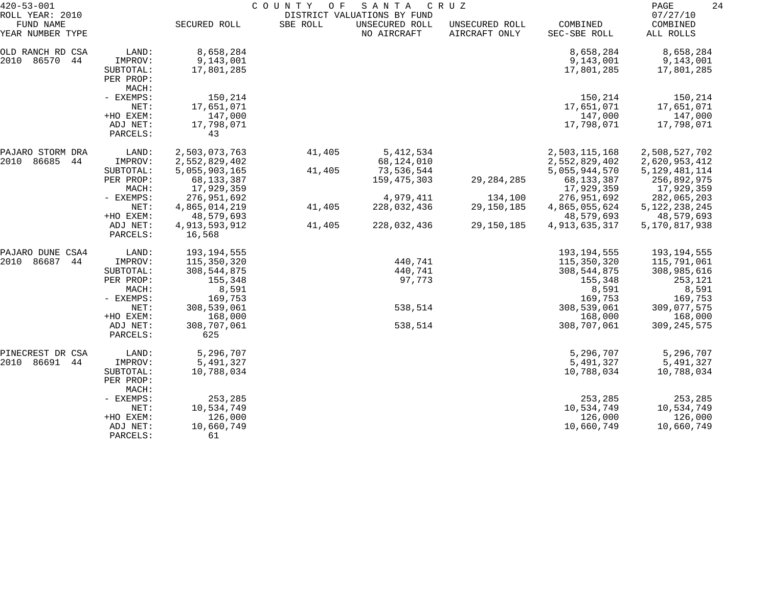420-53-001 COUNTY OF SANTA CRUZ
ROLL YEAR: 2010 DISTRICT VALUATIONS BY FUND 07/27/10

| FUND NAME YEAR NUMBER TYPE | | SECURED ROLL | SBE ROLL | UNSECURED ROLL NO AIRCRAFT | UNSECURED ROLL AIRCRAFT ONLY | COMBINED SEC-SBE ROLL | COMBINED ALL ROLLS |
|---|---|---|---|---|---|---|---|
| OLD RANCH RD CSA | LAND: | 8,658,284 | | | | 8,658,284 | 8,658,284 |
| 2010 86570 44 | IMPROV: | 9,143,001 | | | | 9,143,001 | 9,143,001 |
| | SUBTOTAL: | 17,801,285 | | | | 17,801,285 | 17,801,285 |
| | PER PROP: | | | | | | |
| | MACH: | | | | | | |
| | - EXEMPS: | 150,214 | | | | 150,214 | 150,214 |
| | NET: | 17,651,071 | | | | 17,651,071 | 17,651,071 |
| | +HO EXEM: | 147,000 | | | | 147,000 | 147,000 |
| | ADJ NET: | 17,798,071 | | | | 17,798,071 | 17,798,071 |
| | PARCELS: | 43 | | | | | |
| PAJARO STORM DRA | LAND: | 2,503,073,763 | 41,405 | 5,412,534 | | 2,503,115,168 | 2,508,527,702 |
| 2010 86685 44 | IMPROV: | 2,552,829,402 | | 68,124,010 | | 2,552,829,402 | 2,620,953,412 |
| | SUBTOTAL: | 5,055,903,165 | 41,405 | 73,536,544 | | 5,055,944,570 | 5,129,481,114 |
| | PER PROP: | 68,133,387 | | 159,475,303 | 29,284,285 | 68,133,387 | 256,892,975 |
| | MACH: | 17,929,359 | | | | 17,929,359 | 17,929,359 |
| | - EXEMPS: | 276,951,692 | | 4,979,411 | 134,100 | 276,951,692 | 282,065,203 |
| | NET: | 4,865,014,219 | 41,405 | 228,032,436 | 29,150,185 | 4,865,055,624 | 5,122,238,245 |
| | +HO EXEM: | 48,579,693 | | | | 48,579,693 | 48,579,693 |
| | ADJ NET: | 4,913,593,912 | 41,405 | 228,032,436 | 29,150,185 | 4,913,635,317 | 5,170,817,938 |
| | PARCELS: | 16,568 | | | | | |
| PAJARO DUNE CSA4 | LAND: | 193,194,555 | | | | 193,194,555 | 193,194,555 |
| 2010 86687 44 | IMPROV: | 115,350,320 | | 440,741 | | 115,350,320 | 115,791,061 |
| | SUBTOTAL: | 308,544,875 | | 440,741 | | 308,544,875 | 308,985,616 |
| | PER PROP: | 155,348 | | 97,773 | | 155,348 | 253,121 |
| | MACH: | 8,591 | | | | 8,591 | 8,591 |
| | - EXEMPS: | 169,753 | | | | 169,753 | 169,753 |
| | NET: | 308,539,061 | | 538,514 | | 308,539,061 | 309,077,575 |
| | +HO EXEM: | 168,000 | | | | 168,000 | 168,000 |
| | ADJ NET: | 308,707,061 | | 538,514 | | 308,707,061 | 309,245,575 |
| | PARCELS: | 625 | | | | | |
| PINECREST DR CSA | LAND: | 5,296,707 | | | | 5,296,707 | 5,296,707 |
| 2010 86691 44 | IMPROV: | 5,491,327 | | | | 5,491,327 | 5,491,327 |
| | SUBTOTAL: | 10,788,034 | | | | 10,788,034 | 10,788,034 |
| | PER PROP: | | | | | | |
| | MACH: | | | | | | |
| | - EXEMPS: | 253,285 | | | | 253,285 | 253,285 |
| | NET: | 10,534,749 | | | | 10,534,749 | 10,534,749 |
| | +HO EXEM: | 126,000 | | | | 126,000 | 126,000 |
| | ADJ NET: | 10,660,749 | | | | 10,660,749 | 10,660,749 |
| | PARCELS: | 61 | | | | | |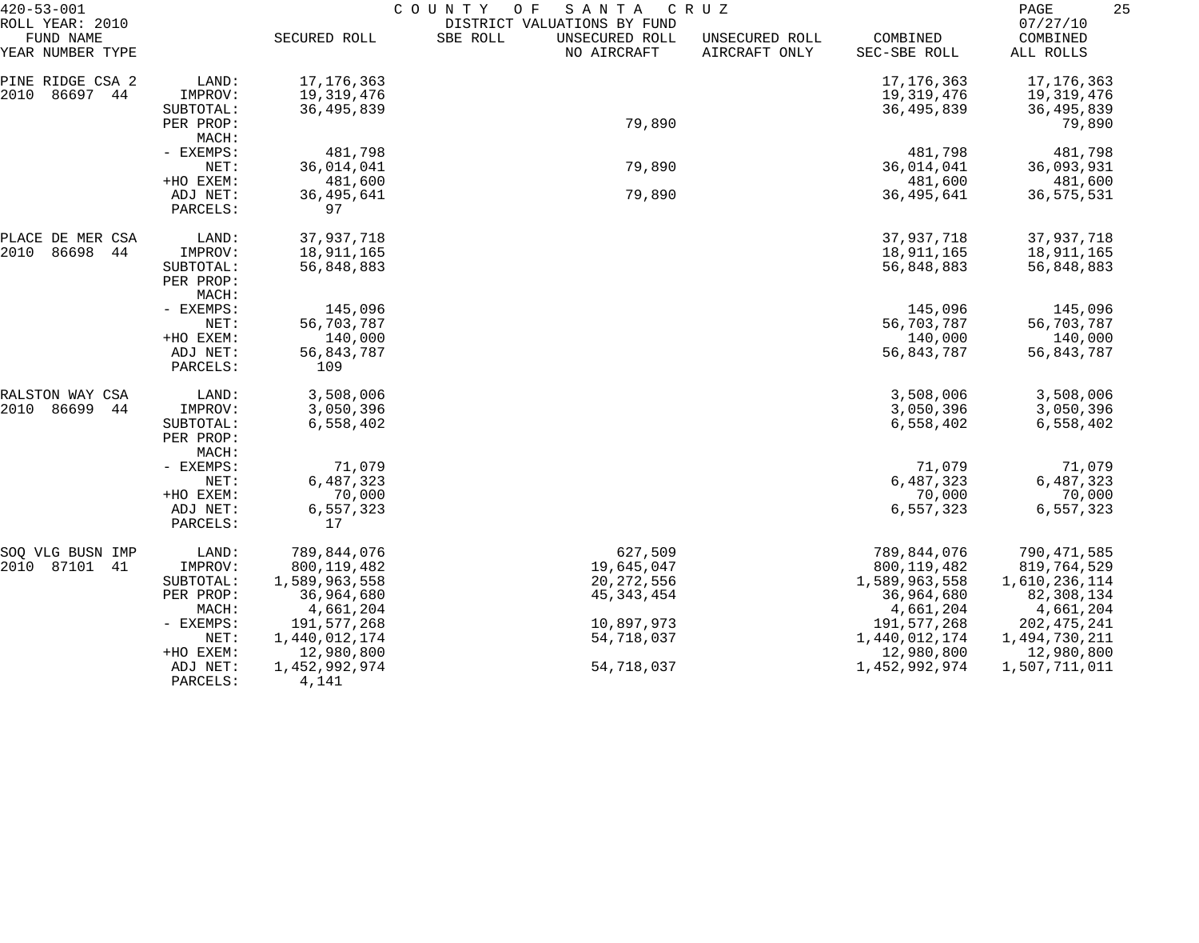420-53-001 COUNTY OF SANTA CRUZ
ROLL YEAR: 2010 DISTRICT VALUATIONS BY FUND 07/27/10

| FUND NAME YEAR NUMBER TYPE | | SECURED ROLL | SBE ROLL | UNSECURED ROLL NO AIRCRAFT | UNSECURED ROLL AIRCRAFT ONLY | COMBINED SEC-SBE ROLL | COMBINED ALL ROLLS |
|---|---|---|---|---|---|---|---|
| PINE RIDGE CSA 2 | LAND: | 17,176,363 | | | | 17,176,363 | 17,176,363 |
| 2010 86697 44 | IMPROV: | 19,319,476 | | | | 19,319,476 | 19,319,476 |
| | SUBTOTAL: | 36,495,839 | | | | 36,495,839 | 36,495,839 |
| | PER PROP: | | | 79,890 | | | 79,890 |
| | MACH: | | | | | | |
| | - EXEMPS: | 481,798 | | | | 481,798 | 481,798 |
| | NET: | 36,014,041 | | 79,890 | | 36,014,041 | 36,093,931 |
| | +HO EXEM: | 481,600 | | | | 481,600 | 481,600 |
| | ADJ NET: | 36,495,641 | | 79,890 | | 36,495,641 | 36,575,531 |
| | PARCELS: | 97 | | | | | |
| PLACE DE MER CSA | LAND: | 37,937,718 | | | | 37,937,718 | 37,937,718 |
| 2010 86698 44 | IMPROV: | 18,911,165 | | | | 18,911,165 | 18,911,165 |
| | SUBTOTAL: | 56,848,883 | | | | 56,848,883 | 56,848,883 |
| | PER PROP: | | | | | | |
| | MACH: | | | | | | |
| | - EXEMPS: | 145,096 | | | | 145,096 | 145,096 |
| | NET: | 56,703,787 | | | | 56,703,787 | 56,703,787 |
| | +HO EXEM: | 140,000 | | | | 140,000 | 140,000 |
| | ADJ NET: | 56,843,787 | | | | 56,843,787 | 56,843,787 |
| | PARCELS: | 109 | | | | | |
| RALSTON WAY CSA | LAND: | 3,508,006 | | | | 3,508,006 | 3,508,006 |
| 2010 86699 44 | IMPROV: | 3,050,396 | | | | 3,050,396 | 3,050,396 |
| | SUBTOTAL: | 6,558,402 | | | | 6,558,402 | 6,558,402 |
| | PER PROP: | | | | | | |
| | MACH: | | | | | | |
| | - EXEMPS: | 71,079 | | | | 71,079 | 71,079 |
| | NET: | 6,487,323 | | | | 6,487,323 | 6,487,323 |
| | +HO EXEM: | 70,000 | | | | 70,000 | 70,000 |
| | ADJ NET: | 6,557,323 | | | | 6,557,323 | 6,557,323 |
| | PARCELS: | 17 | | | | | |
| SOQ VLG BUSN IMP | LAND: | 789,844,076 | | 627,509 | | 789,844,076 | 790,471,585 |
| 2010 87101 41 | IMPROV: | 800,119,482 | | 19,645,047 | | 800,119,482 | 819,764,529 |
| | SUBTOTAL: | 1,589,963,558 | | 20,272,556 | | 1,589,963,558 | 1,610,236,114 |
| | PER PROP: | 36,964,680 | | 45,343,454 | | 36,964,680 | 82,308,134 |
| | MACH: | 4,661,204 | | | | 4,661,204 | 4,661,204 |
| | - EXEMPS: | 191,577,268 | | 10,897,973 | | 191,577,268 | 202,475,241 |
| | NET: | 1,440,012,174 | | 54,718,037 | | 1,440,012,174 | 1,494,730,211 |
| | +HO EXEM: | 12,980,800 | | | | 12,980,800 | 12,980,800 |
| | ADJ NET: | 1,452,992,974 | | 54,718,037 | | 1,452,992,974 | 1,507,711,011 |
| | PARCELS: | 4,141 | | | | | |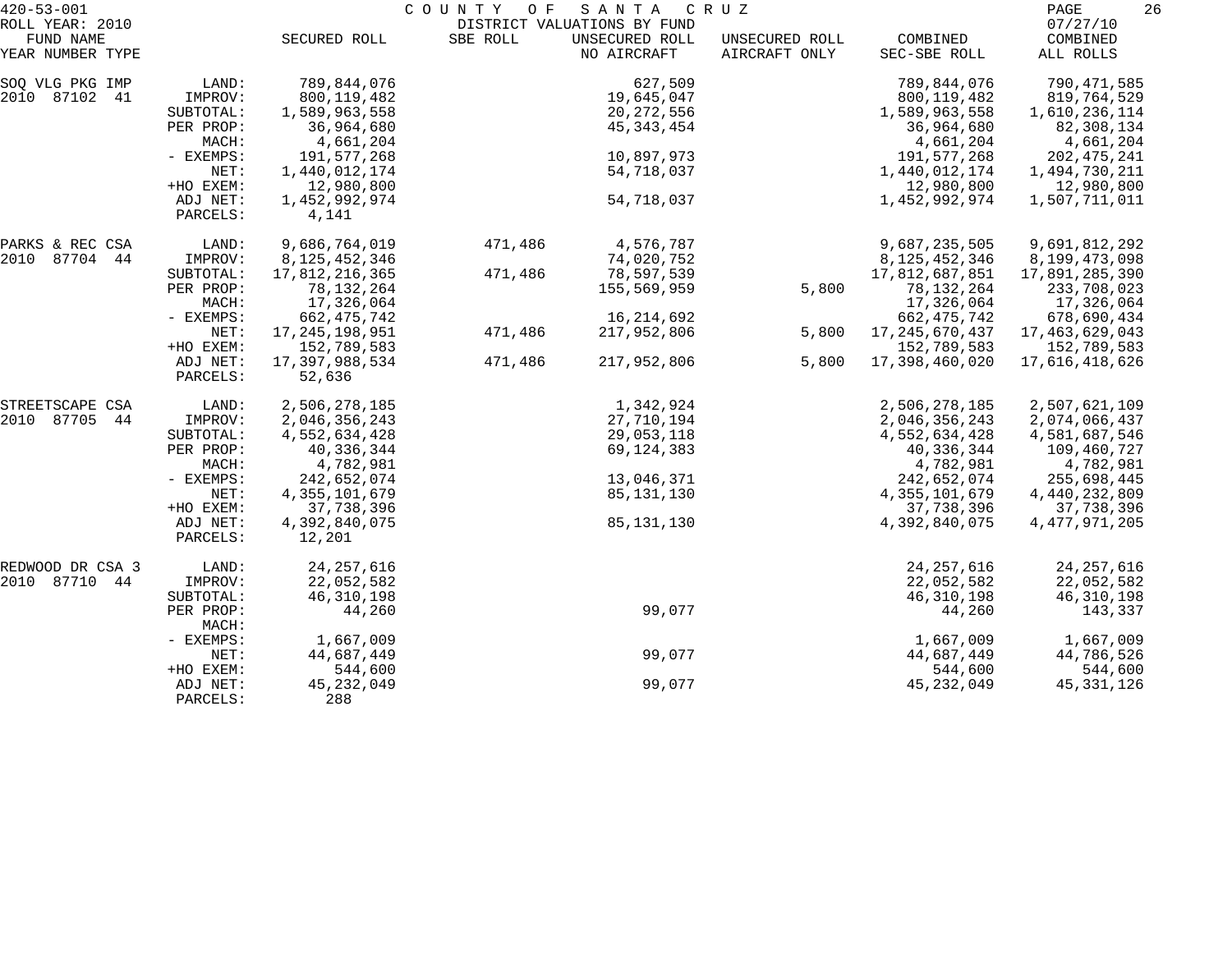420-53-001 COUNTY OF SANTA CRUZ
ROLL YEAR: 2010 DISTRICT VALUATIONS BY FUND 07/27/10

| FUND NAME YEAR NUMBER TYPE | | SECURED ROLL | SBE ROLL | UNSECURED ROLL NO AIRCRAFT | UNSECURED ROLL AIRCRAFT ONLY | COMBINED SEC-SBE ROLL | COMBINED ALL ROLLS |
|---|---|---|---|---|---|---|---|
| SOQ VLG PKG IMP | LAND: | 789,844,076 | | 627,509 | | 789,844,076 | 790,471,585 |
| 2010 87102 41 | IMPROV: | 800,119,482 | | 19,645,047 | | 800,119,482 | 819,764,529 |
| | SUBTOTAL: | 1,589,963,558 | | 20,272,556 | | 1,589,963,558 | 1,610,236,114 |
| | PER PROP: | 36,964,680 | | 45,343,454 | | 36,964,680 | 82,308,134 |
| | MACH: | 4,661,204 | | | | 4,661,204 | 4,661,204 |
| | - EXEMPS: | 191,577,268 | | 10,897,973 | | 191,577,268 | 202,475,241 |
| | NET: | 1,440,012,174 | | 54,718,037 | | 1,440,012,174 | 1,494,730,211 |
| | +HO EXEM: | 12,980,800 | | | | 12,980,800 | 12,980,800 |
| | ADJ NET: | 1,452,992,974 | | 54,718,037 | | 1,452,992,974 | 1,507,711,011 |
| | PARCELS: | 4,141 | | | | | |
| PARKS & REC CSA | LAND: | 9,686,764,019 | 471,486 | 4,576,787 | | 9,687,235,505 | 9,691,812,292 |
| 2010 87704 44 | IMPROV: | 8,125,452,346 | | 74,020,752 | | 8,125,452,346 | 8,199,473,098 |
| | SUBTOTAL: | 17,812,216,365 | 471,486 | 78,597,539 | | 17,812,687,851 | 17,891,285,390 |
| | PER PROP: | 78,132,264 | | 155,569,959 | 5,800 | 78,132,264 | 233,708,023 |
| | MACH: | 17,326,064 | | | | 17,326,064 | 17,326,064 |
| | - EXEMPS: | 662,475,742 | | 16,214,692 | | 662,475,742 | 678,690,434 |
| | NET: | 17,245,198,951 | 471,486 | 217,952,806 | 5,800 | 17,245,670,437 | 17,463,629,043 |
| | +HO EXEM: | 152,789,583 | | | | 152,789,583 | 152,789,583 |
| | ADJ NET: | 17,397,988,534 | 471,486 | 217,952,806 | 5,800 | 17,398,460,020 | 17,616,418,626 |
| | PARCELS: | 52,636 | | | | | |
| STREETSCAPE CSA | LAND: | 2,506,278,185 | | 1,342,924 | | 2,506,278,185 | 2,507,621,109 |
| 2010 87705 44 | IMPROV: | 2,046,356,243 | | 27,710,194 | | 2,046,356,243 | 2,074,066,437 |
| | SUBTOTAL: | 4,552,634,428 | | 29,053,118 | | 4,552,634,428 | 4,581,687,546 |
| | PER PROP: | 40,336,344 | | 69,124,383 | | 40,336,344 | 109,460,727 |
| | MACH: | 4,782,981 | | | | 4,782,981 | 4,782,981 |
| | - EXEMPS: | 242,652,074 | | 13,046,371 | | 242,652,074 | 255,698,445 |
| | NET: | 4,355,101,679 | | 85,131,130 | | 4,355,101,679 | 4,440,232,809 |
| | +HO EXEM: | 37,738,396 | | | | 37,738,396 | 37,738,396 |
| | ADJ NET: | 4,392,840,075 | | 85,131,130 | | 4,392,840,075 | 4,477,971,205 |
| | PARCELS: | 12,201 | | | | | |
| REDWOOD DR CSA 3 | LAND: | 24,257,616 | | | | 24,257,616 | 24,257,616 |
| 2010 87710 44 | IMPROV: | 22,052,582 | | | | 22,052,582 | 22,052,582 |
| | SUBTOTAL: | 46,310,198 | | | | 46,310,198 | 46,310,198 |
| | PER PROP: | 44,260 | | 99,077 | | 44,260 | 143,337 |
| | MACH: | | | | | | |
| | - EXEMPS: | 1,667,009 | | | | 1,667,009 | 1,667,009 |
| | NET: | 44,687,449 | | 99,077 | | 44,687,449 | 44,786,526 |
| | +HO EXEM: | 544,600 | | | | 544,600 | 544,600 |
| | ADJ NET: | 45,232,049 | | 99,077 | | 45,232,049 | 45,331,126 |
| | PARCELS: | 288 | | | | | |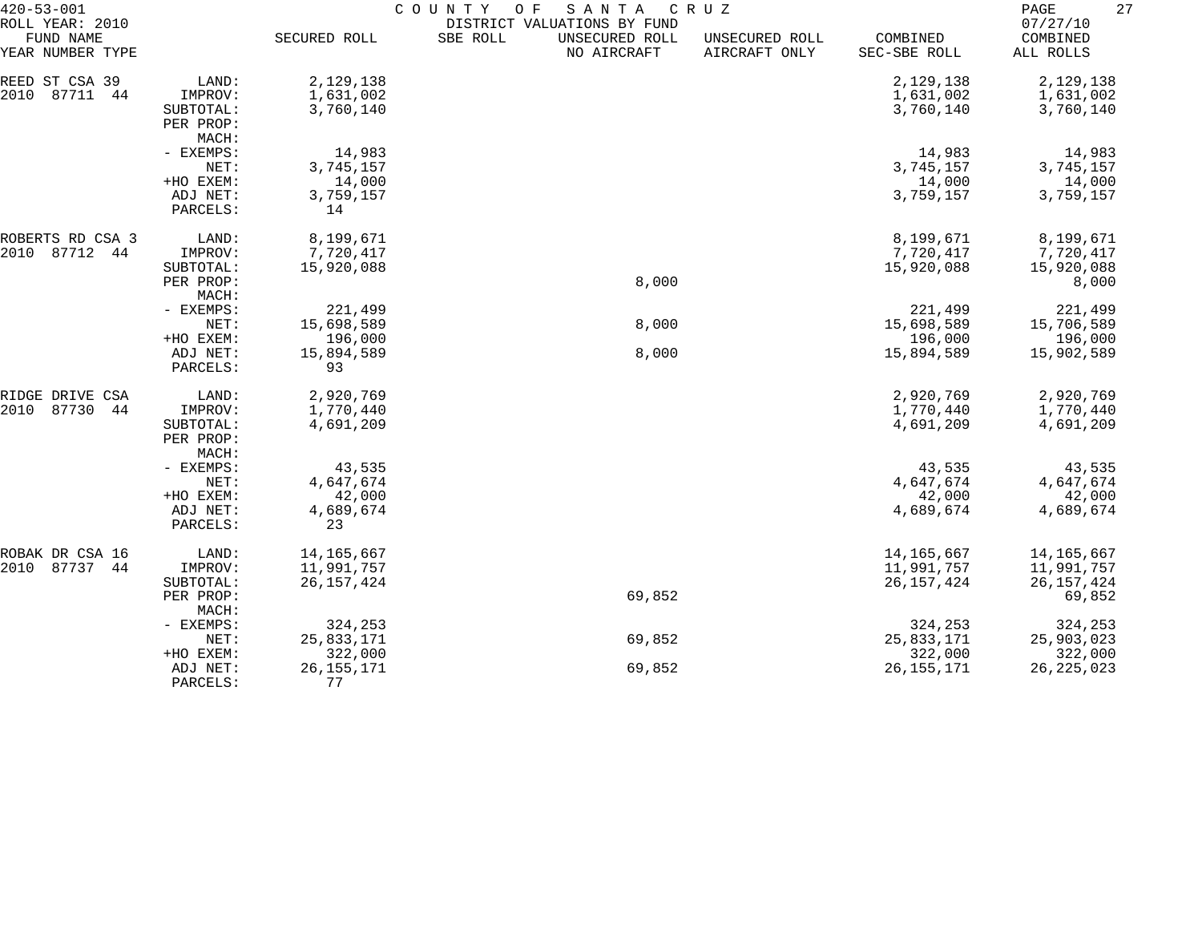| FUND NAME YEAR NUMBER TYPE | | SECURED ROLL | SBE ROLL | UNSECURED ROLL NO AIRCRAFT | UNSECURED ROLL AIRCRAFT ONLY | COMBINED SEC-SBE ROLL | COMBINED ALL ROLLS |
|---|---|---|---|---|---|---|---|
| REED ST CSA 39 | LAND: | 2,129,138 | | | | 2,129,138 | 2,129,138 |
| 2010 87711 44 | IMPROV: | 1,631,002 | | | | 1,631,002 | 1,631,002 |
| | SUBTOTAL: | 3,760,140 | | | | 3,760,140 | 3,760,140 |
| | PER PROP: | | | | | | |
| | MACH: | | | | | | |
| | - EXEMPS: | 14,983 | | | | 14,983 | 14,983 |
| | NET: | 3,745,157 | | | | 3,745,157 | 3,745,157 |
| | +HO EXEM: | 14,000 | | | | 14,000 | 14,000 |
| | ADJ NET: | 3,759,157 | | | | 3,759,157 | 3,759,157 |
| | PARCELS: | 14 | | | | | |
| ROBERTS RD CSA 3 | LAND: | 8,199,671 | | | | 8,199,671 | 8,199,671 |
| 2010 87712 44 | IMPROV: | 7,720,417 | | | | 7,720,417 | 7,720,417 |
| | SUBTOTAL: | 15,920,088 | | | | 15,920,088 | 15,920,088 |
| | PER PROP: | | | 8,000 | | | 8,000 |
| | MACH: | | | | | | |
| | - EXEMPS: | 221,499 | | | | 221,499 | 221,499 |
| | NET: | 15,698,589 | | 8,000 | | 15,698,589 | 15,706,589 |
| | +HO EXEM: | 196,000 | | | | 196,000 | 196,000 |
| | ADJ NET: | 15,894,589 | | 8,000 | | 15,894,589 | 15,902,589 |
| | PARCELS: | 93 | | | | | |
| RIDGE DRIVE CSA | LAND: | 2,920,769 | | | | 2,920,769 | 2,920,769 |
| 2010 87730 44 | IMPROV: | 1,770,440 | | | | 1,770,440 | 1,770,440 |
| | SUBTOTAL: | 4,691,209 | | | | 4,691,209 | 4,691,209 |
| | PER PROP: | | | | | | |
| | MACH: | | | | | | |
| | - EXEMPS: | 43,535 | | | | 43,535 | 43,535 |
| | NET: | 4,647,674 | | | | 4,647,674 | 4,647,674 |
| | +HO EXEM: | 42,000 | | | | 42,000 | 42,000 |
| | ADJ NET: | 4,689,674 | | | | 4,689,674 | 4,689,674 |
| | PARCELS: | 23 | | | | | |
| ROBAK DR CSA 16 | LAND: | 14,165,667 | | | | 14,165,667 | 14,165,667 |
| 2010 87737 44 | IMPROV: | 11,991,757 | | | | 11,991,757 | 11,991,757 |
| | SUBTOTAL: | 26,157,424 | | | | 26,157,424 | 26,157,424 |
| | PER PROP: | | | 69,852 | | | 69,852 |
| | MACH: | | | | | | |
| | - EXEMPS: | 324,253 | | | | 324,253 | 324,253 |
| | NET: | 25,833,171 | | 69,852 | | 25,833,171 | 25,903,023 |
| | +HO EXEM: | 322,000 | | | | 322,000 | 322,000 |
| | ADJ NET: | 26,155,171 | | 69,852 | | 26,155,171 | 26,225,023 |
| | PARCELS: | 77 | | | | | |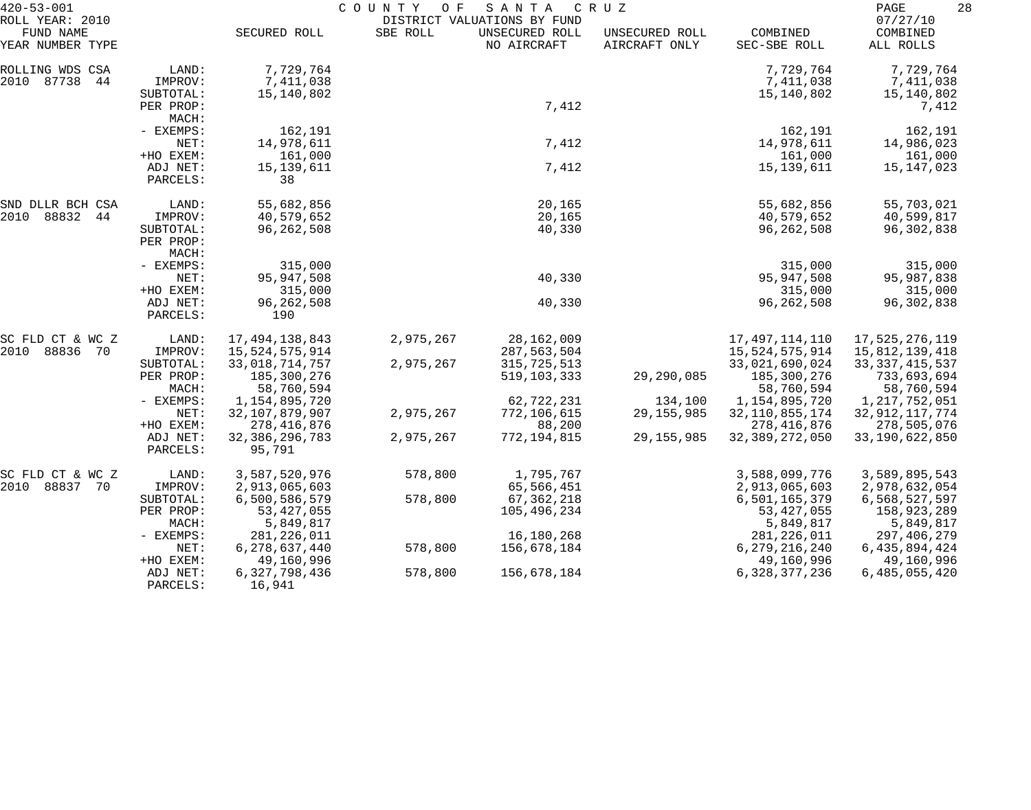420-53-001 COUNTY OF SANTA CRUZ
ROLL YEAR: 2010 DISTRICT VALUATIONS BY FUND 07/27/10

| FUND NAME YEAR NUMBER TYPE | | SECURED ROLL | SBE ROLL | UNSECURED ROLL NO AIRCRAFT | UNSECURED ROLL AIRCRAFT ONLY | COMBINED SEC-SBE ROLL | COMBINED ALL ROLLS |
|---|---|---|---|---|---|---|---|
| ROLLING WDS CSA | LAND: | 7,729,764 | | | | 7,729,764 | 7,729,764 |
| 2010 87738 44 | IMPROV: | 7,411,038 | | | | 7,411,038 | 7,411,038 |
| | SUBTOTAL: | 15,140,802 | | | | 15,140,802 | 15,140,802 |
| | PER PROP: | | | 7,412 | | | 7,412 |
| | MACH: | | | | | | |
| | - EXEMPS: | 162,191 | | | | 162,191 | 162,191 |
| | NET: | 14,978,611 | | 7,412 | | 14,978,611 | 14,986,023 |
| | +HO EXEM: | 161,000 | | | | 161,000 | 161,000 |
| | ADJ NET: | 15,139,611 | | 7,412 | | 15,139,611 | 15,147,023 |
| | PARCELS: | 38 | | | | | |
| SND DLLR BCH CSA | LAND: | 55,682,856 | | 20,165 | | 55,682,856 | 55,703,021 |
| 2010 88832 44 | IMPROV: | 40,579,652 | | 20,165 | | 40,579,652 | 40,599,817 |
| | SUBTOTAL: | 96,262,508 | | 40,330 | | 96,262,508 | 96,302,838 |
| | PER PROP: | | | | | | |
| | MACH: | | | | | | |
| | - EXEMPS: | 315,000 | | | | 315,000 | 315,000 |
| | NET: | 95,947,508 | | 40,330 | | 95,947,508 | 95,987,838 |
| | +HO EXEM: | 315,000 | | | | 315,000 | 315,000 |
| | ADJ NET: | 96,262,508 | | 40,330 | | 96,262,508 | 96,302,838 |
| | PARCELS: | 190 | | | | | |
| SC FLD CT & WC Z | LAND: | 17,494,138,843 | 2,975,267 | 28,162,009 | | 17,497,114,110 | 17,525,276,119 |
| 2010 88836 70 | IMPROV: | 15,524,575,914 | | 287,563,504 | | 15,524,575,914 | 15,812,139,418 |
| | SUBTOTAL: | 33,018,714,757 | 2,975,267 | 315,725,513 | | 33,021,690,024 | 33,337,415,537 |
| | PER PROP: | 185,300,276 | | 519,103,333 | 29,290,085 | 185,300,276 | 733,693,694 |
| | MACH: | 58,760,594 | | | | 58,760,594 | 58,760,594 |
| | - EXEMPS: | 1,154,895,720 | | 62,722,231 | 134,100 | 1,154,895,720 | 1,217,752,051 |
| | NET: | 32,107,879,907 | 2,975,267 | 772,106,615 | 29,155,985 | 32,110,855,174 | 32,912,117,774 |
| | +HO EXEM: | 278,416,876 | | 88,200 | | 278,416,876 | 278,505,076 |
| | ADJ NET: | 32,386,296,783 | 2,975,267 | 772,194,815 | 29,155,985 | 32,389,272,050 | 33,190,622,850 |
| | PARCELS: | 95,791 | | | | | |
| SC FLD CT & WC Z | LAND: | 3,587,520,976 | 578,800 | 1,795,767 | | 3,588,099,776 | 3,589,895,543 |
| 2010 88837 70 | IMPROV: | 2,913,065,603 | | 65,566,451 | | 2,913,065,603 | 2,978,632,054 |
| | SUBTOTAL: | 6,500,586,579 | 578,800 | 67,362,218 | | 6,501,165,379 | 6,568,527,597 |
| | PER PROP: | 53,427,055 | | 105,496,234 | | 53,427,055 | 158,923,289 |
| | MACH: | 5,849,817 | | | | 5,849,817 | 5,849,817 |
| | - EXEMPS: | 281,226,011 | | 16,180,268 | | 281,226,011 | 297,406,279 |
| | NET: | 6,278,637,440 | 578,800 | 156,678,184 | | 6,279,216,240 | 6,435,894,424 |
| | +HO EXEM: | 49,160,996 | | | | 49,160,996 | 49,160,996 |
| | ADJ NET: | 6,327,798,436 | 578,800 | 156,678,184 | | 6,328,377,236 | 6,485,055,420 |
| | PARCELS: | 16,941 | | | | | |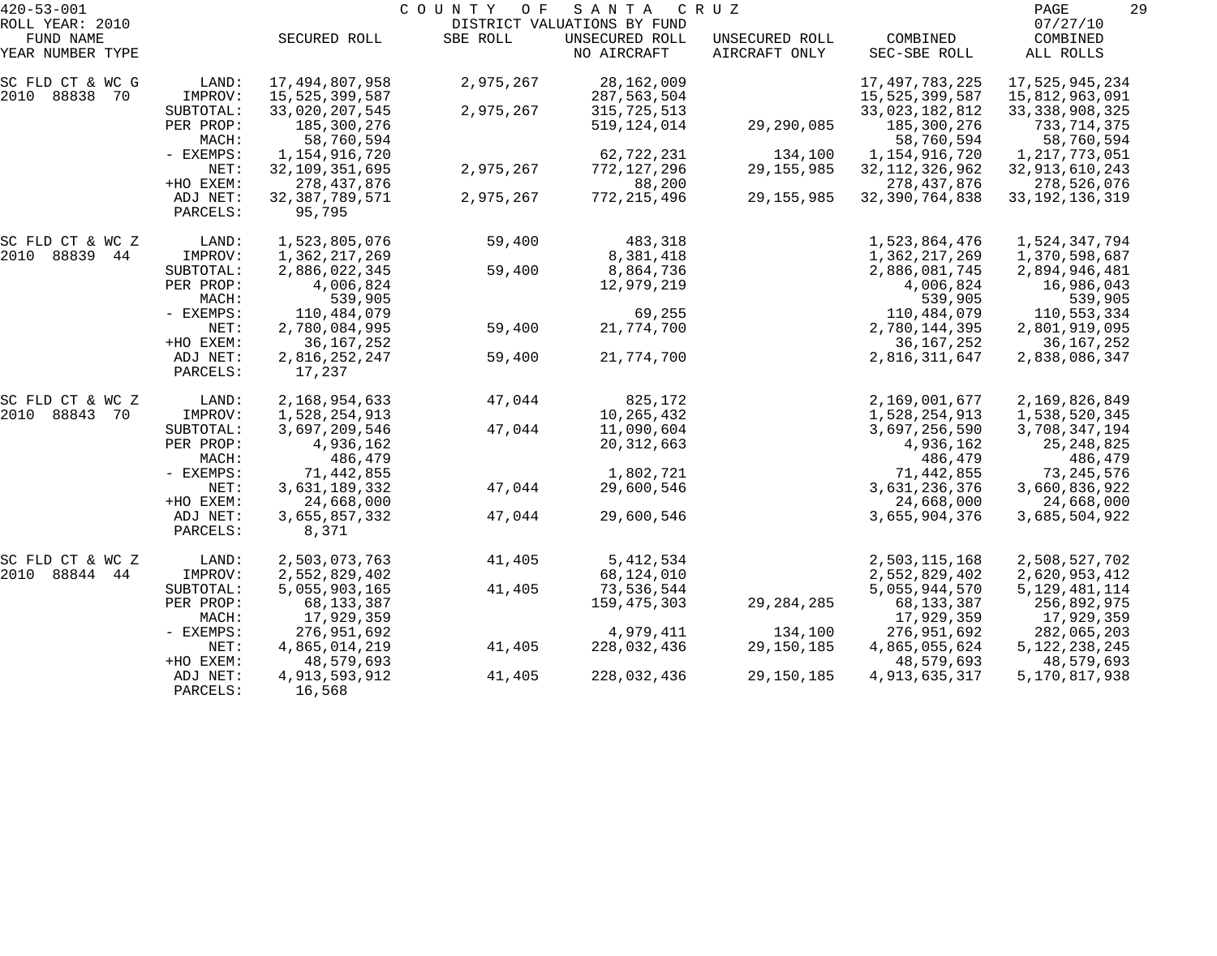420-53-001 COUNTY OF SANTA CRUZ

ROLL YEAR: 2010 DISTRICT VALUATIONS BY FUND 07/27/10

| FUND NAME YEAR NUMBER TYPE | | SECURED ROLL | SBE ROLL | UNSECURED ROLL NO AIRCRAFT | UNSECURED ROLL AIRCRAFT ONLY | COMBINED SEC-SBE ROLL | COMBINED ALL ROLLS |
|---|---|---|---|---|---|---|---|
| SC FLD CT & WC G | LAND: | 17,494,807,958 | 2,975,267 | 28,162,009 | | 17,497,783,225 | 17,525,945,234 |
| 2010 88838 70 | IMPROV: | 15,525,399,587 | | 287,563,504 | | 15,525,399,587 | 15,812,963,091 |
| | SUBTOTAL: | 33,020,207,545 | 2,975,267 | 315,725,513 | | 33,023,182,812 | 33,338,908,325 |
| | PER PROP: | 185,300,276 | | 519,124,014 | 29,290,085 | 185,300,276 | 733,714,375 |
| | MACH: | 58,760,594 | | | | 58,760,594 | 58,760,594 |
| | - EXEMPS: | 1,154,916,720 | | 62,722,231 | 134,100 | 1,154,916,720 | 1,217,773,051 |
| | NET: | 32,109,351,695 | 2,975,267 | 772,127,296 | 29,155,985 | 32,112,326,962 | 32,913,610,243 |
| | +HO EXEM: | 278,437,876 | | 88,200 | | 278,437,876 | 278,526,076 |
| | ADJ NET: | 32,387,789,571 | 2,975,267 | 772,215,496 | 29,155,985 | 32,390,764,838 | 33,192,136,319 |
| | PARCELS: | 95,795 | | | | | |
| SC FLD CT & WC Z | LAND: | 1,523,805,076 | 59,400 | 483,318 | | 1,523,864,476 | 1,524,347,794 |
| 2010 88839 44 | IMPROV: | 1,362,217,269 | | 8,381,418 | | 1,362,217,269 | 1,370,598,687 |
| | SUBTOTAL: | 2,886,022,345 | 59,400 | 8,864,736 | | 2,886,081,745 | 2,894,946,481 |
| | PER PROP: | 4,006,824 | | 12,979,219 | | 4,006,824 | 16,986,043 |
| | MACH: | 539,905 | | | | 539,905 | 539,905 |
| | - EXEMPS: | 110,484,079 | | 69,255 | | 110,484,079 | 110,553,334 |
| | NET: | 2,780,084,995 | 59,400 | 21,774,700 | | 2,780,144,395 | 2,801,919,095 |
| | +HO EXEM: | 36,167,252 | | | | 36,167,252 | 36,167,252 |
| | ADJ NET: | 2,816,252,247 | 59,400 | 21,774,700 | | 2,816,311,647 | 2,838,086,347 |
| | PARCELS: | 17,237 | | | | | |
| SC FLD CT & WC Z | LAND: | 2,168,954,633 | 47,044 | 825,172 | | 2,169,001,677 | 2,169,826,849 |
| 2010 88843 70 | IMPROV: | 1,528,254,913 | | 10,265,432 | | 1,528,254,913 | 1,538,520,345 |
| | SUBTOTAL: | 3,697,209,546 | 47,044 | 11,090,604 | | 3,697,256,590 | 3,708,347,194 |
| | PER PROP: | 4,936,162 | | 20,312,663 | | 4,936,162 | 25,248,825 |
| | MACH: | 486,479 | | | | 486,479 | 486,479 |
| | - EXEMPS: | 71,442,855 | | 1,802,721 | | 71,442,855 | 73,245,576 |
| | NET: | 3,631,189,332 | 47,044 | 29,600,546 | | 3,631,236,376 | 3,660,836,922 |
| | +HO EXEM: | 24,668,000 | | | | 24,668,000 | 24,668,000 |
| | ADJ NET: | 3,655,857,332 | 47,044 | 29,600,546 | | 3,655,904,376 | 3,685,504,922 |
| | PARCELS: | 8,371 | | | | | |
| SC FLD CT & WC Z | LAND: | 2,503,073,763 | 41,405 | 5,412,534 | | 2,503,115,168 | 2,508,527,702 |
| 2010 88844 44 | IMPROV: | 2,552,829,402 | | 68,124,010 | | 2,552,829,402 | 2,620,953,412 |
| | SUBTOTAL: | 5,055,903,165 | 41,405 | 73,536,544 | | 5,055,944,570 | 5,129,481,114 |
| | PER PROP: | 68,133,387 | | 159,475,303 | 29,284,285 | 68,133,387 | 256,892,975 |
| | MACH: | 17,929,359 | | | | 17,929,359 | 17,929,359 |
| | - EXEMPS: | 276,951,692 | | 4,979,411 | 134,100 | 276,951,692 | 282,065,203 |
| | NET: | 4,865,014,219 | 41,405 | 228,032,436 | 29,150,185 | 4,865,055,624 | 5,122,238,245 |
| | +HO EXEM: | 48,579,693 | | | | 48,579,693 | 48,579,693 |
| | ADJ NET: | 4,913,593,912 | 41,405 | 228,032,436 | 29,150,185 | 4,913,635,317 | 5,170,817,938 |
| | PARCELS: | 16,568 | | | | | |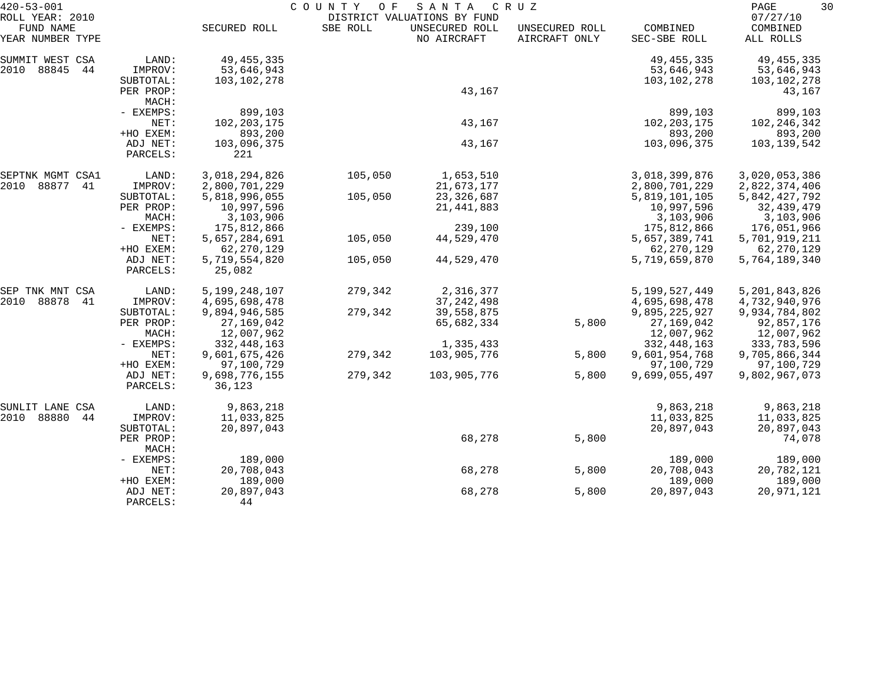| FUND NAME YEAR NUMBER TYPE | | SECURED ROLL | SBE ROLL | UNSECURED ROLL NO AIRCRAFT | UNSECURED ROLL AIRCRAFT ONLY | COMBINED SEC-SBE ROLL | COMBINED ALL ROLLS |
|---|---|---|---|---|---|---|---|
| SUMMIT WEST CSA | LAND: | 49,455,335 | | | | 49,455,335 | 49,455,335 |
| 2010 88845 44 | IMPROV: | 53,646,943 | | | | 53,646,943 | 53,646,943 |
| | SUBTOTAL: | 103,102,278 | | | | 103,102,278 | 103,102,278 |
| | PER PROP: | | | 43,167 | | | 43,167 |
| | MACH: | | | | | | |
| | - EXEMPS: | 899,103 | | | | 899,103 | 899,103 |
| | NET: | 102,203,175 | | 43,167 | | 102,203,175 | 102,246,342 |
| | +HO EXEM: | 893,200 | | | | 893,200 | 893,200 |
| | ADJ NET: | 103,096,375 | | 43,167 | | 103,096,375 | 103,139,542 |
| | PARCELS: | 221 | | | | | |
| SEPTNK MGMT CSA1 | LAND: | 3,018,294,826 | 105,050 | 1,653,510 | | 3,018,399,876 | 3,020,053,386 |
| 2010 88877 41 | IMPROV: | 2,800,701,229 | | 21,673,177 | | 2,800,701,229 | 2,822,374,406 |
| | SUBTOTAL: | 5,818,996,055 | 105,050 | 23,326,687 | | 5,819,101,105 | 5,842,427,792 |
| | PER PROP: | 10,997,596 | | 21,441,883 | | 10,997,596 | 32,439,479 |
| | MACH: | 3,103,906 | | | | 3,103,906 | 3,103,906 |
| | - EXEMPS: | 175,812,866 | | 239,100 | | 175,812,866 | 176,051,966 |
| | NET: | 5,657,284,691 | 105,050 | 44,529,470 | | 5,657,389,741 | 5,701,919,211 |
| | +HO EXEM: | 62,270,129 | | | | 62,270,129 | 62,270,129 |
| | ADJ NET: | 5,719,554,820 | 105,050 | 44,529,470 | | 5,719,659,870 | 5,764,189,340 |
| | PARCELS: | 25,082 | | | | | |
| SEP TNK MNT CSA | LAND: | 5,199,248,107 | 279,342 | 2,316,377 | | 5,199,527,449 | 5,201,843,826 |
| 2010 88878 41 | IMPROV: | 4,695,698,478 | | 37,242,498 | | 4,695,698,478 | 4,732,940,976 |
| | SUBTOTAL: | 9,894,946,585 | 279,342 | 39,558,875 | | 9,895,225,927 | 9,934,784,802 |
| | PER PROP: | 27,169,042 | | 65,682,334 | 5,800 | 27,169,042 | 92,857,176 |
| | MACH: | 12,007,962 | | | | 12,007,962 | 12,007,962 |
| | - EXEMPS: | 332,448,163 | | 1,335,433 | | 332,448,163 | 333,783,596 |
| | NET: | 9,601,675,426 | 279,342 | 103,905,776 | 5,800 | 9,601,954,768 | 9,705,866,344 |
| | +HO EXEM: | 97,100,729 | | | | 97,100,729 | 97,100,729 |
| | ADJ NET: | 9,698,776,155 | 279,342 | 103,905,776 | 5,800 | 9,699,055,497 | 9,802,967,073 |
| | PARCELS: | 36,123 | | | | | |
| SUNLIT LANE CSA | LAND: | 9,863,218 | | | | 9,863,218 | 9,863,218 |
| 2010 88880 44 | IMPROV: | 11,033,825 | | | | 11,033,825 | 11,033,825 |
| | SUBTOTAL: | 20,897,043 | | | | 20,897,043 | 20,897,043 |
| | PER PROP: | | | 68,278 | 5,800 | | 74,078 |
| | MACH: | | | | | | |
| | - EXEMPS: | 189,000 | | | | 189,000 | 189,000 |
| | NET: | 20,708,043 | | 68,278 | 5,800 | 20,708,043 | 20,782,121 |
| | +HO EXEM: | 189,000 | | | | 189,000 | 189,000 |
| | ADJ NET: | 20,897,043 | | 68,278 | 5,800 | 20,897,043 | 20,971,121 |
| | PARCELS: | 44 | | | | | |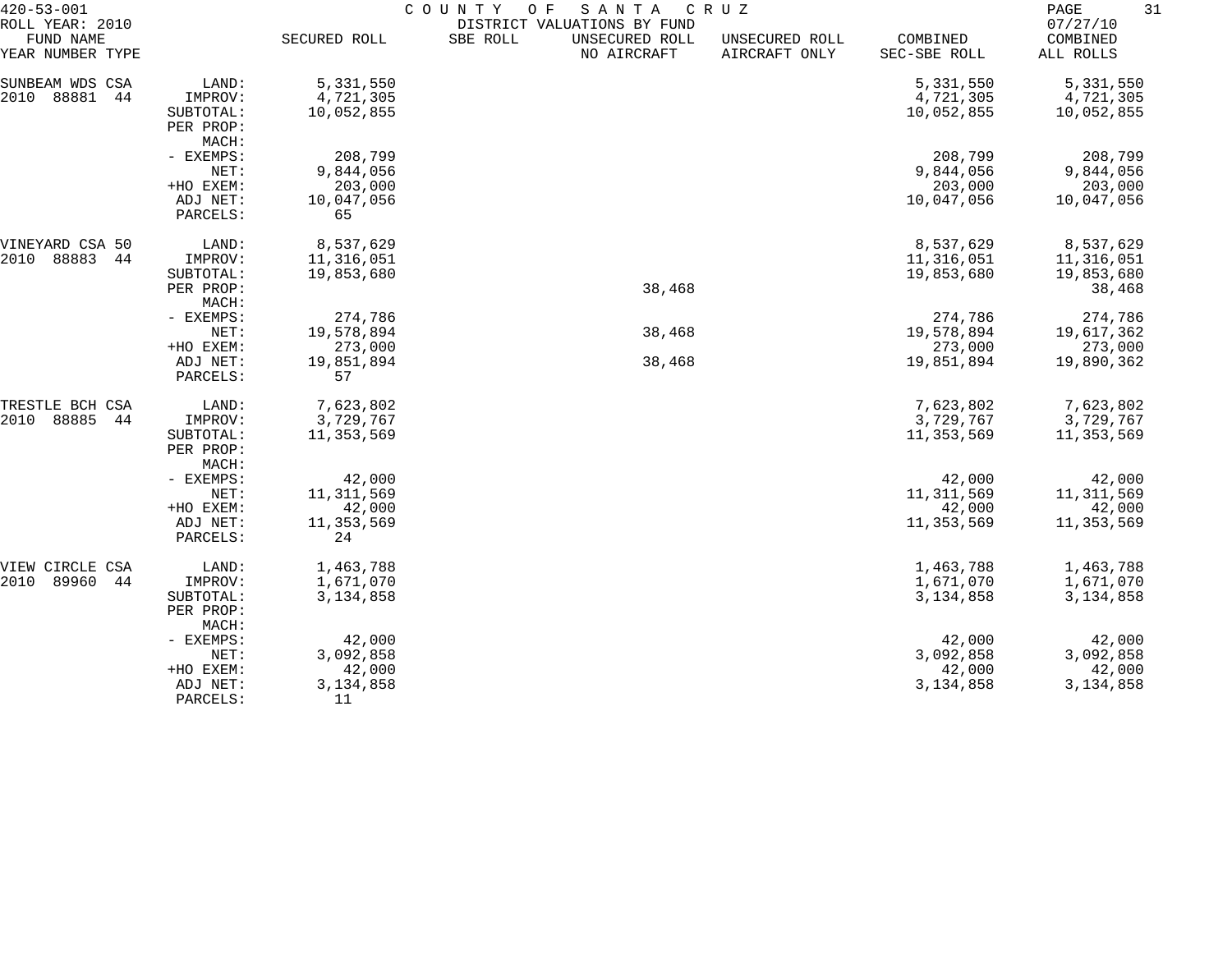420-53-001 COUNTY OF SANTA CRUZ
ROLL YEAR: 2010 DISTRICT VALUATIONS BY FUND 07/27/10

| FUND NAME YEAR NUMBER TYPE | | SECURED ROLL | SBE ROLL | UNSECURED ROLL NO AIRCRAFT | UNSECURED ROLL AIRCRAFT ONLY | COMBINED SEC-SBE ROLL | COMBINED ALL ROLLS |
|---|---|---|---|---|---|---|---|
| SUNBEAM WDS CSA | LAND: | 5,331,550 | | | | 5,331,550 | 5,331,550 |
| 2010 88881 44 | IMPROV: | 4,721,305 | | | | 4,721,305 | 4,721,305 |
| | SUBTOTAL: | 10,052,855 | | | | 10,052,855 | 10,052,855 |
| | PER PROP: | | | | | | |
| | MACH: | | | | | | |
| | - EXEMPS: | 208,799 | | | | 208,799 | 208,799 |
| | NET: | 9,844,056 | | | | 9,844,056 | 9,844,056 |
| | +HO EXEM: | 203,000 | | | | 203,000 | 203,000 |
| | ADJ NET: | 10,047,056 | | | | 10,047,056 | 10,047,056 |
| | PARCELS: | 65 | | | | | |
| VINEYARD CSA 50 | LAND: | 8,537,629 | | | | 8,537,629 | 8,537,629 |
| 2010 88883 44 | IMPROV: | 11,316,051 | | | | 11,316,051 | 11,316,051 |
| | SUBTOTAL: | 19,853,680 | | | | 19,853,680 | 19,853,680 |
| | PER PROP: | | | 38,468 | | | 38,468 |
| | MACH: | | | | | | |
| | - EXEMPS: | 274,786 | | | | 274,786 | 274,786 |
| | NET: | 19,578,894 | | 38,468 | | 19,578,894 | 19,617,362 |
| | +HO EXEM: | 273,000 | | | | 273,000 | 273,000 |
| | ADJ NET: | 19,851,894 | | 38,468 | | 19,851,894 | 19,890,362 |
| | PARCELS: | 57 | | | | | |
| TRESTLE BCH CSA | LAND: | 7,623,802 | | | | 7,623,802 | 7,623,802 |
| 2010 88885 44 | IMPROV: | 3,729,767 | | | | 3,729,767 | 3,729,767 |
| | SUBTOTAL: | 11,353,569 | | | | 11,353,569 | 11,353,569 |
| | PER PROP: | | | | | | |
| | MACH: | | | | | | |
| | - EXEMPS: | 42,000 | | | | 42,000 | 42,000 |
| | NET: | 11,311,569 | | | | 11,311,569 | 11,311,569 |
| | +HO EXEM: | 42,000 | | | | 42,000 | 42,000 |
| | ADJ NET: | 11,353,569 | | | | 11,353,569 | 11,353,569 |
| | PARCELS: | 24 | | | | | |
| VIEW CIRCLE CSA | LAND: | 1,463,788 | | | | 1,463,788 | 1,463,788 |
| 2010 89960 44 | IMPROV: | 1,671,070 | | | | 1,671,070 | 1,671,070 |
| | SUBTOTAL: | 3,134,858 | | | | 3,134,858 | 3,134,858 |
| | PER PROP: | | | | | | |
| | MACH: | | | | | | |
| | - EXEMPS: | 42,000 | | | | 42,000 | 42,000 |
| | NET: | 3,092,858 | | | | 3,092,858 | 3,092,858 |
| | +HO EXEM: | 42,000 | | | | 42,000 | 42,000 |
| | ADJ NET: | 3,134,858 | | | | 3,134,858 | 3,134,858 |
| | PARCELS: | 11 | | | | | |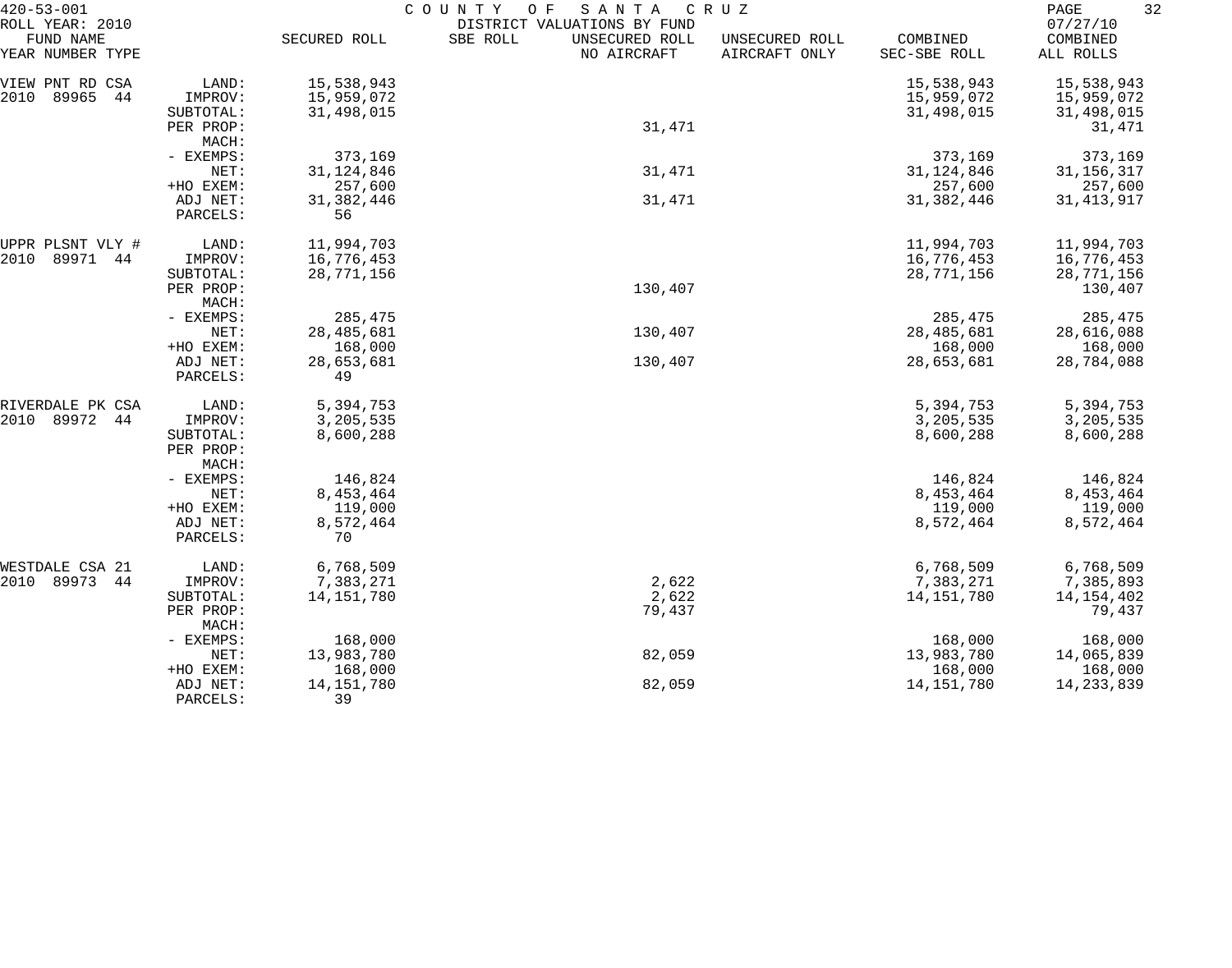420-53-001 COUNTY OF SANTA CRUZ
ROLL YEAR: 2010 DISTRICT VALUATIONS BY FUND 07/27/10

| FUND NAME YEAR NUMBER TYPE | | SECURED ROLL | SBE ROLL | UNSECURED ROLL NO AIRCRAFT | UNSECURED ROLL AIRCRAFT ONLY | COMBINED SEC-SBE ROLL | COMBINED ALL ROLLS |
|---|---|---|---|---|---|---|---|
| VIEW PNT RD CSA | LAND: | 15,538,943 | | | | 15,538,943 | 15,538,943 |
| 2010 89965 44 | IMPROV: | 15,959,072 | | | | 15,959,072 | 15,959,072 |
| | SUBTOTAL: | 31,498,015 | | | | 31,498,015 | 31,498,015 |
| | PER PROP: | | | 31,471 | | | 31,471 |
| | MACH: | | | | | | |
| | - EXEMPS: | 373,169 | | | | 373,169 | 373,169 |
| | NET: | 31,124,846 | | 31,471 | | 31,124,846 | 31,156,317 |
| | +HO EXEM: | 257,600 | | | | 257,600 | 257,600 |
| | ADJ NET: | 31,382,446 | | 31,471 | | 31,382,446 | 31,413,917 |
| | PARCELS: | 56 | | | | | |
| UPPR PLSNT VLY # | LAND: | 11,994,703 | | | | 11,994,703 | 11,994,703 |
| 2010 89971 44 | IMPROV: | 16,776,453 | | | | 16,776,453 | 16,776,453 |
| | SUBTOTAL: | 28,771,156 | | | | 28,771,156 | 28,771,156 |
| | PER PROP: | | | 130,407 | | | 130,407 |
| | MACH: | | | | | | |
| | - EXEMPS: | 285,475 | | | | 285,475 | 285,475 |
| | NET: | 28,485,681 | | 130,407 | | 28,485,681 | 28,616,088 |
| | +HO EXEM: | 168,000 | | | | 168,000 | 168,000 |
| | ADJ NET: | 28,653,681 | | 130,407 | | 28,653,681 | 28,784,088 |
| | PARCELS: | 49 | | | | | |
| RIVERDALE PK CSA | LAND: | 5,394,753 | | | | 5,394,753 | 5,394,753 |
| 2010 89972 44 | IMPROV: | 3,205,535 | | | | 3,205,535 | 3,205,535 |
| | SUBTOTAL: | 8,600,288 | | | | 8,600,288 | 8,600,288 |
| | PER PROP: | | | | | | |
| | MACH: | | | | | | |
| | - EXEMPS: | 146,824 | | | | 146,824 | 146,824 |
| | NET: | 8,453,464 | | | | 8,453,464 | 8,453,464 |
| | +HO EXEM: | 119,000 | | | | 119,000 | 119,000 |
| | ADJ NET: | 8,572,464 | | | | 8,572,464 | 8,572,464 |
| | PARCELS: | 70 | | | | | |
| WESTDALE CSA 21 | LAND: | 6,768,509 | | | | 6,768,509 | 6,768,509 |
| 2010 89973 44 | IMPROV: | 7,383,271 | | 2,622 | | 7,383,271 | 7,385,893 |
| | SUBTOTAL: | 14,151,780 | | 2,622 | | 14,151,780 | 14,154,402 |
| | PER PROP: | | | 79,437 | | | 79,437 |
| | MACH: | | | | | | |
| | - EXEMPS: | 168,000 | | | | 168,000 | 168,000 |
| | NET: | 13,983,780 | | 82,059 | | 13,983,780 | 14,065,839 |
| | +HO EXEM: | 168,000 | | | | 168,000 | 168,000 |
| | ADJ NET: | 14,151,780 | | 82,059 | | 14,151,780 | 14,233,839 |
| | PARCELS: | 39 | | | | | |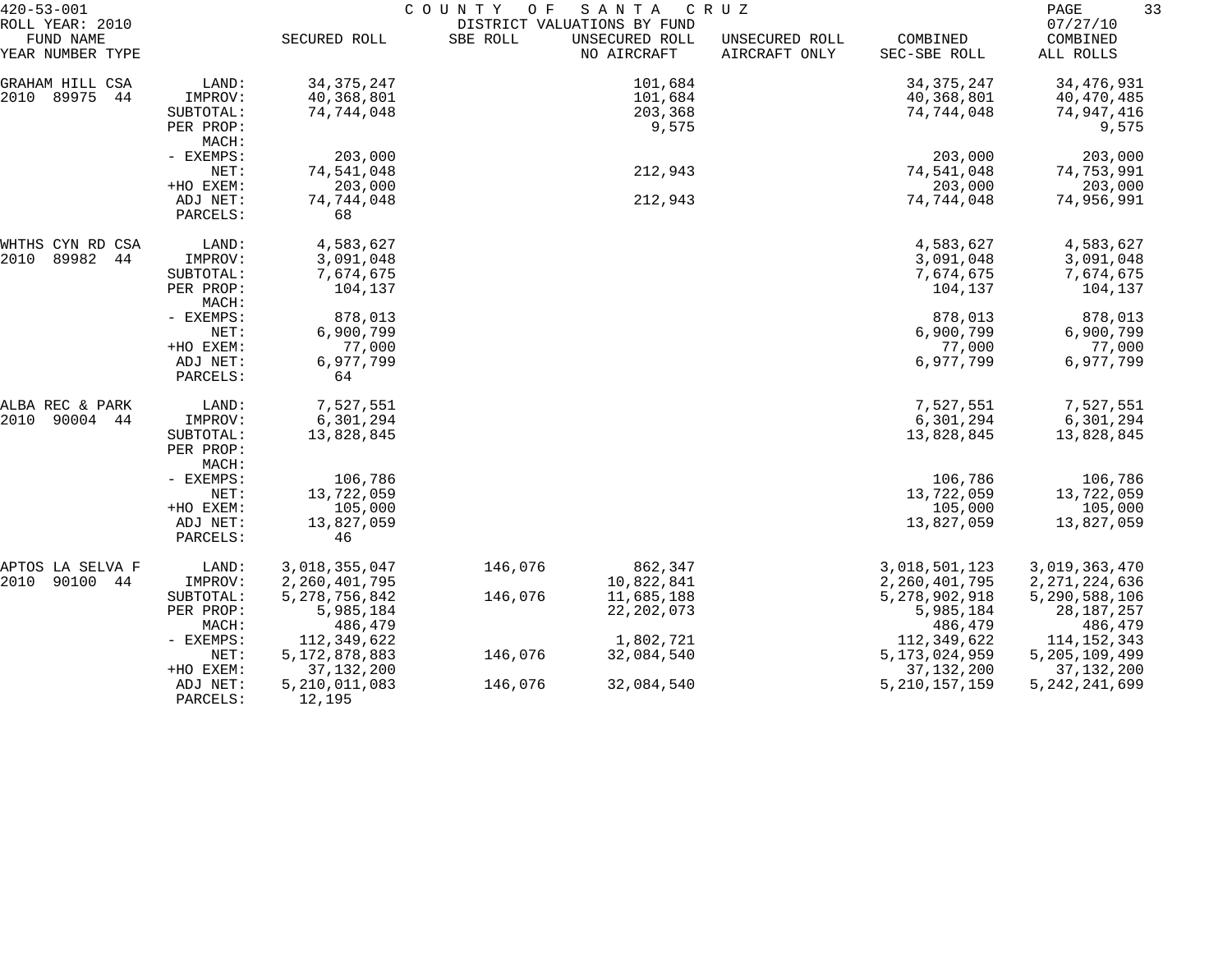420-53-001 COUNTY OF SANTA CRUZ
ROLL YEAR: 2010 DISTRICT VALUATIONS BY FUND 07/27/10

| FUND NAME YEAR NUMBER TYPE | | SECURED ROLL | SBE ROLL | UNSECURED ROLL NO AIRCRAFT | UNSECURED ROLL AIRCRAFT ONLY | COMBINED SEC-SBE ROLL | COMBINED ALL ROLLS |
|---|---|---|---|---|---|---|---|
| GRAHAM HILL CSA | LAND: | 34,375,247 | | 101,684 | | 34,375,247 | 34,476,931 |
| 2010 89975 44 | IMPROV: | 40,368,801 | | 101,684 | | 40,368,801 | 40,470,485 |
| | SUBTOTAL: | 74,744,048 | | 203,368 | | 74,744,048 | 74,947,416 |
| | PER PROP: | | | 9,575 | | | 9,575 |
| | MACH: | | | | | | |
| | - EXEMPS: | 203,000 | | | | 203,000 | 203,000 |
| | NET: | 74,541,048 | | 212,943 | | 74,541,048 | 74,753,991 |
| | +HO EXEM: | 203,000 | | | | 203,000 | 203,000 |
| | ADJ NET: | 74,744,048 | | 212,943 | | 74,744,048 | 74,956,991 |
| | PARCELS: | 68 | | | | | |
| WHTHS CYN RD CSA | LAND: | 4,583,627 | | | | 4,583,627 | 4,583,627 |
| 2010 89982 44 | IMPROV: | 3,091,048 | | | | 3,091,048 | 3,091,048 |
| | SUBTOTAL: | 7,674,675 | | | | 7,674,675 | 7,674,675 |
| | PER PROP: | 104,137 | | | | 104,137 | 104,137 |
| | MACH: | | | | | | |
| | - EXEMPS: | 878,013 | | | | 878,013 | 878,013 |
| | NET: | 6,900,799 | | | | 6,900,799 | 6,900,799 |
| | +HO EXEM: | 77,000 | | | | 77,000 | 77,000 |
| | ADJ NET: | 6,977,799 | | | | 6,977,799 | 6,977,799 |
| | PARCELS: | 64 | | | | | |
| ALBA REC & PARK | LAND: | 7,527,551 | | | | 7,527,551 | 7,527,551 |
| 2010 90004 44 | IMPROV: | 6,301,294 | | | | 6,301,294 | 6,301,294 |
| | SUBTOTAL: | 13,828,845 | | | | 13,828,845 | 13,828,845 |
| | PER PROP: | | | | | | |
| | MACH: | | | | | | |
| | - EXEMPS: | 106,786 | | | | 106,786 | 106,786 |
| | NET: | 13,722,059 | | | | 13,722,059 | 13,722,059 |
| | +HO EXEM: | 105,000 | | | | 105,000 | 105,000 |
| | ADJ NET: | 13,827,059 | | | | 13,827,059 | 13,827,059 |
| | PARCELS: | 46 | | | | | |
| APTOS LA SELVA F | LAND: | 3,018,355,047 | 146,076 | 862,347 | | 3,018,501,123 | 3,019,363,470 |
| 2010 90100 44 | IMPROV: | 2,260,401,795 | | 10,822,841 | | 2,260,401,795 | 2,271,224,636 |
| | SUBTOTAL: | 5,278,756,842 | 146,076 | 11,685,188 | | 5,278,902,918 | 5,290,588,106 |
| | PER PROP: | 5,985,184 | | 22,202,073 | | 5,985,184 | 28,187,257 |
| | MACH: | 486,479 | | | | 486,479 | 486,479 |
| | - EXEMPS: | 112,349,622 | | 1,802,721 | | 112,349,622 | 114,152,343 |
| | NET: | 5,172,878,883 | 146,076 | 32,084,540 | | 5,173,024,959 | 5,205,109,499 |
| | +HO EXEM: | 37,132,200 | | | | 37,132,200 | 37,132,200 |
| | ADJ NET: | 5,210,011,083 | 146,076 | 32,084,540 | | 5,210,157,159 | 5,242,241,699 |
| | PARCELS: | 12,195 | | | | | |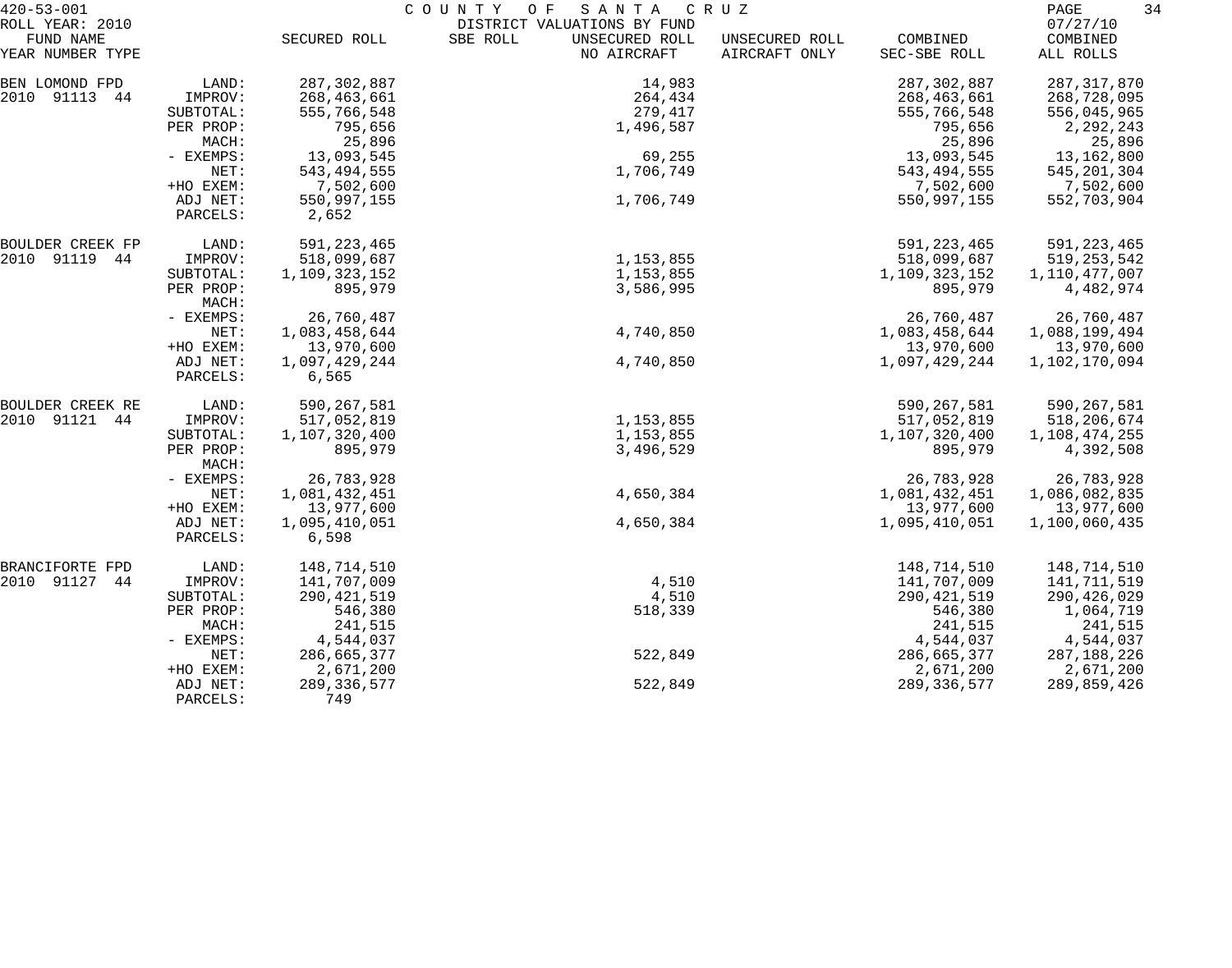420-53-001 COUNTY OF SANTA CRUZ

ROLL YEAR: 2010 DISTRICT VALUATIONS BY FUND 07/27/10

| FUND NAME YEAR NUMBER TYPE | | SECURED ROLL | SBE ROLL | UNSECURED ROLL NO AIRCRAFT | UNSECURED ROLL AIRCRAFT ONLY | COMBINED SEC-SBE ROLL | COMBINED ALL ROLLS |
|---|---|---|---|---|---|---|---|
| BEN LOMOND FPD | LAND: | 287,302,887 | | 14,983 | | 287,302,887 | 287,317,870 |
| 2010 91113 44 | IMPROV: | 268,463,661 | | 264,434 | | 268,463,661 | 268,728,095 |
| | SUBTOTAL: | 555,766,548 | | 279,417 | | 555,766,548 | 556,045,965 |
| | PER PROP: | 795,656 | | 1,496,587 | | 795,656 | 2,292,243 |
| | MACH: | 25,896 | | | | 25,896 | 25,896 |
| | - EXEMPS: | 13,093,545 | | 69,255 | | 13,093,545 | 13,162,800 |
| | NET: | 543,494,555 | | 1,706,749 | | 543,494,555 | 545,201,304 |
| | +HO EXEM: | 7,502,600 | | | | 7,502,600 | 7,502,600 |
| | ADJ NET: | 550,997,155 | | 1,706,749 | | 550,997,155 | 552,703,904 |
| | PARCELS: | 2,652 | | | | | |
| BOULDER CREEK FP | LAND: | 591,223,465 | | | | 591,223,465 | 591,223,465 |
| 2010 91119 44 | IMPROV: | 518,099,687 | | 1,153,855 | | 518,099,687 | 519,253,542 |
| | SUBTOTAL: | 1,109,323,152 | | 1,153,855 | | 1,109,323,152 | 1,110,477,007 |
| | PER PROP: | 895,979 | | 3,586,995 | | 895,979 | 4,482,974 |
| | MACH: | | | | | | |
| | - EXEMPS: | 26,760,487 | | | | 26,760,487 | 26,760,487 |
| | NET: | 1,083,458,644 | | 4,740,850 | | 1,083,458,644 | 1,088,199,494 |
| | +HO EXEM: | 13,970,600 | | | | 13,970,600 | 13,970,600 |
| | ADJ NET: | 1,097,429,244 | | 4,740,850 | | 1,097,429,244 | 1,102,170,094 |
| | PARCELS: | 6,565 | | | | | |
| BOULDER CREEK RE | LAND: | 590,267,581 | | | | 590,267,581 | 590,267,581 |
| 2010 91121 44 | IMPROV: | 517,052,819 | | 1,153,855 | | 517,052,819 | 518,206,674 |
| | SUBTOTAL: | 1,107,320,400 | | 1,153,855 | | 1,107,320,400 | 1,108,474,255 |
| | PER PROP: | 895,979 | | 3,496,529 | | 895,979 | 4,392,508 |
| | MACH: | | | | | | |
| | - EXEMPS: | 26,783,928 | | | | 26,783,928 | 26,783,928 |
| | NET: | 1,081,432,451 | | 4,650,384 | | 1,081,432,451 | 1,086,082,835 |
| | +HO EXEM: | 13,977,600 | | | | 13,977,600 | 13,977,600 |
| | ADJ NET: | 1,095,410,051 | | 4,650,384 | | 1,095,410,051 | 1,100,060,435 |
| | PARCELS: | 6,598 | | | | | |
| BRANCIFORTE FPD | LAND: | 148,714,510 | | | | 148,714,510 | 148,714,510 |
| 2010 91127 44 | IMPROV: | 141,707,009 | | 4,510 | | 141,707,009 | 141,711,519 |
| | SUBTOTAL: | 290,421,519 | | 4,510 | | 290,421,519 | 290,426,029 |
| | PER PROP: | 546,380 | | 518,339 | | 546,380 | 1,064,719 |
| | MACH: | 241,515 | | | | 241,515 | 241,515 |
| | - EXEMPS: | 4,544,037 | | | | 4,544,037 | 4,544,037 |
| | NET: | 286,665,377 | | 522,849 | | 286,665,377 | 287,188,226 |
| | +HO EXEM: | 2,671,200 | | | | 2,671,200 | 2,671,200 |
| | ADJ NET: | 289,336,577 | | 522,849 | | 289,336,577 | 289,859,426 |
| | PARCELS: | 749 | | | | | |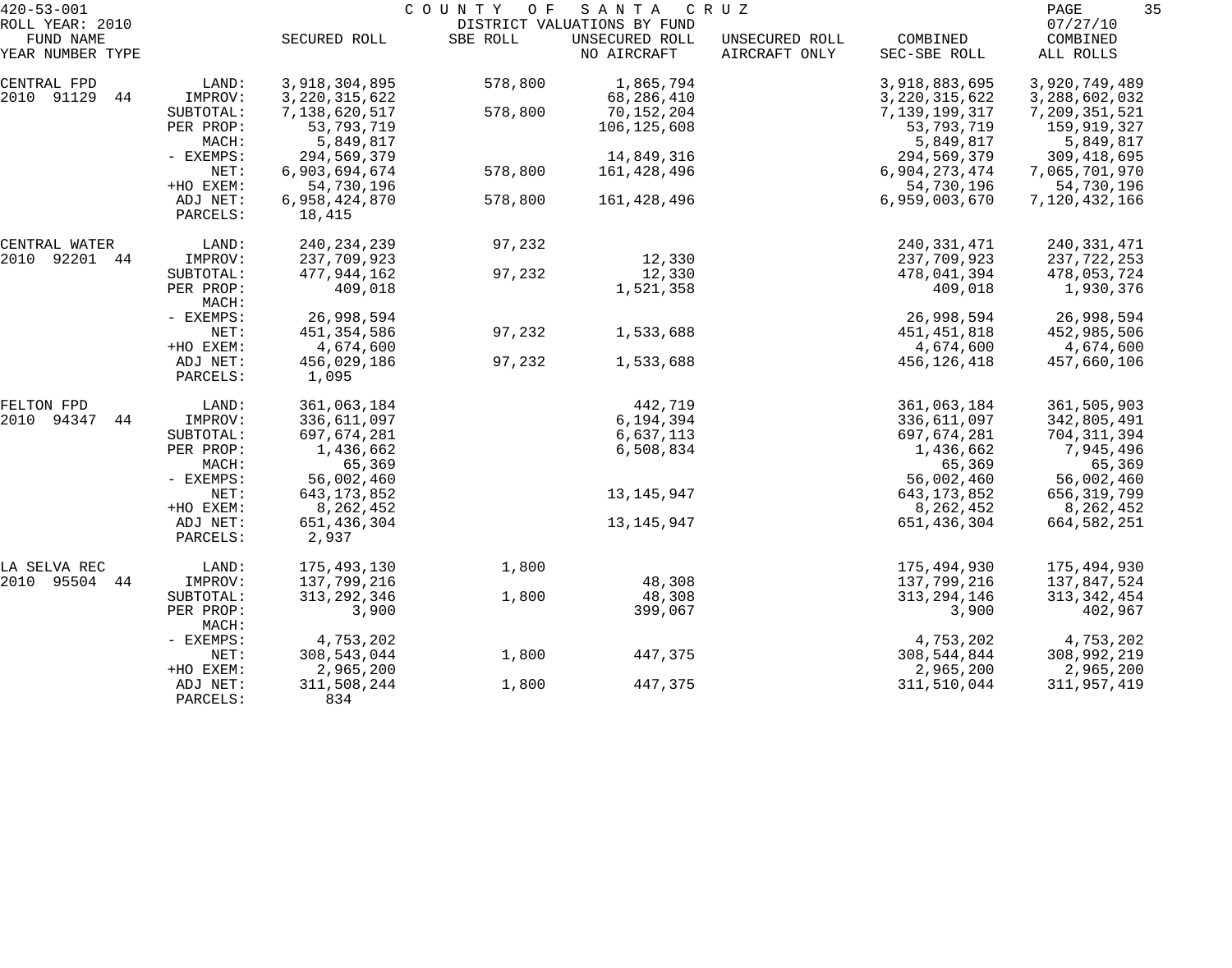420-53-001 COUNTY OF SANTA CRUZ

ROLL YEAR: 2010 DISTRICT VALUATIONS BY FUND 07/27/10

| FUND NAME YEAR NUMBER TYPE | | SECURED ROLL | SBE ROLL | UNSECURED ROLL NO AIRCRAFT | UNSECURED ROLL AIRCRAFT ONLY | COMBINED SEC-SBE ROLL | COMBINED ALL ROLLS |
|---|---|---|---|---|---|---|---|
| CENTRAL FPD | LAND: | 3,918,304,895 | 578,800 | 1,865,794 | | 3,918,883,695 | 3,920,749,489 |
| 2010 91129 44 | IMPROV: | 3,220,315,622 | | 68,286,410 | | 3,220,315,622 | 3,288,602,032 |
| | SUBTOTAL: | 7,138,620,517 | 578,800 | 70,152,204 | | 7,139,199,317 | 7,209,351,521 |
| | PER PROP: | 53,793,719 | | 106,125,608 | | 53,793,719 | 159,919,327 |
| | MACH: | 5,849,817 | | | | 5,849,817 | 5,849,817 |
| | - EXEMPS: | 294,569,379 | | 14,849,316 | | 294,569,379 | 309,418,695 |
| | NET: | 6,903,694,674 | 578,800 | 161,428,496 | | 6,904,273,474 | 7,065,701,970 |
| | +HO EXEM: | 54,730,196 | | | | 54,730,196 | 54,730,196 |
| | ADJ NET: | 6,958,424,870 | 578,800 | 161,428,496 | | 6,959,003,670 | 7,120,432,166 |
| | PARCELS: | 18,415 | | | | | |
| CENTRAL WATER | LAND: | 240,234,239 | 97,232 | | | 240,331,471 | 240,331,471 |
| 2010 92201 44 | IMPROV: | 237,709,923 | | 12,330 | | 237,709,923 | 237,722,253 |
| | SUBTOTAL: | 477,944,162 | 97,232 | 12,330 | | 478,041,394 | 478,053,724 |
| | PER PROP: | 409,018 | | 1,521,358 | | 409,018 | 1,930,376 |
| | MACH: | | | | | | |
| | - EXEMPS: | 26,998,594 | | | | 26,998,594 | 26,998,594 |
| | NET: | 451,354,586 | 97,232 | 1,533,688 | | 451,451,818 | 452,985,506 |
| | +HO EXEM: | 4,674,600 | | | | 4,674,600 | 4,674,600 |
| | ADJ NET: | 456,029,186 | 97,232 | 1,533,688 | | 456,126,418 | 457,660,106 |
| | PARCELS: | 1,095 | | | | | |
| FELTON FPD | LAND: | 361,063,184 | | 442,719 | | 361,063,184 | 361,505,903 |
| 2010 94347 44 | IMPROV: | 336,611,097 | | 6,194,394 | | 336,611,097 | 342,805,491 |
| | SUBTOTAL: | 697,674,281 | | 6,637,113 | | 697,674,281 | 704,311,394 |
| | PER PROP: | 1,436,662 | | 6,508,834 | | 1,436,662 | 7,945,496 |
| | MACH: | 65,369 | | | | 65,369 | 65,369 |
| | - EXEMPS: | 56,002,460 | | | | 56,002,460 | 56,002,460 |
| | NET: | 643,173,852 | | 13,145,947 | | 643,173,852 | 656,319,799 |
| | +HO EXEM: | 8,262,452 | | | | 8,262,452 | 8,262,452 |
| | ADJ NET: | 651,436,304 | | 13,145,947 | | 651,436,304 | 664,582,251 |
| | PARCELS: | 2,937 | | | | | |
| LA SELVA REC | LAND: | 175,493,130 | 1,800 | | | 175,494,930 | 175,494,930 |
| 2010 95504 44 | IMPROV: | 137,799,216 | | 48,308 | | 137,799,216 | 137,847,524 |
| | SUBTOTAL: | 313,292,346 | 1,800 | 48,308 | | 313,294,146 | 313,342,454 |
| | PER PROP: | 3,900 | | 399,067 | | 3,900 | 402,967 |
| | MACH: | | | | | | |
| | - EXEMPS: | 4,753,202 | | | | 4,753,202 | 4,753,202 |
| | NET: | 308,543,044 | 1,800 | 447,375 | | 308,544,844 | 308,992,219 |
| | +HO EXEM: | 2,965,200 | | | | 2,965,200 | 2,965,200 |
| | ADJ NET: | 311,508,244 | 1,800 | 447,375 | | 311,510,044 | 311,957,419 |
| | PARCELS: | 834 | | | | | |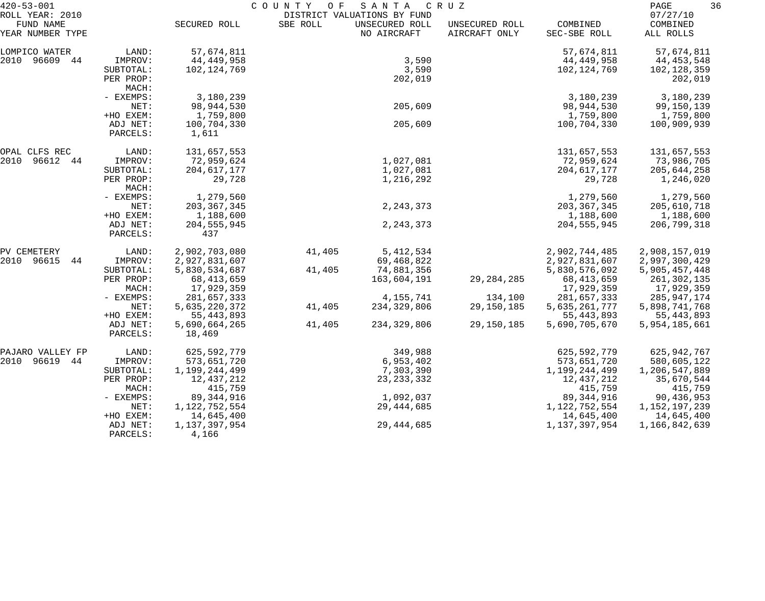420-53-001 COUNTY OF SANTA CRUZ

ROLL YEAR: 2010 DISTRICT VALUATIONS BY FUND 07/27/10

| FUND NAME YEAR NUMBER TYPE | | SECURED ROLL | SBE ROLL | UNSECURED ROLL NO AIRCRAFT | UNSECURED ROLL AIRCRAFT ONLY | COMBINED SEC-SBE ROLL | COMBINED ALL ROLLS |
|---|---|---|---|---|---|---|---|
| LOMPICO WATER | LAND: | 57,674,811 | | | | 57,674,811 | 57,674,811 |
| 2010 96609 44 | IMPROV: | 44,449,958 | | 3,590 | | 44,449,958 | 44,453,548 |
| | SUBTOTAL: | 102,124,769 | | 3,590 | | 102,124,769 | 102,128,359 |
| | PER PROP: | | | 202,019 | | | 202,019 |
| | MACH: | | | | | | |
| | - EXEMPS: | 3,180,239 | | | | 3,180,239 | 3,180,239 |
| | NET: | 98,944,530 | | 205,609 | | 98,944,530 | 99,150,139 |
| | +HO EXEM: | 1,759,800 | | | | 1,759,800 | 1,759,800 |
| | ADJ NET: | 100,704,330 | | 205,609 | | 100,704,330 | 100,909,939 |
| | PARCELS: | 1,611 | | | | | |
| OPAL CLFS REC | LAND: | 131,657,553 | | | | 131,657,553 | 131,657,553 |
| 2010 96612 44 | IMPROV: | 72,959,624 | | 1,027,081 | | 72,959,624 | 73,986,705 |
| | SUBTOTAL: | 204,617,177 | | 1,027,081 | | 204,617,177 | 205,644,258 |
| | PER PROP: | 29,728 | | 1,216,292 | | 29,728 | 1,246,020 |
| | MACH: | | | | | | |
| | - EXEMPS: | 1,279,560 | | | | 1,279,560 | 1,279,560 |
| | NET: | 203,367,345 | | 2,243,373 | | 203,367,345 | 205,610,718 |
| | +HO EXEM: | 1,188,600 | | | | 1,188,600 | 1,188,600 |
| | ADJ NET: | 204,555,945 | | 2,243,373 | | 204,555,945 | 206,799,318 |
| | PARCELS: | 437 | | | | | |
| PV CEMETERY | LAND: | 2,902,703,080 | 41,405 | 5,412,534 | | 2,902,744,485 | 2,908,157,019 |
| 2010 96615 44 | IMPROV: | 2,927,831,607 | | 69,468,822 | | 2,927,831,607 | 2,997,300,429 |
| | SUBTOTAL: | 5,830,534,687 | 41,405 | 74,881,356 | | 5,830,576,092 | 5,905,457,448 |
| | PER PROP: | 68,413,659 | | 163,604,191 | 29,284,285 | 68,413,659 | 261,302,135 |
| | MACH: | 17,929,359 | | | | 17,929,359 | 17,929,359 |
| | - EXEMPS: | 281,657,333 | | 4,155,741 | 134,100 | 281,657,333 | 285,947,174 |
| | NET: | 5,635,220,372 | 41,405 | 234,329,806 | 29,150,185 | 5,635,261,777 | 5,898,741,768 |
| | +HO EXEM: | 55,443,893 | | | | 55,443,893 | 55,443,893 |
| | ADJ NET: | 5,690,664,265 | 41,405 | 234,329,806 | 29,150,185 | 5,690,705,670 | 5,954,185,661 |
| | PARCELS: | 18,469 | | | | | |
| PAJARO VALLEY FP | LAND: | 625,592,779 | | 349,988 | | 625,592,779 | 625,942,767 |
| 2010 96619 44 | IMPROV: | 573,651,720 | | 6,953,402 | | 573,651,720 | 580,605,122 |
| | SUBTOTAL: | 1,199,244,499 | | 7,303,390 | | 1,199,244,499 | 1,206,547,889 |
| | PER PROP: | 12,437,212 | | 23,233,332 | | 12,437,212 | 35,670,544 |
| | MACH: | 415,759 | | | | 415,759 | 415,759 |
| | - EXEMPS: | 89,344,916 | | 1,092,037 | | 89,344,916 | 90,436,953 |
| | NET: | 1,122,752,554 | | 29,444,685 | | 1,122,752,554 | 1,152,197,239 |
| | +HO EXEM: | 14,645,400 | | | | 14,645,400 | 14,645,400 |
| | ADJ NET: | 1,137,397,954 | | 29,444,685 | | 1,137,397,954 | 1,166,842,639 |
| | PARCELS: | 4,166 | | | | | |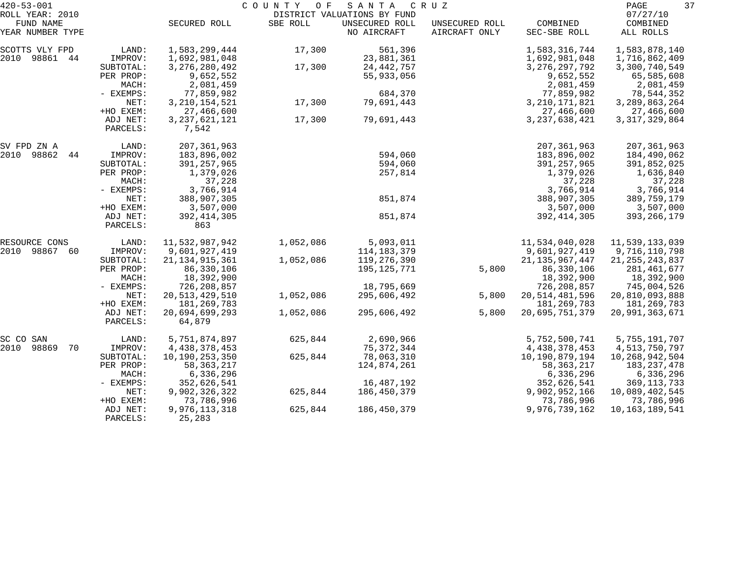420-53-001 COUNTY OF SANTA CRUZ

ROLL YEAR: 2010 DISTRICT VALUATIONS BY FUND 07/27/10

| FUND NAME YEAR NUMBER TYPE | | SECURED ROLL | SBE ROLL | UNSECURED ROLL NO AIRCRAFT | UNSECURED ROLL AIRCRAFT ONLY | COMBINED SEC-SBE ROLL | COMBINED ALL ROLLS |
|---|---|---|---|---|---|---|---|
| SCOTTS VLY FPD | LAND: | 1,583,299,444 | 17,300 | 561,396 | | 1,583,316,744 | 1,583,878,140 |
| 2010 98861 44 | IMPROV: | 1,692,981,048 | | 23,881,361 | | 1,692,981,048 | 1,716,862,409 |
| | SUBTOTAL: | 3,276,280,492 | 17,300 | 24,442,757 | | 3,276,297,792 | 3,300,740,549 |
| | PER PROP: | 9,652,552 | | 55,933,056 | | 9,652,552 | 65,585,608 |
| | MACH: | 2,081,459 | | | | 2,081,459 | 2,081,459 |
| | - EXEMPS: | 77,859,982 | | 684,370 | | 77,859,982 | 78,544,352 |
| | NET: | 3,210,154,521 | 17,300 | 79,691,443 | | 3,210,171,821 | 3,289,863,264 |
| | +HO EXEM: | 27,466,600 | | | | 27,466,600 | 27,466,600 |
| | ADJ NET: | 3,237,621,121 | 17,300 | 79,691,443 | | 3,237,638,421 | 3,317,329,864 |
| | PARCELS: | 7,542 | | | | | |
| SV FPD ZN A | LAND: | 207,361,963 | | | | 207,361,963 | 207,361,963 |
| 2010 98862 44 | IMPROV: | 183,896,002 | | 594,060 | | 183,896,002 | 184,490,062 |
| | SUBTOTAL: | 391,257,965 | | 594,060 | | 391,257,965 | 391,852,025 |
| | PER PROP: | 1,379,026 | | 257,814 | | 1,379,026 | 1,636,840 |
| | MACH: | 37,228 | | | | 37,228 | 37,228 |
| | - EXEMPS: | 3,766,914 | | | | 3,766,914 | 3,766,914 |
| | NET: | 388,907,305 | | 851,874 | | 388,907,305 | 389,759,179 |
| | +HO EXEM: | 3,507,000 | | | | 3,507,000 | 3,507,000 |
| | ADJ NET: | 392,414,305 | | 851,874 | | 392,414,305 | 393,266,179 |
| | PARCELS: | 863 | | | | | |
| RESOURCE CONS | LAND: | 11,532,987,942 | 1,052,086 | 5,093,011 | | 11,534,040,028 | 11,539,133,039 |
| 2010 98867 60 | IMPROV: | 9,601,927,419 | | 114,183,379 | | 9,601,927,419 | 9,716,110,798 |
| | SUBTOTAL: | 21,134,915,361 | 1,052,086 | 119,276,390 | | 21,135,967,447 | 21,255,243,837 |
| | PER PROP: | 86,330,106 | | 195,125,771 | 5,800 | 86,330,106 | 281,461,677 |
| | MACH: | 18,392,900 | | | | 18,392,900 | 18,392,900 |
| | - EXEMPS: | 726,208,857 | | 18,795,669 | | 726,208,857 | 745,004,526 |
| | NET: | 20,513,429,510 | 1,052,086 | 295,606,492 | 5,800 | 20,514,481,596 | 20,810,093,888 |
| | +HO EXEM: | 181,269,783 | | | | 181,269,783 | 181,269,783 |
| | ADJ NET: | 20,694,699,293 | 1,052,086 | 295,606,492 | 5,800 | 20,695,751,379 | 20,991,363,671 |
| | PARCELS: | 64,879 | | | | | |
| SC CO SAN | LAND: | 5,751,874,897 | 625,844 | 2,690,966 | | 5,752,500,741 | 5,755,191,707 |
| 2010 98869 70 | IMPROV: | 4,438,378,453 | | 75,372,344 | | 4,438,378,453 | 4,513,750,797 |
| | SUBTOTAL: | 10,190,253,350 | 625,844 | 78,063,310 | | 10,190,879,194 | 10,268,942,504 |
| | PER PROP: | 58,363,217 | | 124,874,261 | | 58,363,217 | 183,237,478 |
| | MACH: | 6,336,296 | | | | 6,336,296 | 6,336,296 |
| | - EXEMPS: | 352,626,541 | | 16,487,192 | | 352,626,541 | 369,113,733 |
| | NET: | 9,902,326,322 | 625,844 | 186,450,379 | | 9,902,952,166 | 10,089,402,545 |
| | +HO EXEM: | 73,786,996 | | | | 73,786,996 | 73,786,996 |
| | ADJ NET: | 9,976,113,318 | 625,844 | 186,450,379 | | 9,976,739,162 | 10,163,189,541 |
| | PARCELS: | 25,283 | | | | | |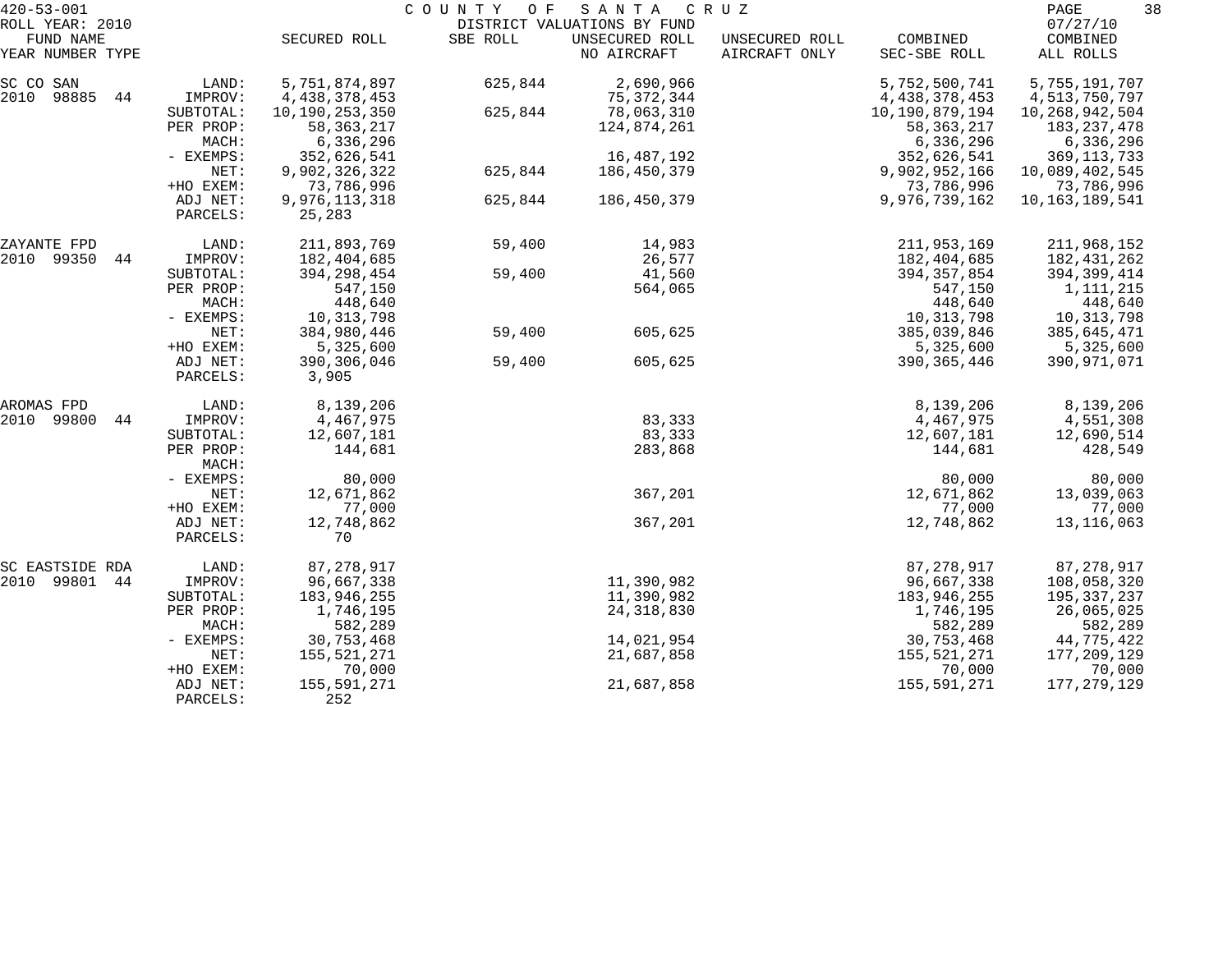420-53-001 COUNTY OF SANTA CRUZ
ROLL YEAR: 2010 DISTRICT VALUATIONS BY FUND 07/27/10

| FUND NAME YEAR NUMBER TYPE | | SECURED ROLL | SBE ROLL | UNSECURED ROLL NO AIRCRAFT | UNSECURED ROLL AIRCRAFT ONLY | COMBINED SEC-SBE ROLL | COMBINED ALL ROLLS |
|---|---|---|---|---|---|---|---|
| SC CO SAN | LAND: | 5,751,874,897 | 625,844 | 2,690,966 | | 5,752,500,741 | 5,755,191,707 |
| 2010 98885 44 | IMPROV: | 4,438,378,453 | | 75,372,344 | | 4,438,378,453 | 4,513,750,797 |
| | SUBTOTAL: | 10,190,253,350 | 625,844 | 78,063,310 | | 10,190,879,194 | 10,268,942,504 |
| | PER PROP: | 58,363,217 | | 124,874,261 | | 58,363,217 | 183,237,478 |
| | MACH: | 6,336,296 | | | | 6,336,296 | 6,336,296 |
| | - EXEMPS: | 352,626,541 | | 16,487,192 | | 352,626,541 | 369,113,733 |
| | NET: | 9,902,326,322 | 625,844 | 186,450,379 | | 9,902,952,166 | 10,089,402,545 |
| | +HO EXEM: | 73,786,996 | | | | 73,786,996 | 73,786,996 |
| | ADJ NET: | 9,976,113,318 | 625,844 | 186,450,379 | | 9,976,739,162 | 10,163,189,541 |
| | PARCELS: | 25,283 | | | | | |
| ZAYANTE FPD | LAND: | 211,893,769 | 59,400 | 14,983 | | 211,953,169 | 211,968,152 |
| 2010 99350 44 | IMPROV: | 182,404,685 | | 26,577 | | 182,404,685 | 182,431,262 |
| | SUBTOTAL: | 394,298,454 | 59,400 | 41,560 | | 394,357,854 | 394,399,414 |
| | PER PROP: | 547,150 | | 564,065 | | 547,150 | 1,111,215 |
| | MACH: | 448,640 | | | | 448,640 | 448,640 |
| | - EXEMPS: | 10,313,798 | | | | 10,313,798 | 10,313,798 |
| | NET: | 384,980,446 | 59,400 | 605,625 | | 385,039,846 | 385,645,471 |
| | +HO EXEM: | 5,325,600 | | | | 5,325,600 | 5,325,600 |
| | ADJ NET: | 390,306,046 | 59,400 | 605,625 | | 390,365,446 | 390,971,071 |
| | PARCELS: | 3,905 | | | | | |
| AROMAS FPD | LAND: | 8,139,206 | | | | 8,139,206 | 8,139,206 |
| 2010 99800 44 | IMPROV: | 4,467,975 | | 83,333 | | 4,467,975 | 4,551,308 |
| | SUBTOTAL: | 12,607,181 | | 83,333 | | 12,607,181 | 12,690,514 |
| | PER PROP: | 144,681 | | 283,868 | | 144,681 | 428,549 |
| | MACH: | | | | | | |
| | - EXEMPS: | 80,000 | | | | 80,000 | 80,000 |
| | NET: | 12,671,862 | | 367,201 | | 12,671,862 | 13,039,063 |
| | +HO EXEM: | 77,000 | | | | 77,000 | 77,000 |
| | ADJ NET: | 12,748,862 | | 367,201 | | 12,748,862 | 13,116,063 |
| | PARCELS: | 70 | | | | | |
| SC EASTSIDE RDA | LAND: | 87,278,917 | | | | 87,278,917 | 87,278,917 |
| 2010 99801 44 | IMPROV: | 96,667,338 | | 11,390,982 | | 96,667,338 | 108,058,320 |
| | SUBTOTAL: | 183,946,255 | | 11,390,982 | | 183,946,255 | 195,337,237 |
| | PER PROP: | 1,746,195 | | 24,318,830 | | 1,746,195 | 26,065,025 |
| | MACH: | 582,289 | | | | 582,289 | 582,289 |
| | - EXEMPS: | 30,753,468 | | 14,021,954 | | 30,753,468 | 44,775,422 |
| | NET: | 155,521,271 | | 21,687,858 | | 155,521,271 | 177,209,129 |
| | +HO EXEM: | 70,000 | | | | 70,000 | 70,000 |
| | ADJ NET: | 155,591,271 | | 21,687,858 | | 155,591,271 | 177,279,129 |
| | PARCELS: | 252 | | | | | |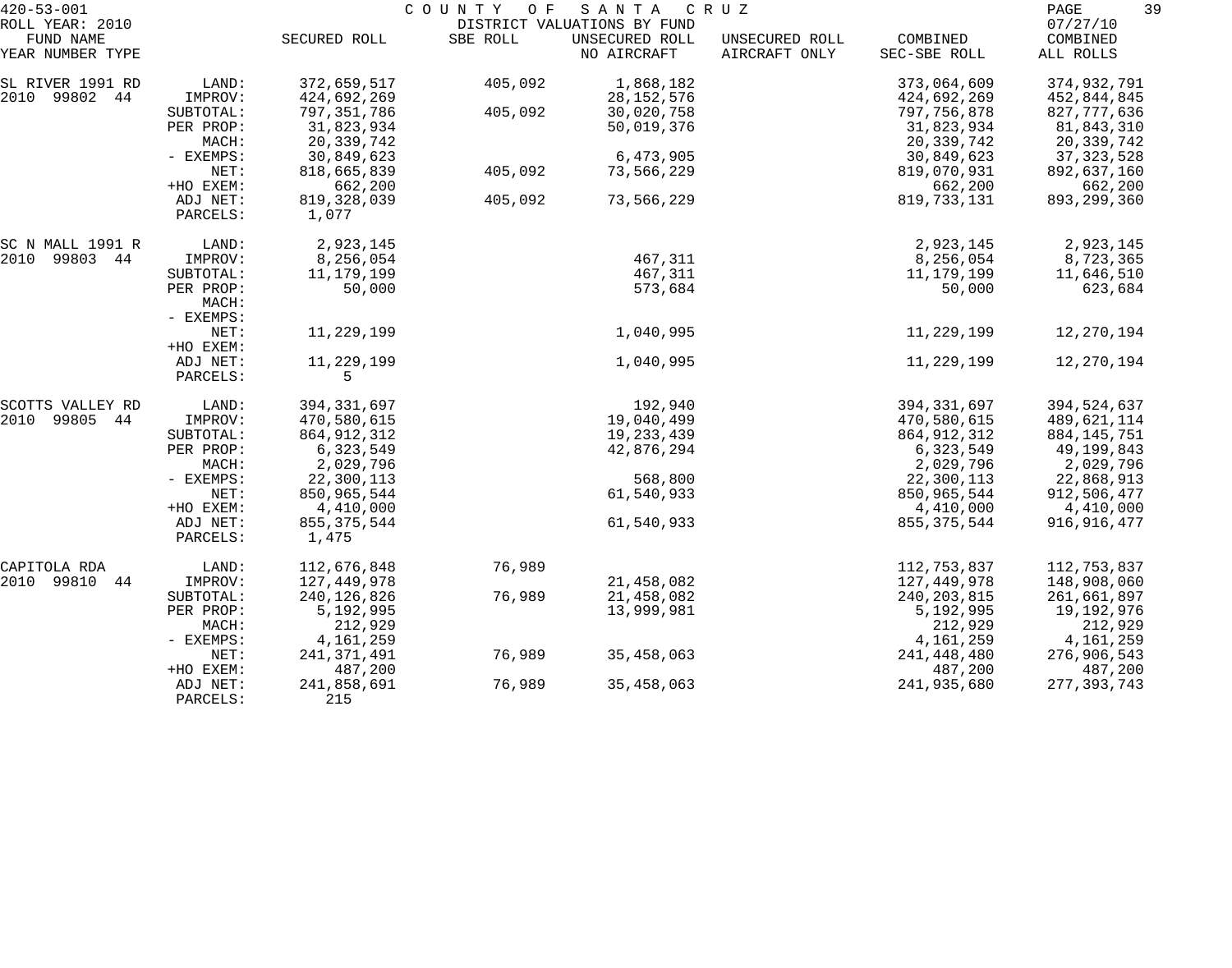420-53-001 COUNTY OF SANTA CRUZ
ROLL YEAR: 2010 DISTRICT VALUATIONS BY FUND 07/27/10

| FUND NAME YEAR NUMBER TYPE | | SECURED ROLL | SBE ROLL | UNSECURED ROLL NO AIRCRAFT | UNSECURED ROLL AIRCRAFT ONLY | COMBINED SEC-SBE ROLL | COMBINED ALL ROLLS |
|---|---|---|---|---|---|---|---|
| SL RIVER 1991 RD | LAND: | 372,659,517 | 405,092 | 1,868,182 | | 373,064,609 | 374,932,791 |
| 2010 99802 44 | IMPROV: | 424,692,269 | | 28,152,576 | | 424,692,269 | 452,844,845 |
| | SUBTOTAL: | 797,351,786 | 405,092 | 30,020,758 | | 797,756,878 | 827,777,636 |
| | PER PROP: | 31,823,934 | | 50,019,376 | | 31,823,934 | 81,843,310 |
| | MACH: | 20,339,742 | | | | 20,339,742 | 20,339,742 |
| | - EXEMPS: | 30,849,623 | | 6,473,905 | | 30,849,623 | 37,323,528 |
| | NET: | 818,665,839 | 405,092 | 73,566,229 | | 819,070,931 | 892,637,160 |
| | +HO EXEM: | 662,200 | | | | 662,200 | 662,200 |
| | ADJ NET: | 819,328,039 | 405,092 | 73,566,229 | | 819,733,131 | 893,299,360 |
| | PARCELS: | 1,077 | | | | | |
| SC N MALL 1991 R | LAND: | 2,923,145 | | | | 2,923,145 | 2,923,145 |
| 2010 99803 44 | IMPROV: | 8,256,054 | | 467,311 | | 8,256,054 | 8,723,365 |
| | SUBTOTAL: | 11,179,199 | | 467,311 | | 11,179,199 | 11,646,510 |
| | PER PROP: | 50,000 | | 573,684 | | 50,000 | 623,684 |
| | MACH: | | | | | | |
| | - EXEMPS: | | | | | | |
| | NET: | 11,229,199 | | 1,040,995 | | 11,229,199 | 12,270,194 |
| | +HO EXEM: | | | | | | |
| | ADJ NET: | 11,229,199 | | 1,040,995 | | 11,229,199 | 12,270,194 |
| | PARCELS: | 5 | | | | | |
| SCOTTS VALLEY RD | LAND: | 394,331,697 | | 192,940 | | 394,331,697 | 394,524,637 |
| 2010 99805 44 | IMPROV: | 470,580,615 | | 19,040,499 | | 470,580,615 | 489,621,114 |
| | SUBTOTAL: | 864,912,312 | | 19,233,439 | | 864,912,312 | 884,145,751 |
| | PER PROP: | 6,323,549 | | 42,876,294 | | 6,323,549 | 49,199,843 |
| | MACH: | 2,029,796 | | | | 2,029,796 | 2,029,796 |
| | - EXEMPS: | 22,300,113 | | 568,800 | | 22,300,113 | 22,868,913 |
| | NET: | 850,965,544 | | 61,540,933 | | 850,965,544 | 912,506,477 |
| | +HO EXEM: | 4,410,000 | | | | 4,410,000 | 4,410,000 |
| | ADJ NET: | 855,375,544 | | 61,540,933 | | 855,375,544 | 916,916,477 |
| | PARCELS: | 1,475 | | | | | |
| CAPITOLA RDA | LAND: | 112,676,848 | 76,989 | | | 112,753,837 | 112,753,837 |
| 2010 99810 44 | IMPROV: | 127,449,978 | | 21,458,082 | | 127,449,978 | 148,908,060 |
| | SUBTOTAL: | 240,126,826 | 76,989 | 21,458,082 | | 240,203,815 | 261,661,897 |
| | PER PROP: | 5,192,995 | | 13,999,981 | | 5,192,995 | 19,192,976 |
| | MACH: | 212,929 | | | | 212,929 | 212,929 |
| | - EXEMPS: | 4,161,259 | | | | 4,161,259 | 4,161,259 |
| | NET: | 241,371,491 | 76,989 | 35,458,063 | | 241,448,480 | 276,906,543 |
| | +HO EXEM: | 487,200 | | | | 487,200 | 487,200 |
| | ADJ NET: | 241,858,691 | 76,989 | 35,458,063 | | 241,935,680 | 277,393,743 |
| | PARCELS: | 215 | | | | | |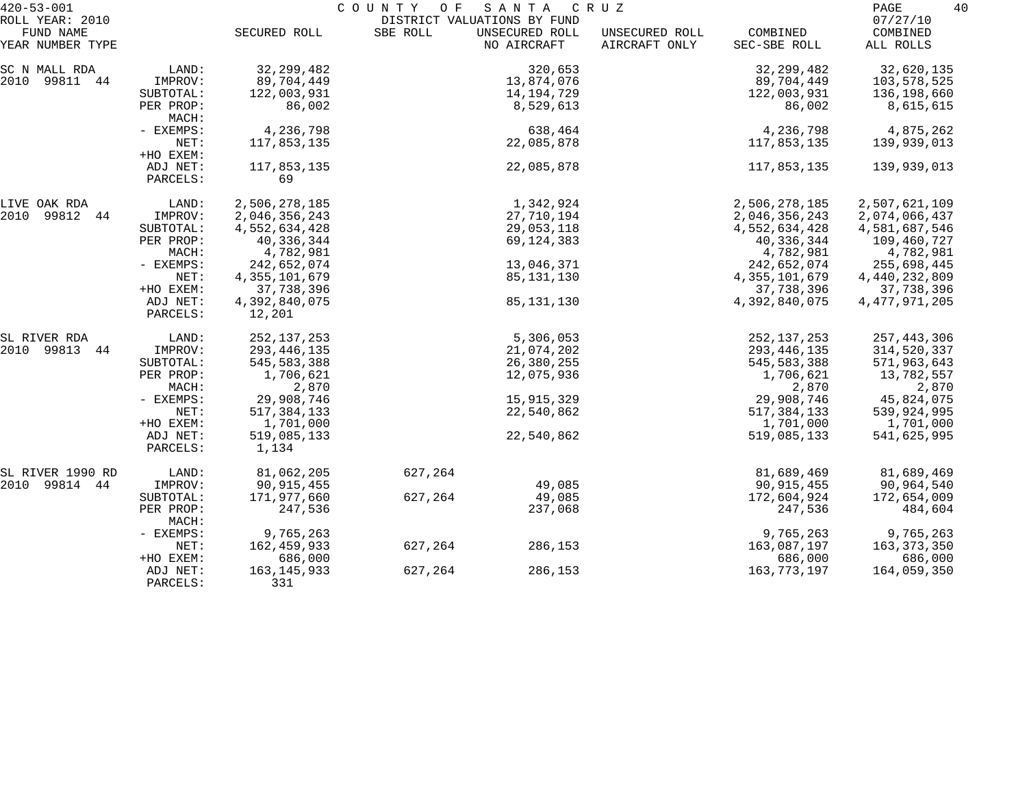420-53-001 COUNTY OF SANTA CRUZ

ROLL YEAR: 2010 DISTRICT VALUATIONS BY FUND 07/27/10

| FUND NAME YEAR NUMBER TYPE | | SECURED ROLL | SBE ROLL | UNSECURED ROLL NO AIRCRAFT | UNSECURED ROLL AIRCRAFT ONLY | COMBINED SEC-SBE ROLL | COMBINED ALL ROLLS |
|---|---|---|---|---|---|---|---|
| SC N MALL RDA | LAND: | 32,299,482 | | 320,653 | | 32,299,482 | 32,620,135 |
| 2010 99811 44 | IMPROV: | 89,704,449 | | 13,874,076 | | 89,704,449 | 103,578,525 |
| | SUBTOTAL: | 122,003,931 | | 14,194,729 | | 122,003,931 | 136,198,660 |
| | PER PROP: | 86,002 | | 8,529,613 | | 86,002 | 8,615,615 |
| | MACH: | | | | | | |
| | - EXEMPS: | 4,236,798 | | 638,464 | | 4,236,798 | 4,875,262 |
| | NET: | 117,853,135 | | 22,085,878 | | 117,853,135 | 139,939,013 |
| | +HO EXEM: | | | | | | |
| | ADJ NET: | 117,853,135 | | 22,085,878 | | 117,853,135 | 139,939,013 |
| | PARCELS: | 69 | | | | | |
| LIVE OAK RDA | LAND: | 2,506,278,185 | | 1,342,924 | | 2,506,278,185 | 2,507,621,109 |
| 2010 99812 44 | IMPROV: | 2,046,356,243 | | 27,710,194 | | 2,046,356,243 | 2,074,066,437 |
| | SUBTOTAL: | 4,552,634,428 | | 29,053,118 | | 4,552,634,428 | 4,581,687,546 |
| | PER PROP: | 40,336,344 | | 69,124,383 | | 40,336,344 | 109,460,727 |
| | MACH: | 4,782,981 | | | | 4,782,981 | 4,782,981 |
| | - EXEMPS: | 242,652,074 | | 13,046,371 | | 242,652,074 | 255,698,445 |
| | NET: | 4,355,101,679 | | 85,131,130 | | 4,355,101,679 | 4,440,232,809 |
| | +HO EXEM: | 37,738,396 | | | | 37,738,396 | 37,738,396 |
| | ADJ NET: | 4,392,840,075 | | 85,131,130 | | 4,392,840,075 | 4,477,971,205 |
| | PARCELS: | 12,201 | | | | | |
| SL RIVER RDA | LAND: | 252,137,253 | | 5,306,053 | | 252,137,253 | 257,443,306 |
| 2010 99813 44 | IMPROV: | 293,446,135 | | 21,074,202 | | 293,446,135 | 314,520,337 |
| | SUBTOTAL: | 545,583,388 | | 26,380,255 | | 545,583,388 | 571,963,643 |
| | PER PROP: | 1,706,621 | | 12,075,936 | | 1,706,621 | 13,782,557 |
| | MACH: | 2,870 | | | | 2,870 | 2,870 |
| | - EXEMPS: | 29,908,746 | | 15,915,329 | | 29,908,746 | 45,824,075 |
| | NET: | 517,384,133 | | 22,540,862 | | 517,384,133 | 539,924,995 |
| | +HO EXEM: | 1,701,000 | | | | 1,701,000 | 1,701,000 |
| | ADJ NET: | 519,085,133 | | 22,540,862 | | 519,085,133 | 541,625,995 |
| | PARCELS: | 1,134 | | | | | |
| SL RIVER 1990 RD | LAND: | 81,062,205 | 627,264 | | | 81,689,469 | 81,689,469 |
| 2010 99814 44 | IMPROV: | 90,915,455 | | 49,085 | | 90,915,455 | 90,964,540 |
| | SUBTOTAL: | 171,977,660 | 627,264 | 49,085 | | 172,604,924 | 172,654,009 |
| | PER PROP: | 247,536 | | 237,068 | | 247,536 | 484,604 |
| | MACH: | | | | | | |
| | - EXEMPS: | 9,765,263 | | | | 9,765,263 | 9,765,263 |
| | NET: | 162,459,933 | 627,264 | 286,153 | | 163,087,197 | 163,373,350 |
| | +HO EXEM: | 686,000 | | | | 686,000 | 686,000 |
| | ADJ NET: | 163,145,933 | 627,264 | 286,153 | | 163,773,197 | 164,059,350 |
| | PARCELS: | 331 | | | | | |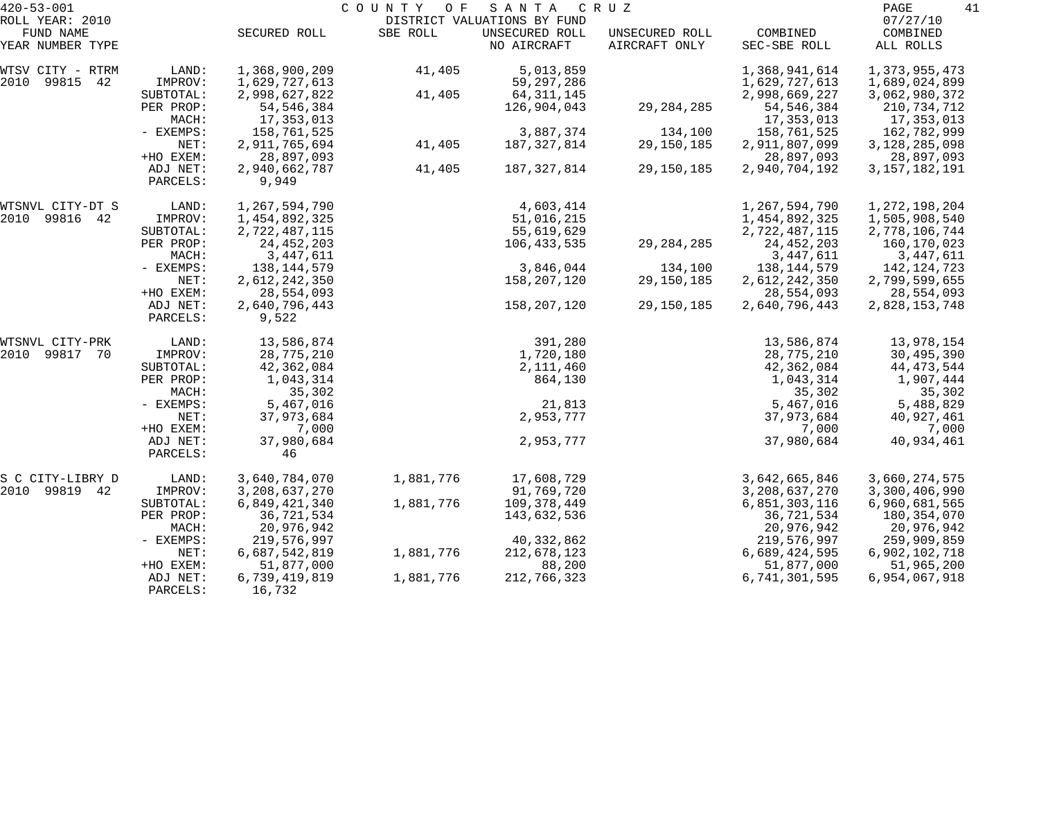420-53-001 COUNTY OF SANTA CRUZ

ROLL YEAR: 2010 DISTRICT VALUATIONS BY FUND 07/27/10

| FUND NAME YEAR NUMBER TYPE | | SECURED ROLL | SBE ROLL | UNSECURED ROLL NO AIRCRAFT | UNSECURED ROLL AIRCRAFT ONLY | COMBINED SEC-SBE ROLL | COMBINED ALL ROLLS |
|---|---|---|---|---|---|---|---|
| WTSV CITY - RTRM | LAND: | 1,368,900,209 | 41,405 | 5,013,859 | | 1,368,941,614 | 1,373,955,473 |
| 2010 99815 42 | IMPROV: | 1,629,727,613 | | 59,297,286 | | 1,629,727,613 | 1,689,024,899 |
| | SUBTOTAL: | 2,998,627,822 | 41,405 | 64,311,145 | | 2,998,669,227 | 3,062,980,372 |
| | PER PROP: | 54,546,384 | | 126,904,043 | 29,284,285 | 54,546,384 | 210,734,712 |
| | MACH: | 17,353,013 | | | | 17,353,013 | 17,353,013 |
| | - EXEMPS: | 158,761,525 | | 3,887,374 | 134,100 | 158,761,525 | 162,782,999 |
| | NET: | 2,911,765,694 | 41,405 | 187,327,814 | 29,150,185 | 2,911,807,099 | 3,128,285,098 |
| | +HO EXEM: | 28,897,093 | | | | 28,897,093 | 28,897,093 |
| | ADJ NET: | 2,940,662,787 | 41,405 | 187,327,814 | 29,150,185 | 2,940,704,192 | 3,157,182,191 |
| | PARCELS: | 9,949 | | | | | |
| WTSNVL CITY-DT S | LAND: | 1,267,594,790 | | 4,603,414 | | 1,267,594,790 | 1,272,198,204 |
| 2010 99816 42 | IMPROV: | 1,454,892,325 | | 51,016,215 | | 1,454,892,325 | 1,505,908,540 |
| | SUBTOTAL: | 2,722,487,115 | | 55,619,629 | | 2,722,487,115 | 2,778,106,744 |
| | PER PROP: | 24,452,203 | | 106,433,535 | 29,284,285 | 24,452,203 | 160,170,023 |
| | MACH: | 3,447,611 | | | | 3,447,611 | 3,447,611 |
| | - EXEMPS: | 138,144,579 | | 3,846,044 | 134,100 | 138,144,579 | 142,124,723 |
| | NET: | 2,612,242,350 | | 158,207,120 | 29,150,185 | 2,612,242,350 | 2,799,599,655 |
| | +HO EXEM: | 28,554,093 | | | | 28,554,093 | 28,554,093 |
| | ADJ NET: | 2,640,796,443 | | 158,207,120 | 29,150,185 | 2,640,796,443 | 2,828,153,748 |
| | PARCELS: | 9,522 | | | | | |
| WTSNVL CITY-PRK | LAND: | 13,586,874 | | 391,280 | | 13,586,874 | 13,978,154 |
| 2010 99817 70 | IMPROV: | 28,775,210 | | 1,720,180 | | 28,775,210 | 30,495,390 |
| | SUBTOTAL: | 42,362,084 | | 2,111,460 | | 42,362,084 | 44,473,544 |
| | PER PROP: | 1,043,314 | | 864,130 | | 1,043,314 | 1,907,444 |
| | MACH: | 35,302 | | | | 35,302 | 35,302 |
| | - EXEMPS: | 5,467,016 | | 21,813 | | 5,467,016 | 5,488,829 |
| | NET: | 37,973,684 | | 2,953,777 | | 37,973,684 | 40,927,461 |
| | +HO EXEM: | 7,000 | | | | 7,000 | 7,000 |
| | ADJ NET: | 37,980,684 | | 2,953,777 | | 37,980,684 | 40,934,461 |
| | PARCELS: | 46 | | | | | |
| S C CITY-LIBRY D | LAND: | 3,640,784,070 | 1,881,776 | 17,608,729 | | 3,642,665,846 | 3,660,274,575 |
| 2010 99819 42 | IMPROV: | 3,208,637,270 | | 91,769,720 | | 3,208,637,270 | 3,300,406,990 |
| | SUBTOTAL: | 6,849,421,340 | 1,881,776 | 109,378,449 | | 6,851,303,116 | 6,960,681,565 |
| | PER PROP: | 36,721,534 | | 143,632,536 | | 36,721,534 | 180,354,070 |
| | MACH: | 20,976,942 | | | | 20,976,942 | 20,976,942 |
| | - EXEMPS: | 219,576,997 | | 40,332,862 | | 219,576,997 | 259,909,859 |
| | NET: | 6,687,542,819 | 1,881,776 | 212,678,123 | | 6,689,424,595 | 6,902,102,718 |
| | +HO EXEM: | 51,877,000 | | 88,200 | | 51,877,000 | 51,965,200 |
| | ADJ NET: | 6,739,419,819 | 1,881,776 | 212,766,323 | | 6,741,301,595 | 6,954,067,918 |
| | PARCELS: | 16,732 | | | | | |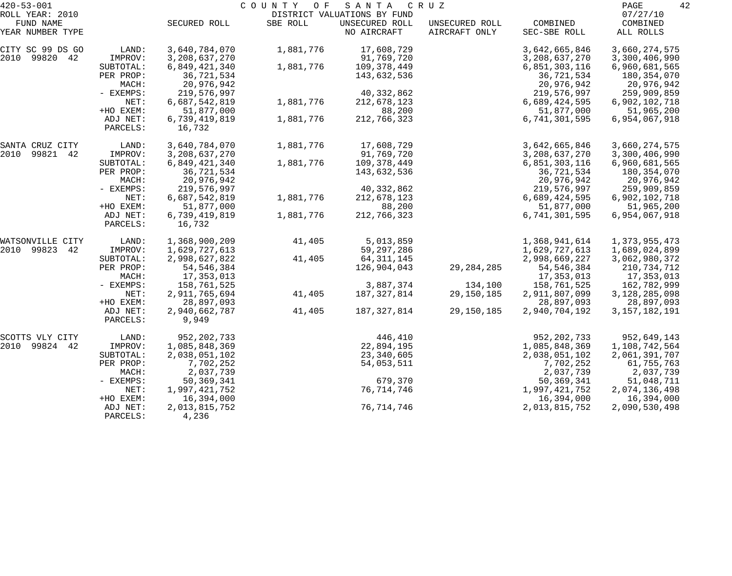420-53-001 COUNTY OF SANTA CRUZ
ROLL YEAR: 2010 DISTRICT VALUATIONS BY FUND 07/27/10

| FUND NAME YEAR NUMBER TYPE | | SECURED ROLL | SBE ROLL | UNSECURED ROLL NO AIRCRAFT | UNSECURED ROLL AIRCRAFT ONLY | COMBINED SEC-SBE ROLL | COMBINED ALL ROLLS |
|---|---|---|---|---|---|---|---|
| CITY SC 99 DS GO | LAND: | 3,640,784,070 | 1,881,776 | 17,608,729 | | 3,642,665,846 | 3,660,274,575 |
| 2010 99820 42 | IMPROV: | 3,208,637,270 | | 91,769,720 | | 3,208,637,270 | 3,300,406,990 |
| | SUBTOTAL: | 6,849,421,340 | 1,881,776 | 109,378,449 | | 6,851,303,116 | 6,960,681,565 |
| | PER PROP: | 36,721,534 | | 143,632,536 | | 36,721,534 | 180,354,070 |
| | MACH: | 20,976,942 | | | | 20,976,942 | 20,976,942 |
| | - EXEMPS: | 219,576,997 | | 40,332,862 | | 219,576,997 | 259,909,859 |
| | NET: | 6,687,542,819 | 1,881,776 | 212,678,123 | | 6,689,424,595 | 6,902,102,718 |
| | +HO EXEM: | 51,877,000 | | 88,200 | | 51,877,000 | 51,965,200 |
| | ADJ NET: | 6,739,419,819 | 1,881,776 | 212,766,323 | | 6,741,301,595 | 6,954,067,918 |
| | PARCELS: | 16,732 | | | | | |
| SANTA CRUZ CITY | LAND: | 3,640,784,070 | 1,881,776 | 17,608,729 | | 3,642,665,846 | 3,660,274,575 |
| 2010 99821 42 | IMPROV: | 3,208,637,270 | | 91,769,720 | | 3,208,637,270 | 3,300,406,990 |
| | SUBTOTAL: | 6,849,421,340 | 1,881,776 | 109,378,449 | | 6,851,303,116 | 6,960,681,565 |
| | PER PROP: | 36,721,534 | | 143,632,536 | | 36,721,534 | 180,354,070 |
| | MACH: | 20,976,942 | | | | 20,976,942 | 20,976,942 |
| | - EXEMPS: | 219,576,997 | | 40,332,862 | | 219,576,997 | 259,909,859 |
| | NET: | 6,687,542,819 | 1,881,776 | 212,678,123 | | 6,689,424,595 | 6,902,102,718 |
| | +HO EXEM: | 51,877,000 | | 88,200 | | 51,877,000 | 51,965,200 |
| | ADJ NET: | 6,739,419,819 | 1,881,776 | 212,766,323 | | 6,741,301,595 | 6,954,067,918 |
| | PARCELS: | 16,732 | | | | | |
| WATSONVILLE CITY | LAND: | 1,368,900,209 | 41,405 | 5,013,859 | | 1,368,941,614 | 1,373,955,473 |
| 2010 99823 42 | IMPROV: | 1,629,727,613 | | 59,297,286 | | 1,629,727,613 | 1,689,024,899 |
| | SUBTOTAL: | 2,998,627,822 | 41,405 | 64,311,145 | | 2,998,669,227 | 3,062,980,372 |
| | PER PROP: | 54,546,384 | | 126,904,043 | 29,284,285 | 54,546,384 | 210,734,712 |
| | MACH: | 17,353,013 | | | | 17,353,013 | 17,353,013 |
| | - EXEMPS: | 158,761,525 | | 3,887,374 | 134,100 | 158,761,525 | 162,782,999 |
| | NET: | 2,911,765,694 | 41,405 | 187,327,814 | 29,150,185 | 2,911,807,099 | 3,128,285,098 |
| | +HO EXEM: | 28,897,093 | | | | 28,897,093 | 28,897,093 |
| | ADJ NET: | 2,940,662,787 | 41,405 | 187,327,814 | 29,150,185 | 2,940,704,192 | 3,157,182,191 |
| | PARCELS: | 9,949 | | | | | |
| SCOTTS VLY CITY | LAND: | 952,202,733 | | 446,410 | | 952,202,733 | 952,649,143 |
| 2010 99824 42 | IMPROV: | 1,085,848,369 | | 22,894,195 | | 1,085,848,369 | 1,108,742,564 |
| | SUBTOTAL: | 2,038,051,102 | | 23,340,605 | | 2,038,051,102 | 2,061,391,707 |
| | PER PROP: | 7,702,252 | | 54,053,511 | | 7,702,252 | 61,755,763 |
| | MACH: | 2,037,739 | | | | 2,037,739 | 2,037,739 |
| | - EXEMPS: | 50,369,341 | | 679,370 | | 50,369,341 | 51,048,711 |
| | NET: | 1,997,421,752 | | 76,714,746 | | 1,997,421,752 | 2,074,136,498 |
| | +HO EXEM: | 16,394,000 | | | | 16,394,000 | 16,394,000 |
| | ADJ NET: | 2,013,815,752 | | 76,714,746 | | 2,013,815,752 | 2,090,530,498 |
| | PARCELS: | 4,236 | | | | | |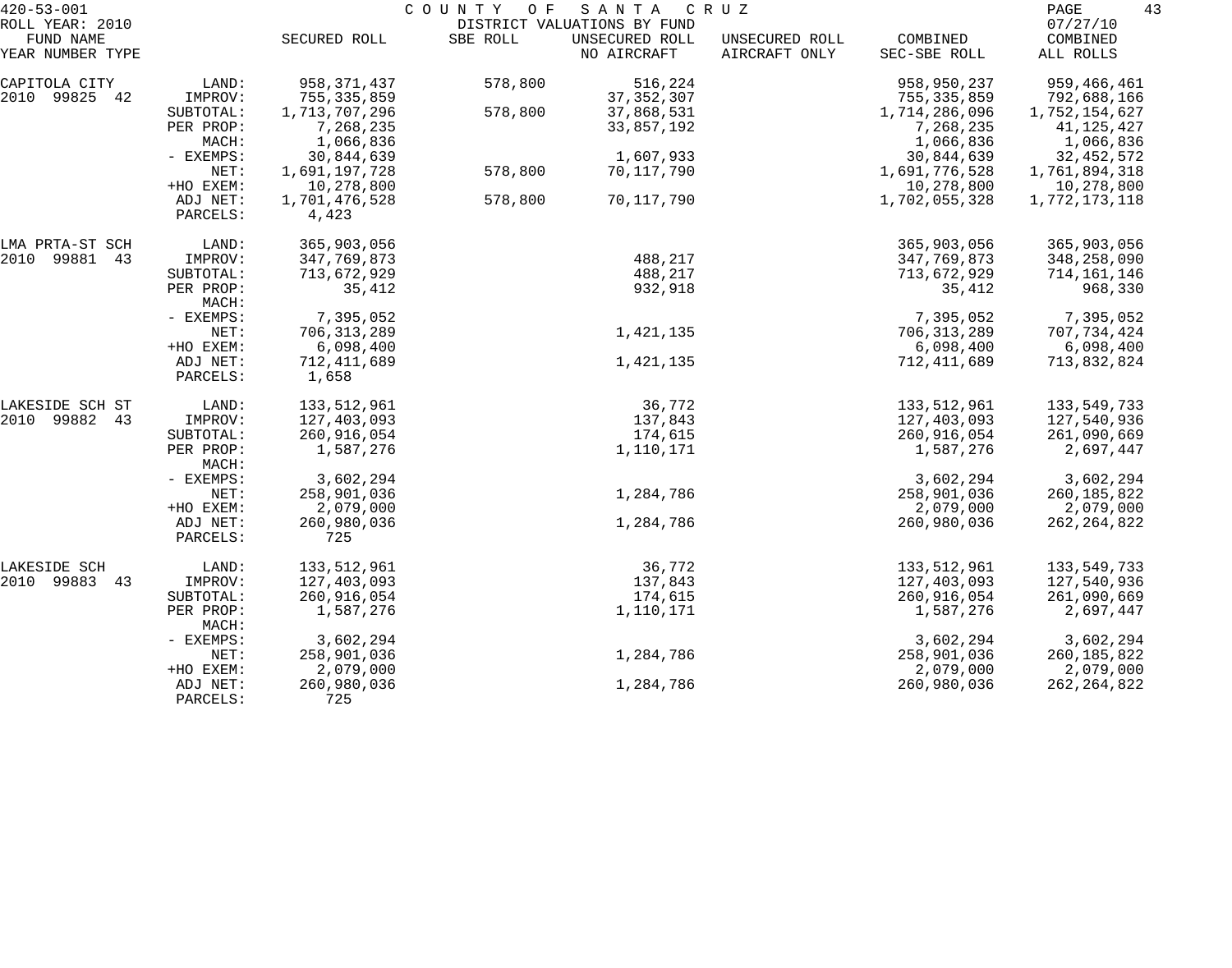420-53-001 COUNTY OF SANTA CRUZ
ROLL YEAR: 2010 DISTRICT VALUATIONS BY FUND 07/27/10

| FUND NAME YEAR NUMBER TYPE | | SECURED ROLL | SBE ROLL | UNSECURED ROLL NO AIRCRAFT | UNSECURED ROLL AIRCRAFT ONLY | COMBINED SEC-SBE ROLL | COMBINED ALL ROLLS |
|---|---|---|---|---|---|---|---|
| CAPITOLA CITY | LAND: | 958,371,437 | 578,800 | 516,224 | | 958,950,237 | 959,466,461 |
| 2010 99825 42 | IMPROV: | 755,335,859 | | 37,352,307 | | 755,335,859 | 792,688,166 |
| | SUBTOTAL: | 1,713,707,296 | 578,800 | 37,868,531 | | 1,714,286,096 | 1,752,154,627 |
| | PER PROP: | 7,268,235 | | 33,857,192 | | 7,268,235 | 41,125,427 |
| | MACH: | 1,066,836 | | | | 1,066,836 | 1,066,836 |
| | - EXEMPS: | 30,844,639 | | 1,607,933 | | 30,844,639 | 32,452,572 |
| | NET: | 1,691,197,728 | 578,800 | 70,117,790 | | 1,691,776,528 | 1,761,894,318 |
| | +HO EXEM: | 10,278,800 | | | | 10,278,800 | 10,278,800 |
| | ADJ NET: | 1,701,476,528 | 578,800 | 70,117,790 | | 1,702,055,328 | 1,772,173,118 |
| | PARCELS: | 4,423 | | | | | |
| LMA PRTA-ST SCH | LAND: | 365,903,056 | | | | 365,903,056 | 365,903,056 |
| 2010 99881 43 | IMPROV: | 347,769,873 | | 488,217 | | 347,769,873 | 348,258,090 |
| | SUBTOTAL: | 713,672,929 | | 488,217 | | 713,672,929 | 714,161,146 |
| | PER PROP: | 35,412 | | 932,918 | | 35,412 | 968,330 |
| | MACH: | | | | | | |
| | - EXEMPS: | 7,395,052 | | | | 7,395,052 | 7,395,052 |
| | NET: | 706,313,289 | | 1,421,135 | | 706,313,289 | 707,734,424 |
| | +HO EXEM: | 6,098,400 | | | | 6,098,400 | 6,098,400 |
| | ADJ NET: | 712,411,689 | | 1,421,135 | | 712,411,689 | 713,832,824 |
| | PARCELS: | 1,658 | | | | | |
| LAKESIDE SCH ST | LAND: | 133,512,961 | | 36,772 | | 133,512,961 | 133,549,733 |
| 2010 99882 43 | IMPROV: | 127,403,093 | | 137,843 | | 127,403,093 | 127,540,936 |
| | SUBTOTAL: | 260,916,054 | | 174,615 | | 260,916,054 | 261,090,669 |
| | PER PROP: | 1,587,276 | | 1,110,171 | | 1,587,276 | 2,697,447 |
| | MACH: | | | | | | |
| | - EXEMPS: | 3,602,294 | | | | 3,602,294 | 3,602,294 |
| | NET: | 258,901,036 | | 1,284,786 | | 258,901,036 | 260,185,822 |
| | +HO EXEM: | 2,079,000 | | | | 2,079,000 | 2,079,000 |
| | ADJ NET: | 260,980,036 | | 1,284,786 | | 260,980,036 | 262,264,822 |
| | PARCELS: | 725 | | | | | |
| LAKESIDE SCH | LAND: | 133,512,961 | | 36,772 | | 133,512,961 | 133,549,733 |
| 2010 99883 43 | IMPROV: | 127,403,093 | | 137,843 | | 127,403,093 | 127,540,936 |
| | SUBTOTAL: | 260,916,054 | | 174,615 | | 260,916,054 | 261,090,669 |
| | PER PROP: | 1,587,276 | | 1,110,171 | | 1,587,276 | 2,697,447 |
| | MACH: | | | | | | |
| | - EXEMPS: | 3,602,294 | | | | 3,602,294 | 3,602,294 |
| | NET: | 258,901,036 | | 1,284,786 | | 258,901,036 | 260,185,822 |
| | +HO EXEM: | 2,079,000 | | | | 2,079,000 | 2,079,000 |
| | ADJ NET: | 260,980,036 | | 1,284,786 | | 260,980,036 | 262,264,822 |
| | PARCELS: | 725 | | | | | |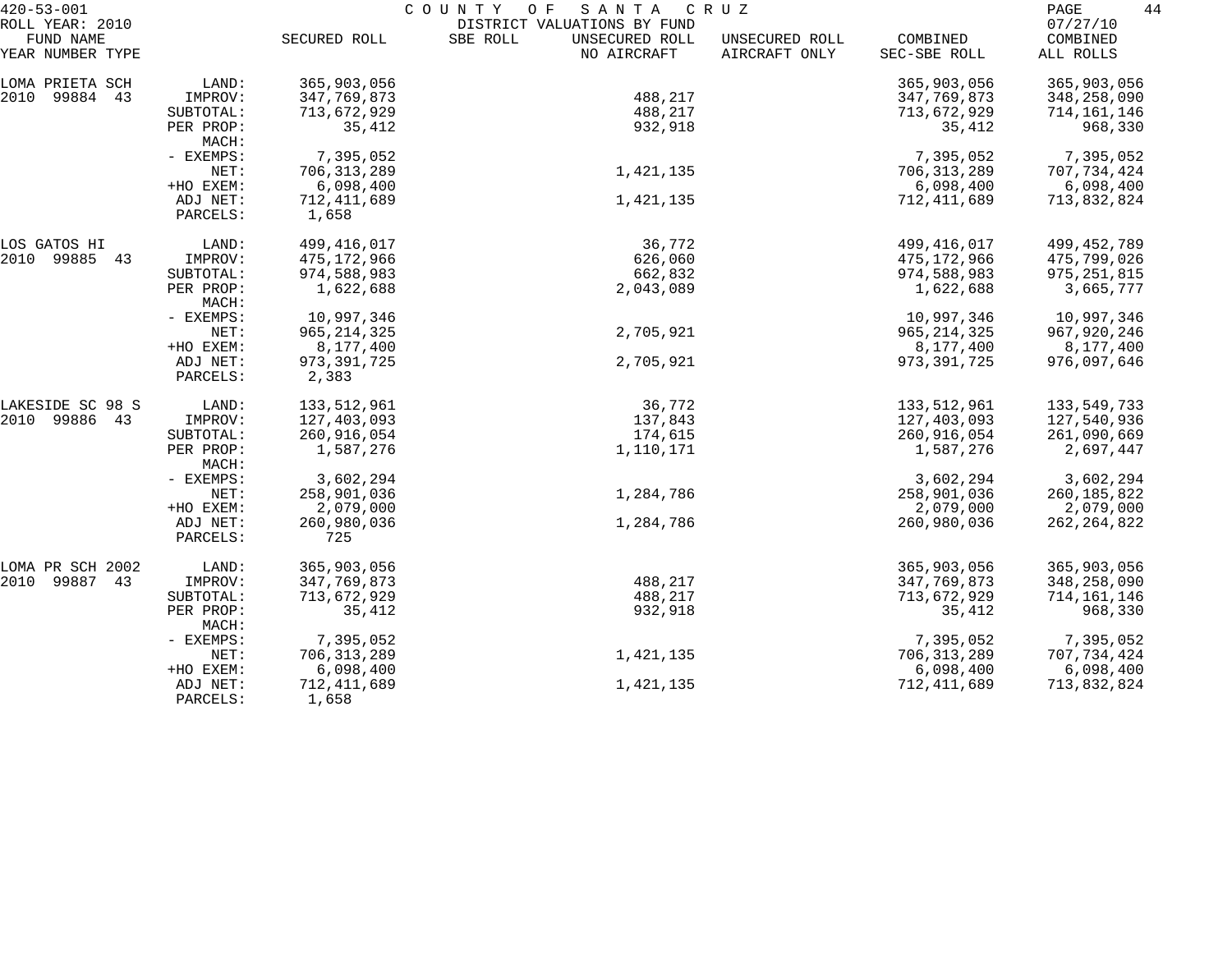420-53-001 COUNTY OF SANTA CRUZ

ROLL YEAR: 2010 DISTRICT VALUATIONS BY FUND 07/27/10

| FUND NAME YEAR NUMBER TYPE | | SECURED ROLL | SBE ROLL | UNSECURED ROLL NO AIRCRAFT | UNSECURED ROLL AIRCRAFT ONLY | COMBINED SEC-SBE ROLL | COMBINED ALL ROLLS |
|---|---|---|---|---|---|---|---|
| LOMA PRIETA SCH | LAND: | 365,903,056 | | | | 365,903,056 | 365,903,056 |
| 2010 99884 43 | IMPROV: | 347,769,873 | | 488,217 | | 347,769,873 | 348,258,090 |
| | SUBTOTAL: | 713,672,929 | | 488,217 | | 713,672,929 | 714,161,146 |
| | PER PROP: | 35,412 | | 932,918 | | 35,412 | 968,330 |
| | MACH: | | | | | | |
| | - EXEMPS: | 7,395,052 | | | | 7,395,052 | 7,395,052 |
| | NET: | 706,313,289 | | 1,421,135 | | 706,313,289 | 707,734,424 |
| | +HO EXEM: | 6,098,400 | | | | 6,098,400 | 6,098,400 |
| | ADJ NET: | 712,411,689 | | 1,421,135 | | 712,411,689 | 713,832,824 |
| | PARCELS: | 1,658 | | | | | |
| LOS GATOS HI | LAND: | 499,416,017 | | 36,772 | | 499,416,017 | 499,452,789 |
| 2010 99885 43 | IMPROV: | 475,172,966 | | 626,060 | | 475,172,966 | 475,799,026 |
| | SUBTOTAL: | 974,588,983 | | 662,832 | | 974,588,983 | 975,251,815 |
| | PER PROP: | 1,622,688 | | 2,043,089 | | 1,622,688 | 3,665,777 |
| | MACH: | | | | | | |
| | - EXEMPS: | 10,997,346 | | | | 10,997,346 | 10,997,346 |
| | NET: | 965,214,325 | | 2,705,921 | | 965,214,325 | 967,920,246 |
| | +HO EXEM: | 8,177,400 | | | | 8,177,400 | 8,177,400 |
| | ADJ NET: | 973,391,725 | | 2,705,921 | | 973,391,725 | 976,097,646 |
| | PARCELS: | 2,383 | | | | | |
| LAKESIDE SC 98 S | LAND: | 133,512,961 | | 36,772 | | 133,512,961 | 133,549,733 |
| 2010 99886 43 | IMPROV: | 127,403,093 | | 137,843 | | 127,403,093 | 127,540,936 |
| | SUBTOTAL: | 260,916,054 | | 174,615 | | 260,916,054 | 261,090,669 |
| | PER PROP: | 1,587,276 | | 1,110,171 | | 1,587,276 | 2,697,447 |
| | MACH: | | | | | | |
| | - EXEMPS: | 3,602,294 | | | | 3,602,294 | 3,602,294 |
| | NET: | 258,901,036 | | 1,284,786 | | 258,901,036 | 260,185,822 |
| | +HO EXEM: | 2,079,000 | | | | 2,079,000 | 2,079,000 |
| | ADJ NET: | 260,980,036 | | 1,284,786 | | 260,980,036 | 262,264,822 |
| | PARCELS: | 725 | | | | | |
| LOMA PR SCH 2002 | LAND: | 365,903,056 | | | | 365,903,056 | 365,903,056 |
| 2010 99887 43 | IMPROV: | 347,769,873 | | 488,217 | | 347,769,873 | 348,258,090 |
| | SUBTOTAL: | 713,672,929 | | 488,217 | | 713,672,929 | 714,161,146 |
| | PER PROP: | 35,412 | | 932,918 | | 35,412 | 968,330 |
| | MACH: | | | | | | |
| | - EXEMPS: | 7,395,052 | | | | 7,395,052 | 7,395,052 |
| | NET: | 706,313,289 | | 1,421,135 | | 706,313,289 | 707,734,424 |
| | +HO EXEM: | 6,098,400 | | | | 6,098,400 | 6,098,400 |
| | ADJ NET: | 712,411,689 | | 1,421,135 | | 712,411,689 | 713,832,824 |
| | PARCELS: | 1,658 | | | | | |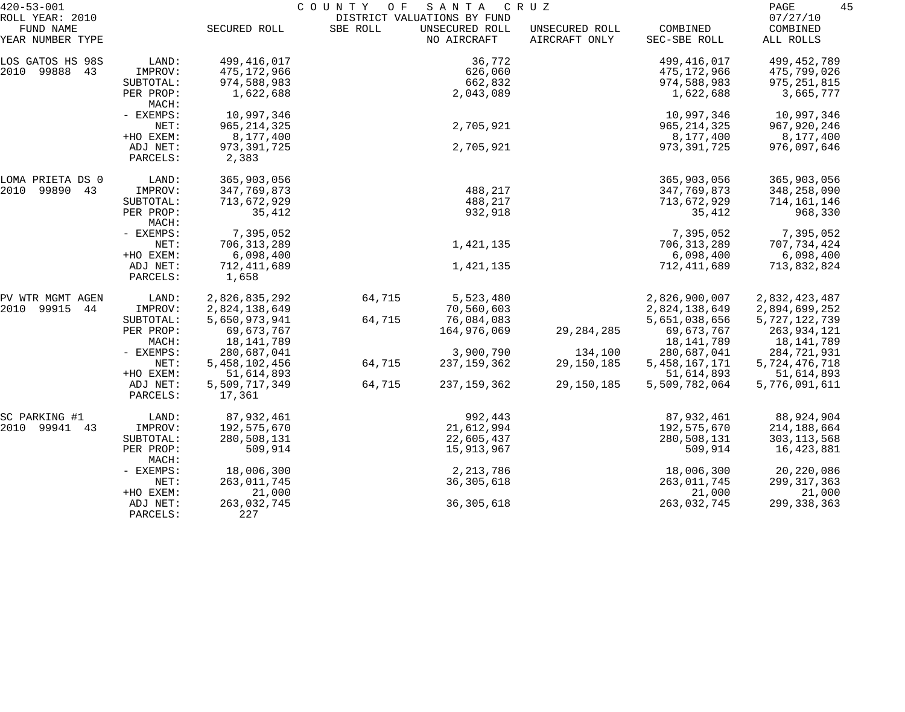420-53-001 COUNTY OF SANTA CRUZ

ROLL YEAR: 2010 DISTRICT VALUATIONS BY FUND 07/27/10

| FUND NAME<br>YEAR NUMBER TYPE | | SECURED ROLL | SBE ROLL | UNSECURED ROLL<br>NO AIRCRAFT | UNSECURED ROLL<br>AIRCRAFT ONLY | COMBINED<br>SEC-SBE ROLL | COMBINED<br>ALL ROLLS |
|---|---|---|---|---|---|---|---|
| LOS GATOS HS 98S | LAND: | 499,416,017 | | 36,772 | | 499,416,017 | 499,452,789 |
| 2010 99888 43 | IMPROV: | 475,172,966 | | 626,060 | | 475,172,966 | 475,799,026 |
| | SUBTOTAL: | 974,588,983 | | 662,832 | | 974,588,983 | 975,251,815 |
| | PER PROP: | 1,622,688 | | 2,043,089 | | 1,622,688 | 3,665,777 |
| | MACH: | | | | | | |
| | - EXEMPS: | 10,997,346 | | | | 10,997,346 | 10,997,346 |
| | NET: | 965,214,325 | | 2,705,921 | | 965,214,325 | 967,920,246 |
| | +HO EXEM: | 8,177,400 | | | | 8,177,400 | 8,177,400 |
| | ADJ NET: | 973,391,725 | | 2,705,921 | | 973,391,725 | 976,097,646 |
| | PARCELS: | 2,383 | | | | | |
| LOMA PRIETA DS 0 | LAND: | 365,903,056 | | | | 365,903,056 | 365,903,056 |
| 2010 99890 43 | IMPROV: | 347,769,873 | | 488,217 | | 347,769,873 | 348,258,090 |
| | SUBTOTAL: | 713,672,929 | | 488,217 | | 713,672,929 | 714,161,146 |
| | PER PROP: | 35,412 | | 932,918 | | 35,412 | 968,330 |
| | MACH: | | | | | | |
| | - EXEMPS: | 7,395,052 | | | | 7,395,052 | 7,395,052 |
| | NET: | 706,313,289 | | 1,421,135 | | 706,313,289 | 707,734,424 |
| | +HO EXEM: | 6,098,400 | | | | 6,098,400 | 6,098,400 |
| | ADJ NET: | 712,411,689 | | 1,421,135 | | 712,411,689 | 713,832,824 |
| | PARCELS: | 1,658 | | | | | |
| PV WTR MGMT AGEN | LAND: | 2,826,835,292 | 64,715 | 5,523,480 | | 2,826,900,007 | 2,832,423,487 |
| 2010 99915 44 | IMPROV: | 2,824,138,649 | | 70,560,603 | | 2,824,138,649 | 2,894,699,252 |
| | SUBTOTAL: | 5,650,973,941 | 64,715 | 76,084,083 | | 5,651,038,656 | 5,727,122,739 |
| | PER PROP: | 69,673,767 | | 164,976,069 | 29,284,285 | 69,673,767 | 263,934,121 |
| | MACH: | 18,141,789 | | | | 18,141,789 | 18,141,789 |
| | - EXEMPS: | 280,687,041 | | 3,900,790 | 134,100 | 280,687,041 | 284,721,931 |
| | NET: | 5,458,102,456 | 64,715 | 237,159,362 | 29,150,185 | 5,458,167,171 | 5,724,476,718 |
| | +HO EXEM: | 51,614,893 | | | | 51,614,893 | 51,614,893 |
| | ADJ NET: | 5,509,717,349 | 64,715 | 237,159,362 | 29,150,185 | 5,509,782,064 | 5,776,091,611 |
| | PARCELS: | 17,361 | | | | | |
| SC PARKING #1 | LAND: | 87,932,461 | | 992,443 | | 87,932,461 | 88,924,904 |
| 2010 99941 43 | IMPROV: | 192,575,670 | | 21,612,994 | | 192,575,670 | 214,188,664 |
| | SUBTOTAL: | 280,508,131 | | 22,605,437 | | 280,508,131 | 303,113,568 |
| | PER PROP: | 509,914 | | 15,913,967 | | 509,914 | 16,423,881 |
| | MACH: | | | | | | |
| | - EXEMPS: | 18,006,300 | | 2,213,786 | | 18,006,300 | 20,220,086 |
| | NET: | 263,011,745 | | 36,305,618 | | 263,011,745 | 299,317,363 |
| | +HO EXEM: | 21,000 | | | | 21,000 | 21,000 |
| | ADJ NET: | 263,032,745 | | 36,305,618 | | 263,032,745 | 299,338,363 |
| | PARCELS: | 227 | | | | | |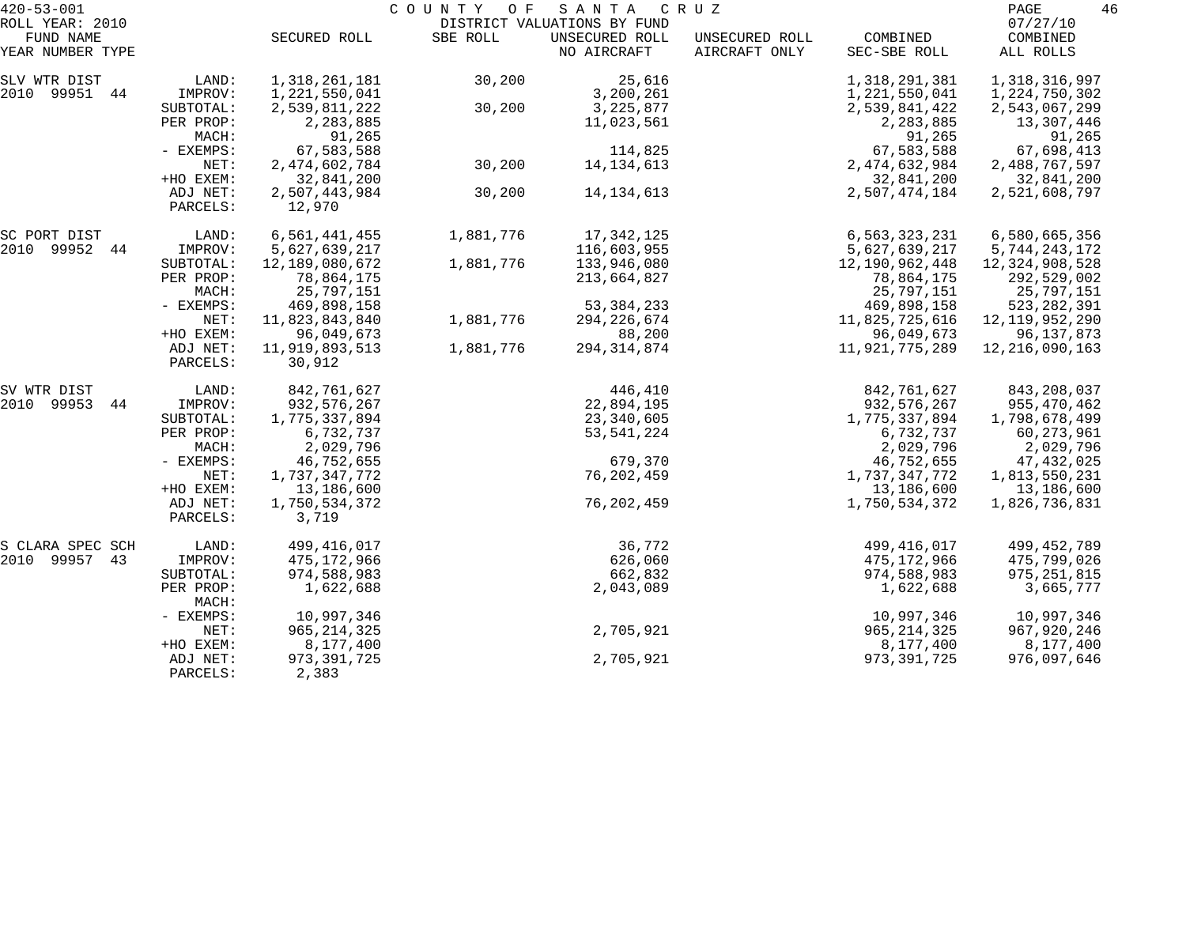420-53-001 COUNTY OF SANTA CRUZ

ROLL YEAR: 2010 DISTRICT VALUATIONS BY FUND 07/27/10

| FUND NAME YEAR NUMBER TYPE | | SECURED ROLL | SBE ROLL | UNSECURED ROLL NO AIRCRAFT | UNSECURED ROLL AIRCRAFT ONLY | COMBINED SEC-SBE ROLL | COMBINED ALL ROLLS |
|---|---|---|---|---|---|---|---|
| SLV WTR DIST | LAND: | 1,318,261,181 | 30,200 | 25,616 | | 1,318,291,381 | 1,318,316,997 |
| 2010 99951 44 | IMPROV: | 1,221,550,041 | | 3,200,261 | | 1,221,550,041 | 1,224,750,302 |
| | SUBTOTAL: | 2,539,811,222 | 30,200 | 3,225,877 | | 2,539,841,422 | 2,543,067,299 |
| | PER PROP: | 2,283,885 | | 11,023,561 | | 2,283,885 | 13,307,446 |
| | MACH: | 91,265 | | | | 91,265 | 91,265 |
| | - EXEMPS: | 67,583,588 | | 114,825 | | 67,583,588 | 67,698,413 |
| | NET: | 2,474,602,784 | 30,200 | 14,134,613 | | 2,474,632,984 | 2,488,767,597 |
| | +HO EXEM: | 32,841,200 | | | | 32,841,200 | 32,841,200 |
| | ADJ NET: | 2,507,443,984 | 30,200 | 14,134,613 | | 2,507,474,184 | 2,521,608,797 |
| | PARCELS: | 12,970 | | | | | |
| SC PORT DIST | LAND: | 6,561,441,455 | 1,881,776 | 17,342,125 | | 6,563,323,231 | 6,580,665,356 |
| 2010 99952 44 | IMPROV: | 5,627,639,217 | | 116,603,955 | | 5,627,639,217 | 5,744,243,172 |
| | SUBTOTAL: | 12,189,080,672 | 1,881,776 | 133,946,080 | | 12,190,962,448 | 12,324,908,528 |
| | PER PROP: | 78,864,175 | | 213,664,827 | | 78,864,175 | 292,529,002 |
| | MACH: | 25,797,151 | | | | 25,797,151 | 25,797,151 |
| | - EXEMPS: | 469,898,158 | | 53,384,233 | | 469,898,158 | 523,282,391 |
| | NET: | 11,823,843,840 | 1,881,776 | 294,226,674 | | 11,825,725,616 | 12,119,952,290 |
| | +HO EXEM: | 96,049,673 | | 88,200 | | 96,049,673 | 96,137,873 |
| | ADJ NET: | 11,919,893,513 | 1,881,776 | 294,314,874 | | 11,921,775,289 | 12,216,090,163 |
| | PARCELS: | 30,912 | | | | | |
| SV WTR DIST | LAND: | 842,761,627 | | 446,410 | | 842,761,627 | 843,208,037 |
| 2010 99953 44 | IMPROV: | 932,576,267 | | 22,894,195 | | 932,576,267 | 955,470,462 |
| | SUBTOTAL: | 1,775,337,894 | | 23,340,605 | | 1,775,337,894 | 1,798,678,499 |
| | PER PROP: | 6,732,737 | | 53,541,224 | | 6,732,737 | 60,273,961 |
| | MACH: | 2,029,796 | | | | 2,029,796 | 2,029,796 |
| | - EXEMPS: | 46,752,655 | | 679,370 | | 46,752,655 | 47,432,025 |
| | NET: | 1,737,347,772 | | 76,202,459 | | 1,737,347,772 | 1,813,550,231 |
| | +HO EXEM: | 13,186,600 | | | | 13,186,600 | 13,186,600 |
| | ADJ NET: | 1,750,534,372 | | 76,202,459 | | 1,750,534,372 | 1,826,736,831 |
| | PARCELS: | 3,719 | | | | | |
| S CLARA SPEC SCH | LAND: | 499,416,017 | | 36,772 | | 499,416,017 | 499,452,789 |
| 2010 99957 43 | IMPROV: | 475,172,966 | | 626,060 | | 475,172,966 | 475,799,026 |
| | SUBTOTAL: | 974,588,983 | | 662,832 | | 974,588,983 | 975,251,815 |
| | PER PROP: | 1,622,688 | | 2,043,089 | | 1,622,688 | 3,665,777 |
| | MACH: | | | | | | |
| | - EXEMPS: | 10,997,346 | | | | 10,997,346 | 10,997,346 |
| | NET: | 965,214,325 | | 2,705,921 | | 965,214,325 | 967,920,246 |
| | +HO EXEM: | 8,177,400 | | | | 8,177,400 | 8,177,400 |
| | ADJ NET: | 973,391,725 | | 2,705,921 | | 973,391,725 | 976,097,646 |
| | PARCELS: | 2,383 | | | | | |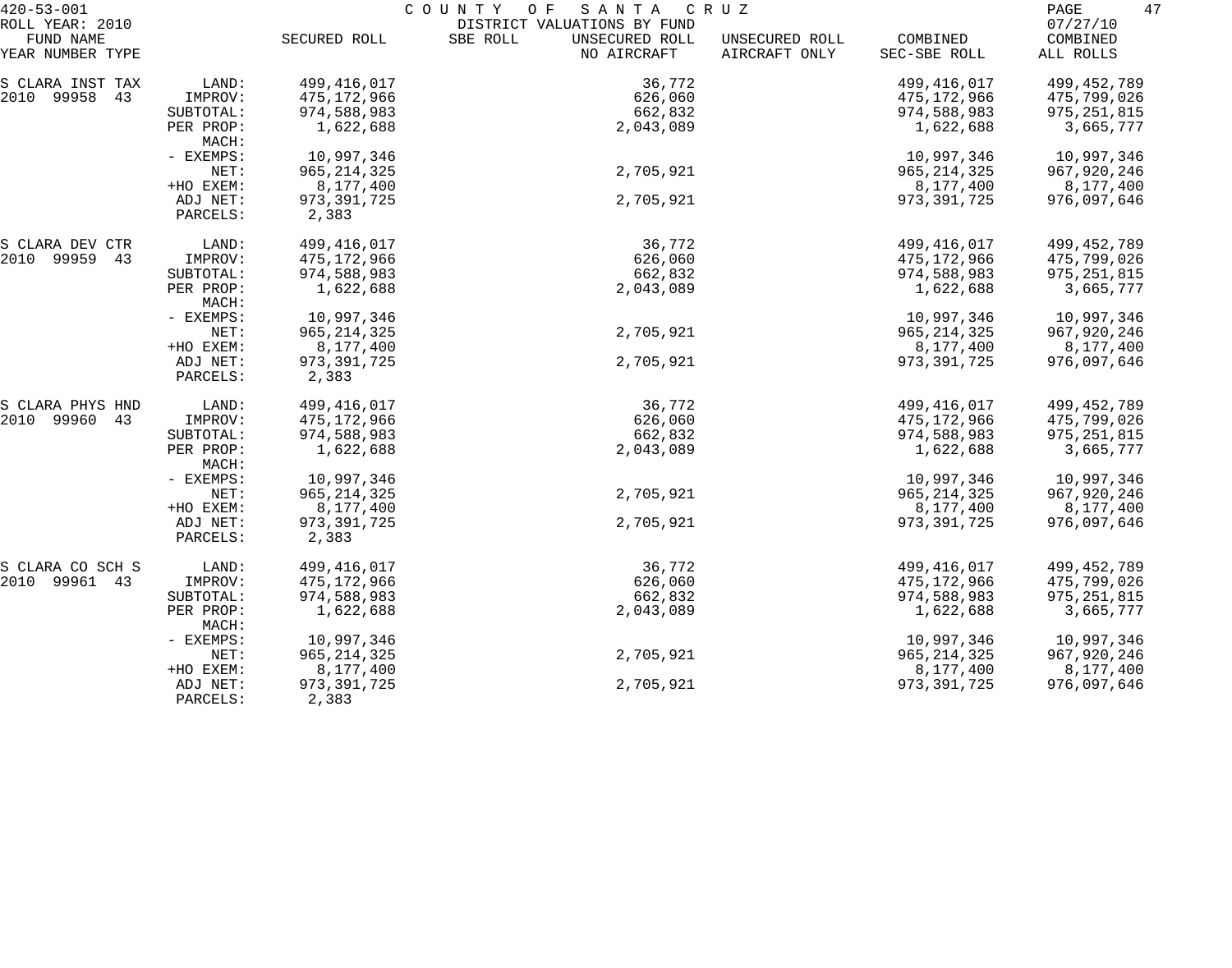420-53-001 COUNTY OF SANTA CRUZ

ROLL YEAR: 2010 DISTRICT VALUATIONS BY FUND 07/27/10

| FUND NAME YEAR NUMBER TYPE | | SECURED ROLL | SBE ROLL | UNSECURED ROLL NO AIRCRAFT | UNSECURED ROLL AIRCRAFT ONLY | COMBINED SEC-SBE ROLL | COMBINED ALL ROLLS |
|---|---|---|---|---|---|---|---|
| S CLARA INST TAX | LAND: | 499,416,017 | | 36,772 | | 499,416,017 | 499,452,789 |
| 2010 99958 43 | IMPROV: | 475,172,966 | | 626,060 | | 475,172,966 | 475,799,026 |
| | SUBTOTAL: | 974,588,983 | | 662,832 | | 974,588,983 | 975,251,815 |
| | PER PROP: | 1,622,688 | | 2,043,089 | | 1,622,688 | 3,665,777 |
| | MACH: | | | | | | |
| | - EXEMPS: | 10,997,346 | | | | 10,997,346 | 10,997,346 |
| | NET: | 965,214,325 | | 2,705,921 | | 965,214,325 | 967,920,246 |
| | +HO EXEM: | 8,177,400 | | | | 8,177,400 | 8,177,400 |
| | ADJ NET: | 973,391,725 | | 2,705,921 | | 973,391,725 | 976,097,646 |
| | PARCELS: | 2,383 | | | | | |
| S CLARA DEV CTR | LAND: | 499,416,017 | | 36,772 | | 499,416,017 | 499,452,789 |
| 2010 99959 43 | IMPROV: | 475,172,966 | | 626,060 | | 475,172,966 | 475,799,026 |
| | SUBTOTAL: | 974,588,983 | | 662,832 | | 974,588,983 | 975,251,815 |
| | PER PROP: | 1,622,688 | | 2,043,089 | | 1,622,688 | 3,665,777 |
| | MACH: | | | | | | |
| | - EXEMPS: | 10,997,346 | | | | 10,997,346 | 10,997,346 |
| | NET: | 965,214,325 | | 2,705,921 | | 965,214,325 | 967,920,246 |
| | +HO EXEM: | 8,177,400 | | | | 8,177,400 | 8,177,400 |
| | ADJ NET: | 973,391,725 | | 2,705,921 | | 973,391,725 | 976,097,646 |
| | PARCELS: | 2,383 | | | | | |
| S CLARA PHYS HND | LAND: | 499,416,017 | | 36,772 | | 499,416,017 | 499,452,789 |
| 2010 99960 43 | IMPROV: | 475,172,966 | | 626,060 | | 475,172,966 | 475,799,026 |
| | SUBTOTAL: | 974,588,983 | | 662,832 | | 974,588,983 | 975,251,815 |
| | PER PROP: | 1,622,688 | | 2,043,089 | | 1,622,688 | 3,665,777 |
| | MACH: | | | | | | |
| | - EXEMPS: | 10,997,346 | | | | 10,997,346 | 10,997,346 |
| | NET: | 965,214,325 | | 2,705,921 | | 965,214,325 | 967,920,246 |
| | +HO EXEM: | 8,177,400 | | | | 8,177,400 | 8,177,400 |
| | ADJ NET: | 973,391,725 | | 2,705,921 | | 973,391,725 | 976,097,646 |
| | PARCELS: | 2,383 | | | | | |
| S CLARA CO SCH S | LAND: | 499,416,017 | | 36,772 | | 499,416,017 | 499,452,789 |
| 2010 99961 43 | IMPROV: | 475,172,966 | | 626,060 | | 475,172,966 | 475,799,026 |
| | SUBTOTAL: | 974,588,983 | | 662,832 | | 974,588,983 | 975,251,815 |
| | PER PROP: | 1,622,688 | | 2,043,089 | | 1,622,688 | 3,665,777 |
| | MACH: | | | | | | |
| | - EXEMPS: | 10,997,346 | | | | 10,997,346 | 10,997,346 |
| | NET: | 965,214,325 | | 2,705,921 | | 965,214,325 | 967,920,246 |
| | +HO EXEM: | 8,177,400 | | | | 8,177,400 | 8,177,400 |
| | ADJ NET: | 973,391,725 | | 2,705,921 | | 973,391,725 | 976,097,646 |
| | PARCELS: | 2,383 | | | | | |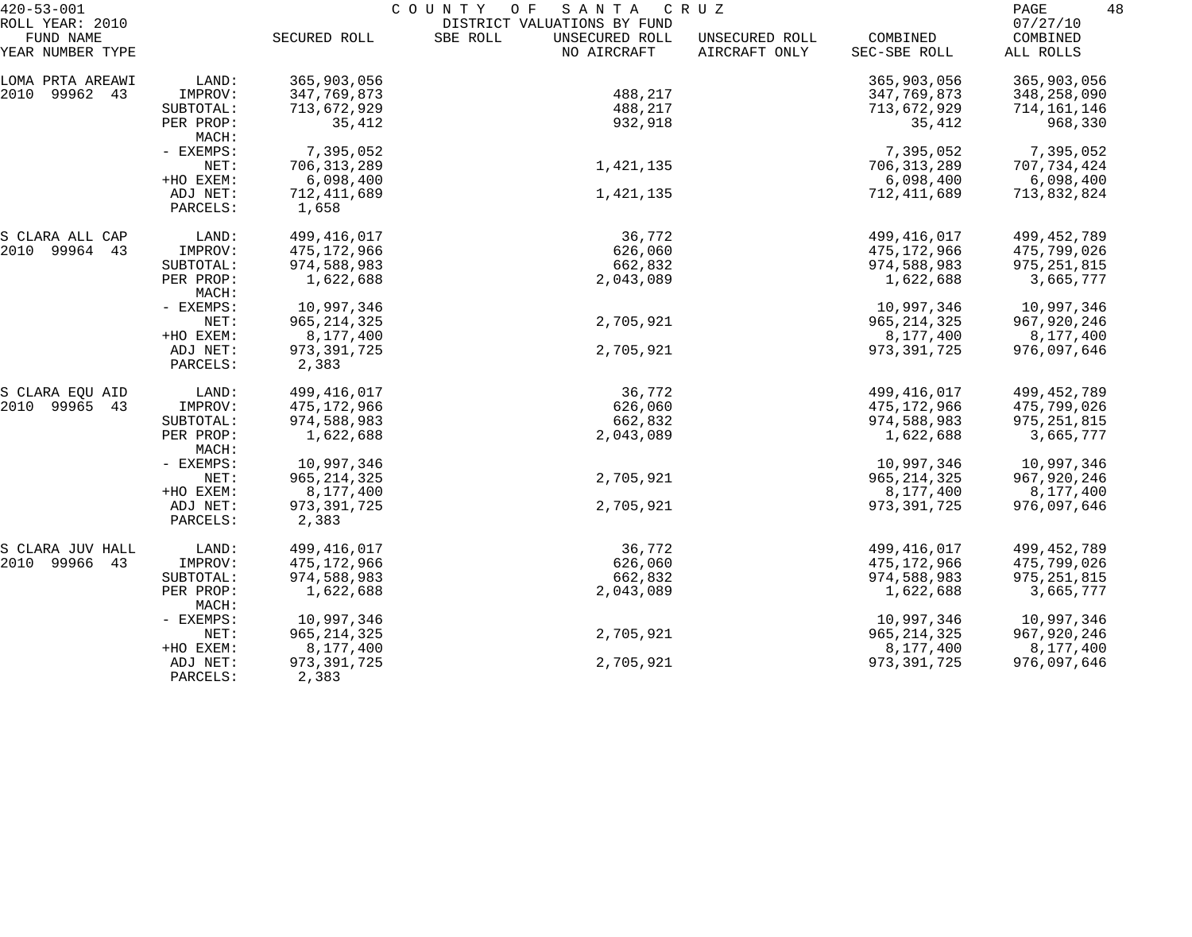420-53-001 COUNTY OF SANTA CRUZ
ROLL YEAR: 2010 DISTRICT VALUATIONS BY FUND 07/27/10

| FUND NAME YEAR NUMBER TYPE | | SECURED ROLL | SBE ROLL | UNSECURED ROLL NO AIRCRAFT | UNSECURED ROLL AIRCRAFT ONLY | COMBINED SEC-SBE ROLL | COMBINED ALL ROLLS |
|---|---|---|---|---|---|---|---|
| LOMA PRTA AREAWI | LAND: | 365,903,056 | | | | 365,903,056 | 365,903,056 |
| 2010 99962 43 | IMPROV: | 347,769,873 | | 488,217 | | 347,769,873 | 348,258,090 |
| | SUBTOTAL: | 713,672,929 | | 488,217 | | 713,672,929 | 714,161,146 |
| | PER PROP: | 35,412 | | 932,918 | | 35,412 | 968,330 |
| | MACH: | | | | | | |
| | - EXEMPS: | 7,395,052 | | | | 7,395,052 | 7,395,052 |
| | NET: | 706,313,289 | | 1,421,135 | | 706,313,289 | 707,734,424 |
| | +HO EXEM: | 6,098,400 | | | | 6,098,400 | 6,098,400 |
| | ADJ NET: | 712,411,689 | | 1,421,135 | | 712,411,689 | 713,832,824 |
| | PARCELS: | 1,658 | | | | | |
| S CLARA ALL CAP | LAND: | 499,416,017 | | 36,772 | | 499,416,017 | 499,452,789 |
| 2010 99964 43 | IMPROV: | 475,172,966 | | 626,060 | | 475,172,966 | 475,799,026 |
| | SUBTOTAL: | 974,588,983 | | 662,832 | | 974,588,983 | 975,251,815 |
| | PER PROP: | 1,622,688 | | 2,043,089 | | 1,622,688 | 3,665,777 |
| | MACH: | | | | | | |
| | - EXEMPS: | 10,997,346 | | | | 10,997,346 | 10,997,346 |
| | NET: | 965,214,325 | | 2,705,921 | | 965,214,325 | 967,920,246 |
| | +HO EXEM: | 8,177,400 | | | | 8,177,400 | 8,177,400 |
| | ADJ NET: | 973,391,725 | | 2,705,921 | | 973,391,725 | 976,097,646 |
| | PARCELS: | 2,383 | | | | | |
| S CLARA EQU AID | LAND: | 499,416,017 | | 36,772 | | 499,416,017 | 499,452,789 |
| 2010 99965 43 | IMPROV: | 475,172,966 | | 626,060 | | 475,172,966 | 475,799,026 |
| | SUBTOTAL: | 974,588,983 | | 662,832 | | 974,588,983 | 975,251,815 |
| | PER PROP: | 1,622,688 | | 2,043,089 | | 1,622,688 | 3,665,777 |
| | MACH: | | | | | | |
| | - EXEMPS: | 10,997,346 | | | | 10,997,346 | 10,997,346 |
| | NET: | 965,214,325 | | 2,705,921 | | 965,214,325 | 967,920,246 |
| | +HO EXEM: | 8,177,400 | | | | 8,177,400 | 8,177,400 |
| | ADJ NET: | 973,391,725 | | 2,705,921 | | 973,391,725 | 976,097,646 |
| | PARCELS: | 2,383 | | | | | |
| S CLARA JUV HALL | LAND: | 499,416,017 | | 36,772 | | 499,416,017 | 499,452,789 |
| 2010 99966 43 | IMPROV: | 475,172,966 | | 626,060 | | 475,172,966 | 475,799,026 |
| | SUBTOTAL: | 974,588,983 | | 662,832 | | 974,588,983 | 975,251,815 |
| | PER PROP: | 1,622,688 | | 2,043,089 | | 1,622,688 | 3,665,777 |
| | MACH: | | | | | | |
| | - EXEMPS: | 10,997,346 | | | | 10,997,346 | 10,997,346 |
| | NET: | 965,214,325 | | 2,705,921 | | 965,214,325 | 967,920,246 |
| | +HO EXEM: | 8,177,400 | | | | 8,177,400 | 8,177,400 |
| | ADJ NET: | 973,391,725 | | 2,705,921 | | 973,391,725 | 976,097,646 |
| | PARCELS: | 2,383 | | | | | |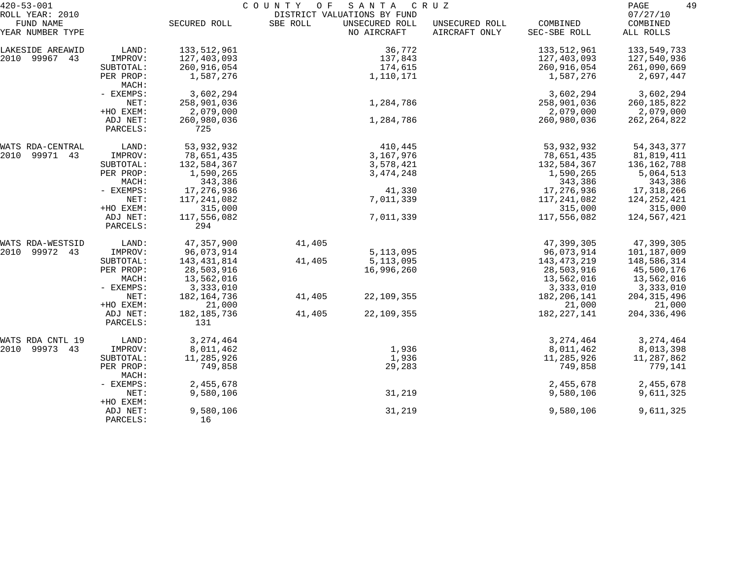420-53-001 COUNTY OF SANTA CRUZ
ROLL YEAR: 2010 DISTRICT VALUATIONS BY FUND 07/27/10

| FUND NAME YEAR NUMBER TYPE | | SECURED ROLL | SBE ROLL | UNSECURED ROLL NO AIRCRAFT | UNSECURED ROLL AIRCRAFT ONLY | COMBINED SEC-SBE ROLL | COMBINED ALL ROLLS |
|---|---|---|---|---|---|---|---|
| LAKESIDE AREAWID | LAND: | 133,512,961 | | 36,772 | | 133,512,961 | 133,549,733 |
| 2010 99967 43 | IMPROV: | 127,403,093 | | 137,843 | | 127,403,093 | 127,540,936 |
| | SUBTOTAL: | 260,916,054 | | 174,615 | | 260,916,054 | 261,090,669 |
| | PER PROP: | 1,587,276 | | 1,110,171 | | 1,587,276 | 2,697,447 |
| | MACH: | | | | | | |
| | - EXEMPS: | 3,602,294 | | | | 3,602,294 | 3,602,294 |
| | NET: | 258,901,036 | | 1,284,786 | | 258,901,036 | 260,185,822 |
| | +HO EXEM: | 2,079,000 | | | | 2,079,000 | 2,079,000 |
| | ADJ NET: | 260,980,036 | | 1,284,786 | | 260,980,036 | 262,264,822 |
| | PARCELS: | 725 | | | | | |
| WATS RDA-CENTRAL | LAND: | 53,932,932 | | 410,445 | | 53,932,932 | 54,343,377 |
| 2010 99971 43 | IMPROV: | 78,651,435 | | 3,167,976 | | 78,651,435 | 81,819,411 |
| | SUBTOTAL: | 132,584,367 | | 3,578,421 | | 132,584,367 | 136,162,788 |
| | PER PROP: | 1,590,265 | | 3,474,248 | | 1,590,265 | 5,064,513 |
| | MACH: | 343,386 | | | | 343,386 | 343,386 |
| | - EXEMPS: | 17,276,936 | | 41,330 | | 17,276,936 | 17,318,266 |
| | NET: | 117,241,082 | | 7,011,339 | | 117,241,082 | 124,252,421 |
| | +HO EXEM: | 315,000 | | | | 315,000 | 315,000 |
| | ADJ NET: | 117,556,082 | | 7,011,339 | | 117,556,082 | 124,567,421 |
| | PARCELS: | 294 | | | | | |
| WATS RDA-WESTSID | LAND: | 47,357,900 | 41,405 | | | 47,399,305 | 47,399,305 |
| 2010 99972 43 | IMPROV: | 96,073,914 | | 5,113,095 | | 96,073,914 | 101,187,009 |
| | SUBTOTAL: | 143,431,814 | 41,405 | 5,113,095 | | 143,473,219 | 148,586,314 |
| | PER PROP: | 28,503,916 | | 16,996,260 | | 28,503,916 | 45,500,176 |
| | MACH: | 13,562,016 | | | | 13,562,016 | 13,562,016 |
| | - EXEMPS: | 3,333,010 | | | | 3,333,010 | 3,333,010 |
| | NET: | 182,164,736 | 41,405 | 22,109,355 | | 182,206,141 | 204,315,496 |
| | +HO EXEM: | 21,000 | | | | 21,000 | 21,000 |
| | ADJ NET: | 182,185,736 | 41,405 | 22,109,355 | | 182,227,141 | 204,336,496 |
| | PARCELS: | 131 | | | | | |
| WATS RDA CNTL 19 | LAND: | 3,274,464 | | | | 3,274,464 | 3,274,464 |
| 2010 99973 43 | IMPROV: | 8,011,462 | | 1,936 | | 8,011,462 | 8,013,398 |
| | SUBTOTAL: | 11,285,926 | | 1,936 | | 11,285,926 | 11,287,862 |
| | PER PROP: | 749,858 | | 29,283 | | 749,858 | 779,141 |
| | MACH: | | | | | | |
| | - EXEMPS: | 2,455,678 | | | | 2,455,678 | 2,455,678 |
| | NET: | 9,580,106 | | 31,219 | | 9,580,106 | 9,611,325 |
| | +HO EXEM: | | | | | | |
| | ADJ NET: | 9,580,106 | | 31,219 | | 9,580,106 | 9,611,325 |
| | PARCELS: | 16 | | | | | |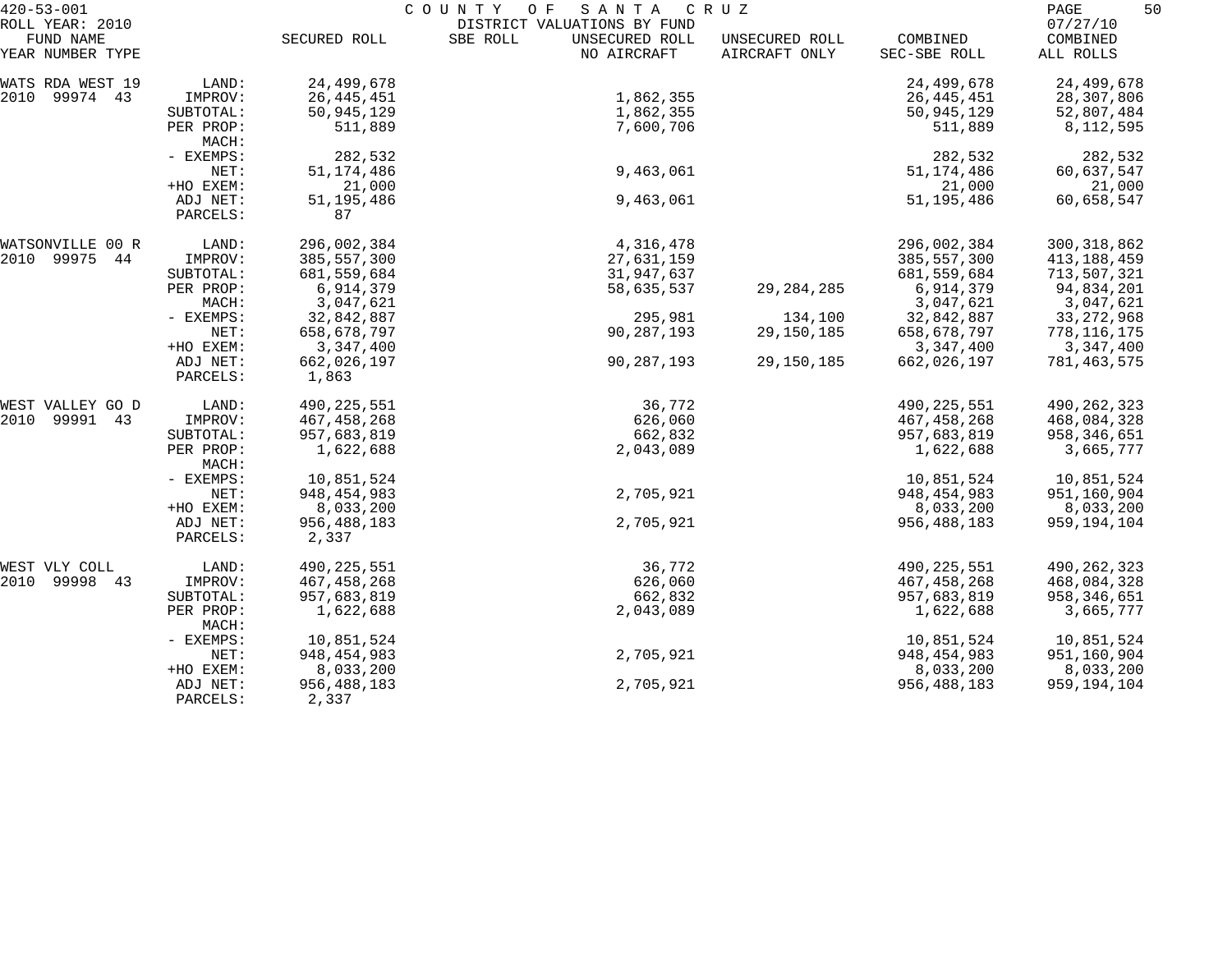420-53-001 COUNTY OF SANTA CRUZ
ROLL YEAR: 2010 DISTRICT VALUATIONS BY FUND 07/27/10

| FUND NAME YEAR NUMBER TYPE | | SECURED ROLL | SBE ROLL | UNSECURED ROLL NO AIRCRAFT | UNSECURED ROLL AIRCRAFT ONLY | COMBINED SEC-SBE ROLL | COMBINED ALL ROLLS |
|---|---|---|---|---|---|---|---|
| WATS RDA WEST 19 | LAND: | 24,499,678 | | | | 24,499,678 | 24,499,678 |
| 2010 99974 43 | IMPROV: | 26,445,451 | | 1,862,355 | | 26,445,451 | 28,307,806 |
| | SUBTOTAL: | 50,945,129 | | 1,862,355 | | 50,945,129 | 52,807,484 |
| | PER PROP: | 511,889 | | 7,600,706 | | 511,889 | 8,112,595 |
| | MACH: | | | | | | |
| | - EXEMPS: | 282,532 | | | | 282,532 | 282,532 |
| | NET: | 51,174,486 | | 9,463,061 | | 51,174,486 | 60,637,547 |
| | +HO EXEM: | 21,000 | | | | 21,000 | 21,000 |
| | ADJ NET: | 51,195,486 | | 9,463,061 | | 51,195,486 | 60,658,547 |
| | PARCELS: | 87 | | | | | |
| WATSONVILLE 00 R | LAND: | 296,002,384 | | 4,316,478 | | 296,002,384 | 300,318,862 |
| 2010 99975 44 | IMPROV: | 385,557,300 | | 27,631,159 | | 385,557,300 | 413,188,459 |
| | SUBTOTAL: | 681,559,684 | | 31,947,637 | | 681,559,684 | 713,507,321 |
| | PER PROP: | 6,914,379 | | 58,635,537 | 29,284,285 | 6,914,379 | 94,834,201 |
| | MACH: | 3,047,621 | | | | 3,047,621 | 3,047,621 |
| | - EXEMPS: | 32,842,887 | | 295,981 | 134,100 | 32,842,887 | 33,272,968 |
| | NET: | 658,678,797 | | 90,287,193 | 29,150,185 | 658,678,797 | 778,116,175 |
| | +HO EXEM: | 3,347,400 | | | | 3,347,400 | 3,347,400 |
| | ADJ NET: | 662,026,197 | | 90,287,193 | 29,150,185 | 662,026,197 | 781,463,575 |
| | PARCELS: | 1,863 | | | | | |
| WEST VALLEY GO D | LAND: | 490,225,551 | | 36,772 | | 490,225,551 | 490,262,323 |
| 2010 99991 43 | IMPROV: | 467,458,268 | | 626,060 | | 467,458,268 | 468,084,328 |
| | SUBTOTAL: | 957,683,819 | | 662,832 | | 957,683,819 | 958,346,651 |
| | PER PROP: | 1,622,688 | | 2,043,089 | | 1,622,688 | 3,665,777 |
| | MACH: | | | | | | |
| | - EXEMPS: | 10,851,524 | | | | 10,851,524 | 10,851,524 |
| | NET: | 948,454,983 | | 2,705,921 | | 948,454,983 | 951,160,904 |
| | +HO EXEM: | 8,033,200 | | | | 8,033,200 | 8,033,200 |
| | ADJ NET: | 956,488,183 | | 2,705,921 | | 956,488,183 | 959,194,104 |
| | PARCELS: | 2,337 | | | | | |
| WEST VLY COLL | LAND: | 490,225,551 | | 36,772 | | 490,225,551 | 490,262,323 |
| 2010 99998 43 | IMPROV: | 467,458,268 | | 626,060 | | 467,458,268 | 468,084,328 |
| | SUBTOTAL: | 957,683,819 | | 662,832 | | 957,683,819 | 958,346,651 |
| | PER PROP: | 1,622,688 | | 2,043,089 | | 1,622,688 | 3,665,777 |
| | MACH: | | | | | | |
| | - EXEMPS: | 10,851,524 | | | | 10,851,524 | 10,851,524 |
| | NET: | 948,454,983 | | 2,705,921 | | 948,454,983 | 951,160,904 |
| | +HO EXEM: | 8,033,200 | | | | 8,033,200 | 8,033,200 |
| | ADJ NET: | 956,488,183 | | 2,705,921 | | 956,488,183 | 959,194,104 |
| | PARCELS: | 2,337 | | | | | |